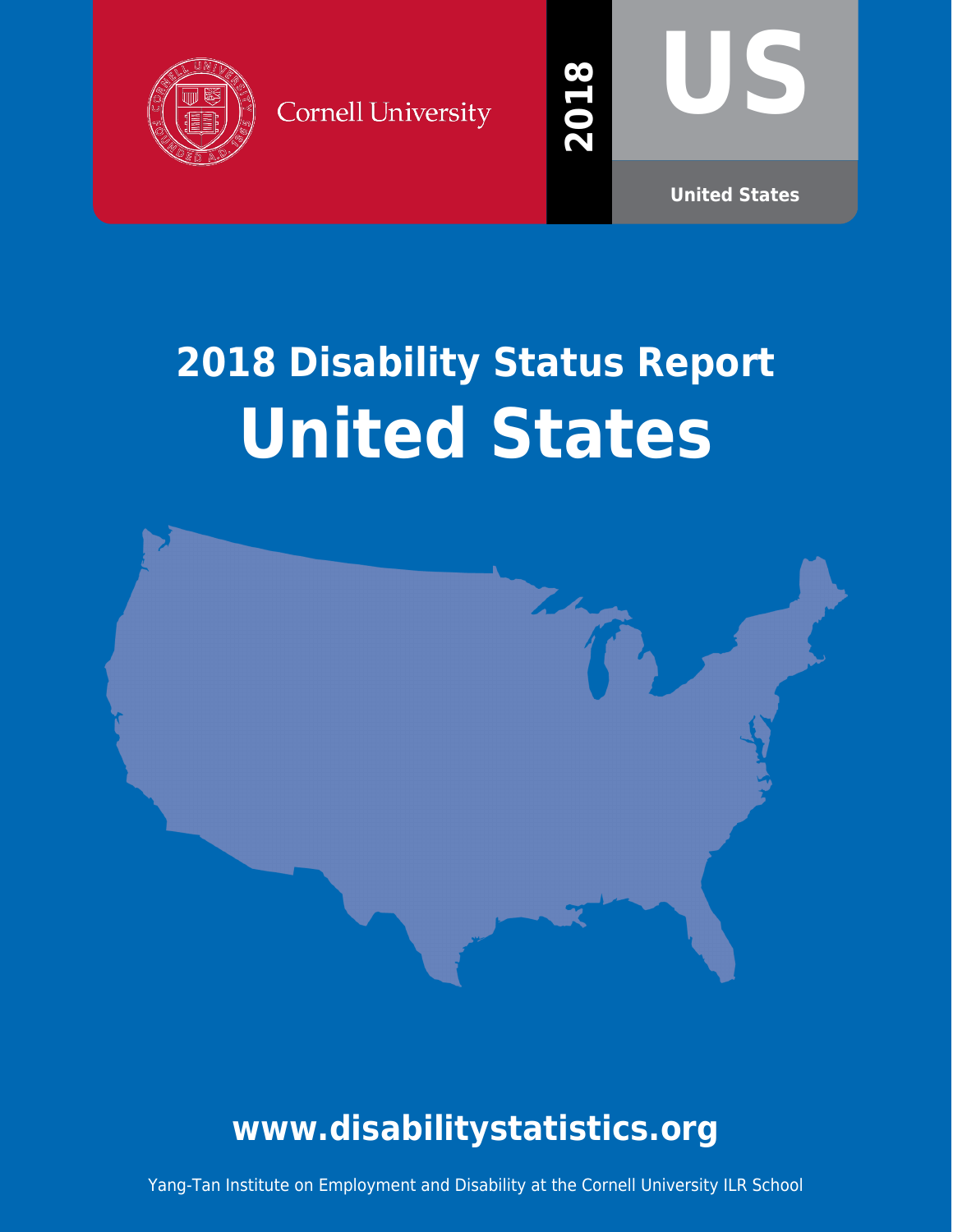Cornell University

2018

US

United States

# 2018 Disability Status Report

# United States

## www.disabilitystatistics.org

Yang-Tan Institute on Employment and Disability at the Cornell University ILR School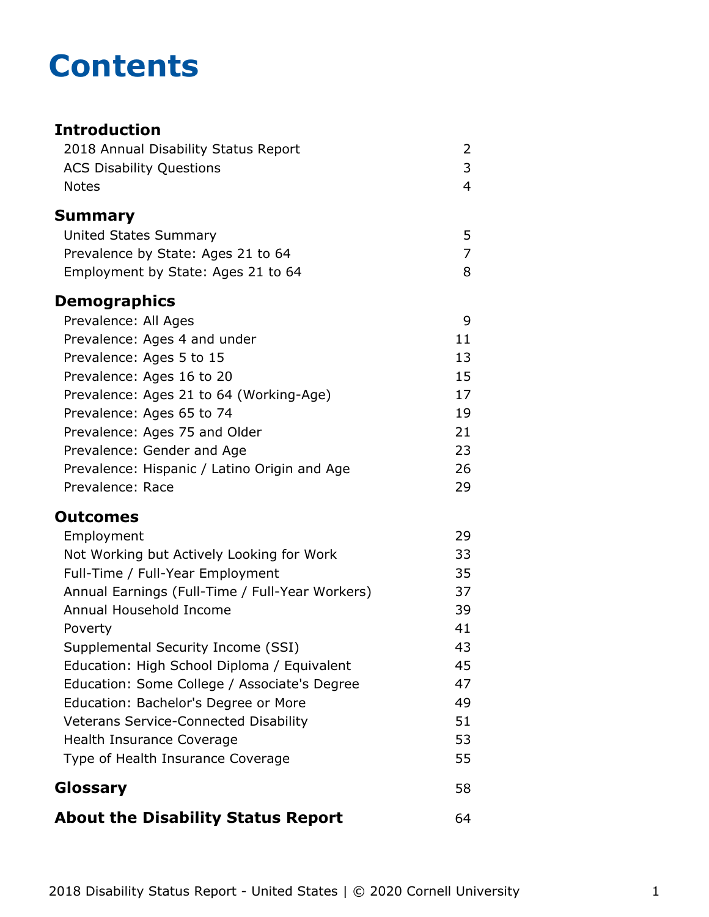# Contents

| | |
|---|---|
| **Introduction** | |
| 2018 Annual Disability Status Report | 2 |
| ACS Disability Questions | 3 |
| Notes | 4 |
| **Summary** | |
| United States Summary | 5 |
| Prevalence by State: Ages 21 to 64 | 7 |
| Employment by State: Ages 21 to 64 | 8 |
| **Demographics** | |
| Prevalence: All Ages | 9 |
| Prevalence: Ages 4 and under | 11 |
| Prevalence: Ages 5 to 15 | 13 |
| Prevalence: Ages 16 to 20 | 15 |
| Prevalence: Ages 21 to 64 (Working-Age) | 17 |
| Prevalence: Ages 65 to 74 | 19 |
| Prevalence: Ages 75 and Older | 21 |
| Prevalence: Gender and Age | 23 |
| Prevalence: Hispanic / Latino Origin and Age | 26 |
| Prevalence: Race | 29 |
| **Outcomes** | |
| Employment | 29 |
| Not Working but Actively Looking for Work | 33 |
| Full-Time / Full-Year Employment | 35 |
| Annual Earnings (Full-Time / Full-Year Workers) | 37 |
| Annual Household Income | 39 |
| Poverty | 41 |
| Supplemental Security Income (SSI) | 43 |
| Education: High School Diploma / Equivalent | 45 |
| Education: Some College / Associate's Degree | 47 |
| Education: Bachelor's Degree or More | 49 |
| Veterans Service-Connected Disability | 51 |
| Health Insurance Coverage | 53 |
| Type of Health Insurance Coverage | 55 |
| **Glossary** | 58 |
| **About the Disability Status Report** | 64 |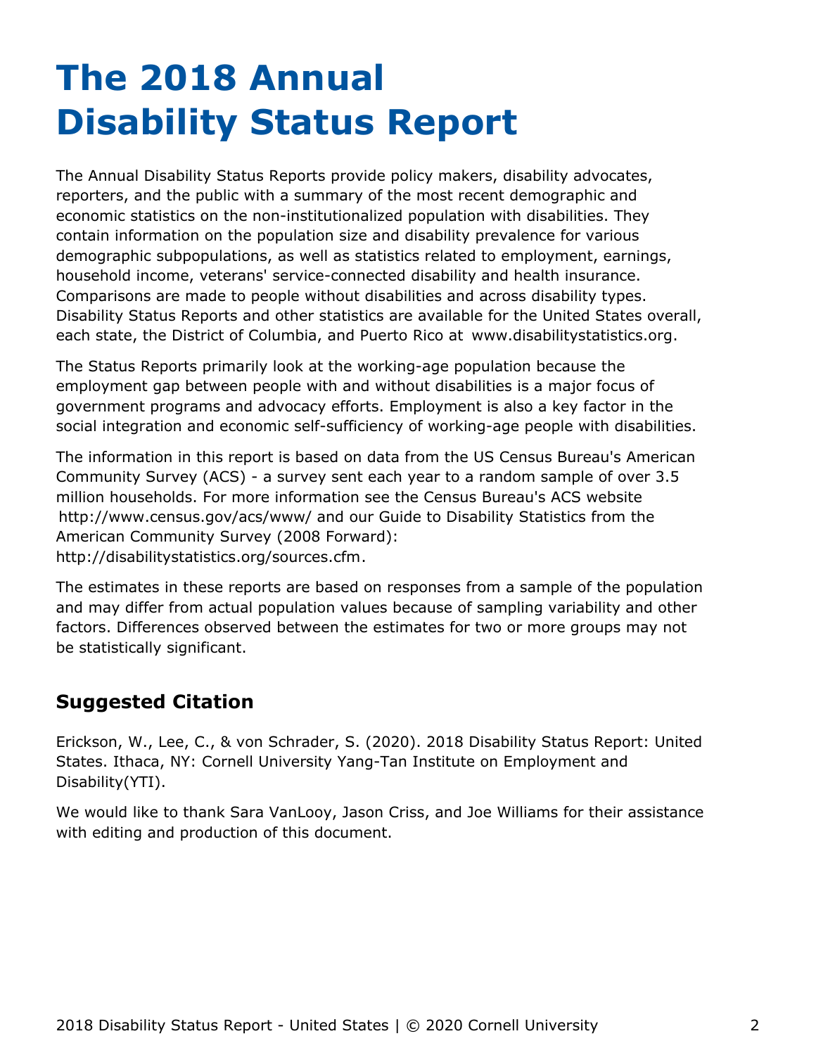# The 2018 Annual Disability Status Report

The Annual Disability Status Reports provide policy makers, disability advocates, reporters, and the public with a summary of the most recent demographic and economic statistics on the non-institutionalized population with disabilities. They contain information on the population size and disability prevalence for various demographic subpopulations, as well as statistics related to employment, earnings, household income, veterans' service-connected disability and health insurance. Comparisons are made to people without disabilities and across disability types. Disability Status Reports and other statistics are available for the United States overall, each state, the District of Columbia, and Puerto Rico at www.disabilitystatistics.org.

The Status Reports primarily look at the working-age population because the employment gap between people with and without disabilities is a major focus of government programs and advocacy efforts. Employment is also a key factor in the social integration and economic self-sufficiency of working-age people with disabilities.

The information in this report is based on data from the US Census Bureau's American Community Survey (ACS) - a survey sent each year to a random sample of over 3.5 million households. For more information see the Census Bureau's ACS website http://www.census.gov/acs/www/ and our Guide to Disability Statistics from the American Community Survey (2008 Forward): http://disabilitystatistics.org/sources.cfm.

The estimates in these reports are based on responses from a sample of the population and may differ from actual population values because of sampling variability and other factors. Differences observed between the estimates for two or more groups may not be statistically significant.

## Suggested Citation

Erickson, W., Lee, C., & von Schrader, S. (2020). 2018 Disability Status Report: United States. Ithaca, NY: Cornell University Yang-Tan Institute on Employment and Disability(YTI).

We would like to thank Sara VanLooy, Jason Criss, and Joe Williams for their assistance with editing and production of this document.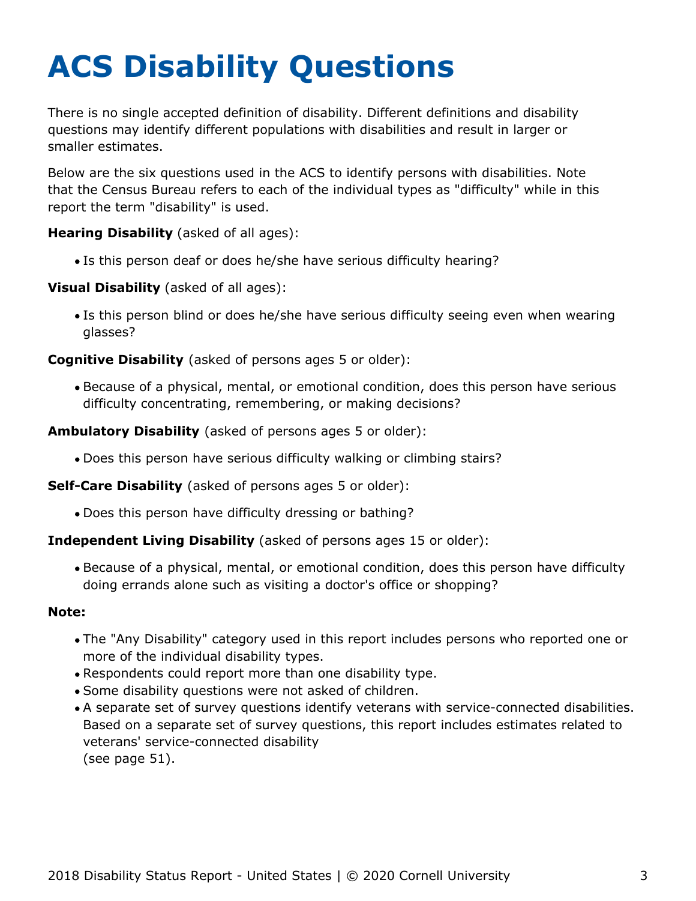# ACS Disability Questions

There is no single accepted definition of disability. Different definitions and disability questions may identify different populations with disabilities and result in larger or smaller estimates.

Below are the six questions used in the ACS to identify persons with disabilities. Note that the Census Bureau refers to each of the individual types as "difficulty" while in this report the term "disability" is used.

**Hearing Disability** (asked of all ages):

- Is this person deaf or does he/she have serious difficulty hearing?

**Visual Disability** (asked of all ages):

- Is this person blind or does he/she have serious difficulty seeing even when wearing glasses?

**Cognitive Disability** (asked of persons ages 5 or older):

- Because of a physical, mental, or emotional condition, does this person have serious difficulty concentrating, remembering, or making decisions?

**Ambulatory Disability** (asked of persons ages 5 or older):

- Does this person have serious difficulty walking or climbing stairs?

**Self-Care Disability** (asked of persons ages 5 or older):

- Does this person have difficulty dressing or bathing?

**Independent Living Disability** (asked of persons ages 15 or older):

- Because of a physical, mental, or emotional condition, does this person have difficulty doing errands alone such as visiting a doctor's office or shopping?

**Note:**

- The "Any Disability" category used in this report includes persons who reported one or more of the individual disability types.
- Respondents could report more than one disability type.
- Some disability questions were not asked of children.
- A separate set of survey questions identify veterans with service-connected disabilities. Based on a separate set of survey questions, this report includes estimates related to veterans' service-connected disability (see page 51).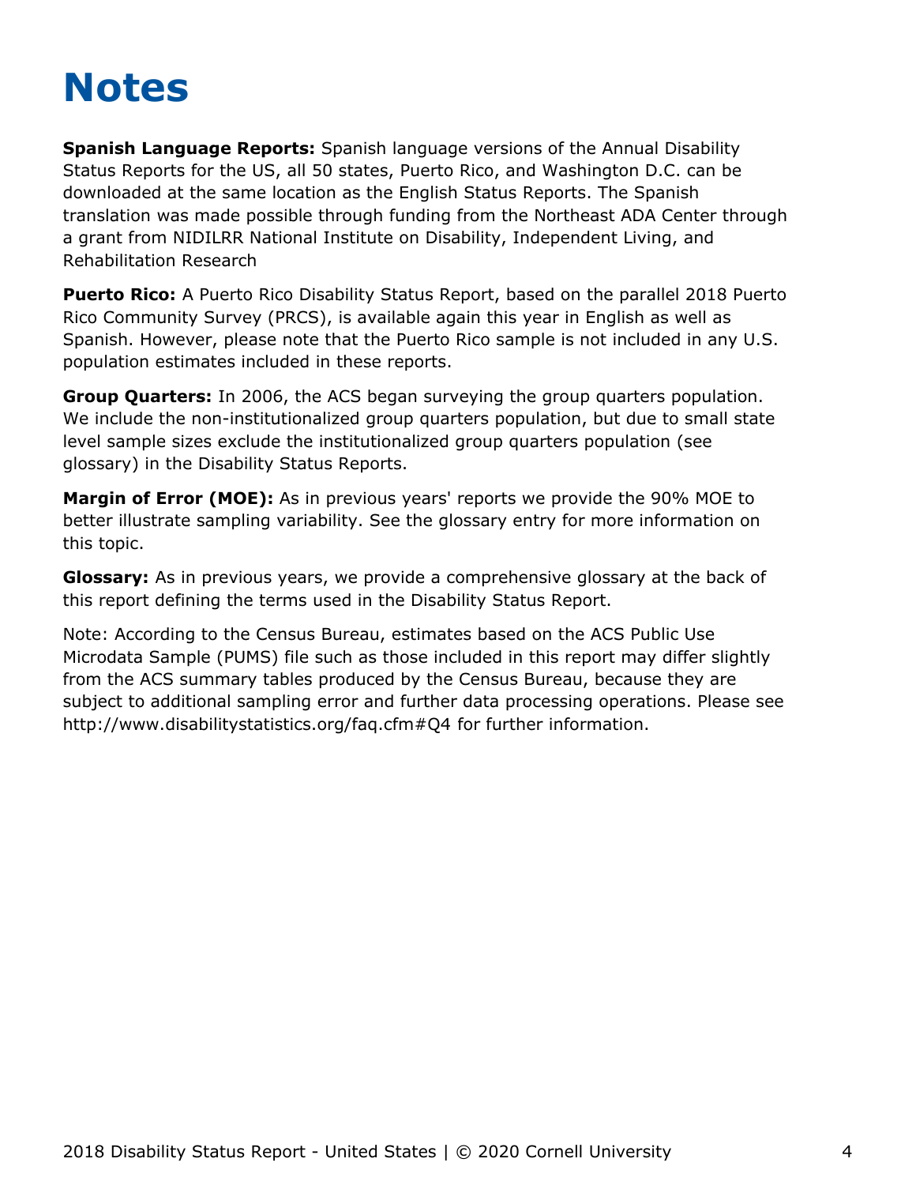# Notes

**Spanish Language Reports:** Spanish language versions of the Annual Disability Status Reports for the US, all 50 states, Puerto Rico, and Washington D.C. can be downloaded at the same location as the English Status Reports. The Spanish translation was made possible through funding from the Northeast ADA Center through a grant from NIDILRR National Institute on Disability, Independent Living, and Rehabilitation Research

**Puerto Rico:** A Puerto Rico Disability Status Report, based on the parallel 2018 Puerto Rico Community Survey (PRCS), is available again this year in English as well as Spanish. However, please note that the Puerto Rico sample is not included in any U.S. population estimates included in these reports.

**Group Quarters:** In 2006, the ACS began surveying the group quarters population. We include the non-institutionalized group quarters population, but due to small state level sample sizes exclude the institutionalized group quarters population (see glossary) in the Disability Status Reports.

**Margin of Error (MOE):** As in previous years' reports we provide the 90% MOE to better illustrate sampling variability. See the glossary entry for more information on this topic.

**Glossary:** As in previous years, we provide a comprehensive glossary at the back of this report defining the terms used in the Disability Status Report.

Note: According to the Census Bureau, estimates based on the ACS Public Use Microdata Sample (PUMS) file such as those included in this report may differ slightly from the ACS summary tables produced by the Census Bureau, because they are subject to additional sampling error and further data processing operations. Please see http://www.disabilitystatistics.org/faq.cfm#Q4 for further information.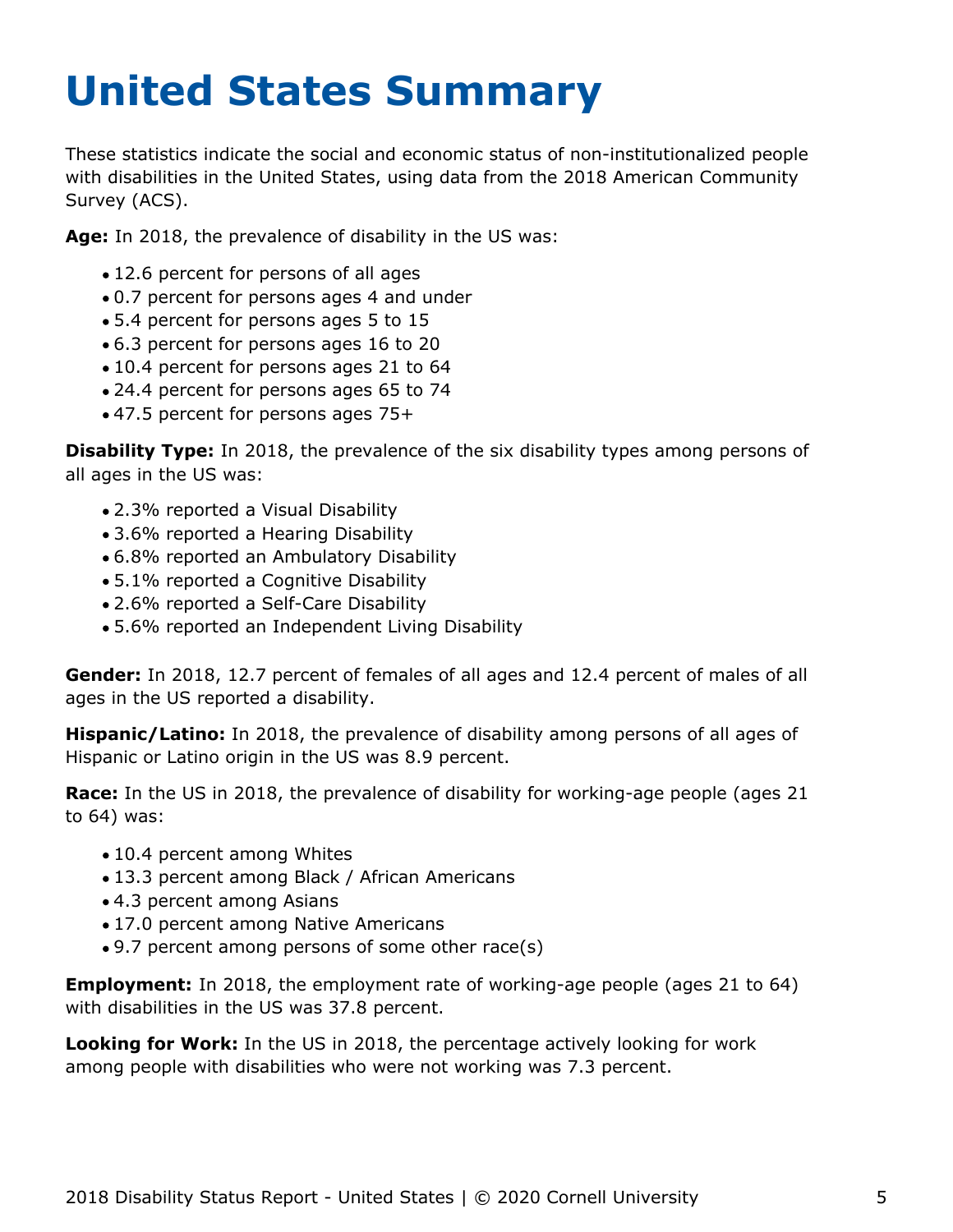# United States Summary

These statistics indicate the social and economic status of non-institutionalized people with disabilities in the United States, using data from the 2018 American Community Survey (ACS).

**Age:** In 2018, the prevalence of disability in the US was:

- 12.6 percent for persons of all ages
- 0.7 percent for persons ages 4 and under
- 5.4 percent for persons ages 5 to 15
- 6.3 percent for persons ages 16 to 20
- 10.4 percent for persons ages 21 to 64
- 24.4 percent for persons ages 65 to 74
- 47.5 percent for persons ages 75+

**Disability Type:** In 2018, the prevalence of the six disability types among persons of all ages in the US was:

- 2.3% reported a Visual Disability
- 3.6% reported a Hearing Disability
- 6.8% reported an Ambulatory Disability
- 5.1% reported a Cognitive Disability
- 2.6% reported a Self-Care Disability
- 5.6% reported an Independent Living Disability

**Gender:** In 2018, 12.7 percent of females of all ages and 12.4 percent of males of all ages in the US reported a disability.

**Hispanic/Latino:** In 2018, the prevalence of disability among persons of all ages of Hispanic or Latino origin in the US was 8.9 percent.

**Race:** In the US in 2018, the prevalence of disability for working-age people (ages 21 to 64) was:

- 10.4 percent among Whites
- 13.3 percent among Black / African Americans
- 4.3 percent among Asians
- 17.0 percent among Native Americans
- 9.7 percent among persons of some other race(s)

**Employment:** In 2018, the employment rate of working-age people (ages 21 to 64) with disabilities in the US was 37.8 percent.

**Looking for Work:** In the US in 2018, the percentage actively looking for work among people with disabilities who were not working was 7.3 percent.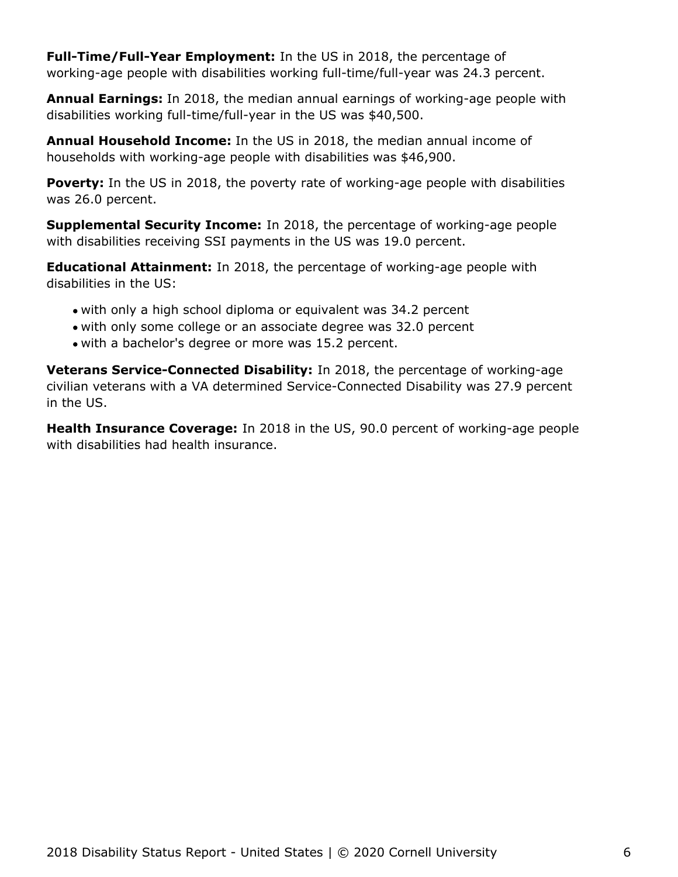**Full-Time/Full-Year Employment:** In the US in 2018, the percentage of working-age people with disabilities working full-time/full-year was 24.3 percent.

**Annual Earnings:** In 2018, the median annual earnings of working-age people with disabilities working full-time/full-year in the US was $40,500.

**Annual Household Income:** In the US in 2018, the median annual income of households with working-age people with disabilities was $46,900.

**Poverty:** In the US in 2018, the poverty rate of working-age people with disabilities was 26.0 percent.

**Supplemental Security Income:** In 2018, the percentage of working-age people with disabilities receiving SSI payments in the US was 19.0 percent.

**Educational Attainment:** In 2018, the percentage of working-age people with disabilities in the US:

- with only a high school diploma or equivalent was 34.2 percent
- with only some college or an associate degree was 32.0 percent
- with a bachelor's degree or more was 15.2 percent.

**Veterans Service-Connected Disability:** In 2018, the percentage of working-age civilian veterans with a VA determined Service-Connected Disability was 27.9 percent in the US.

**Health Insurance Coverage:** In 2018 in the US, 90.0 percent of working-age people with disabilities had health insurance.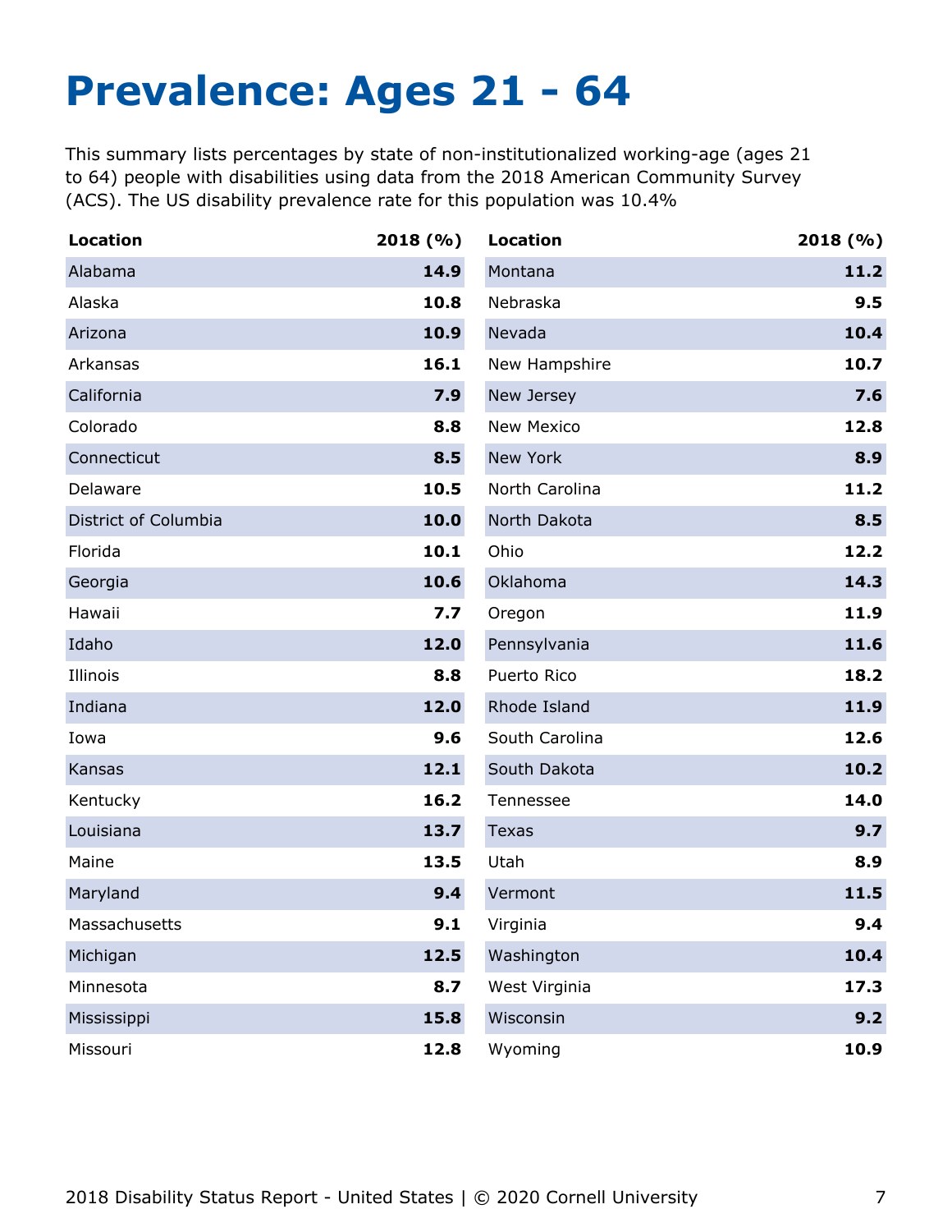# Prevalence: Ages 21 - 64

This summary lists percentages by state of non-institutionalized working-age (ages 21 to 64) people with disabilities using data from the 2018 American Community Survey (ACS). The US disability prevalence rate for this population was 10.4%

| Location | 2018 (%) |
|---|---|
| Alabama | **14.9** |
| Alaska | **10.8** |
| Arizona | **10.9** |
| Arkansas | **16.1** |
| California | **7.9** |
| Colorado | **8.8** |
| Connecticut | **8.5** |
| Delaware | **10.5** |
| District of Columbia | **10.0** |
| Florida | **10.1** |
| Georgia | **10.6** |
| Hawaii | **7.7** |
| Idaho | **12.0** |
| Illinois | **8.8** |
| Indiana | **12.0** |
| Iowa | **9.6** |
| Kansas | **12.1** |
| Kentucky | **16.2** |
| Louisiana | **13.7** |
| Maine | **13.5** |
| Maryland | **9.4** |
| Massachusetts | **9.1** |
| Michigan | **12.5** |
| Minnesota | **8.7** |
| Mississippi | **15.8** |
| Missouri | **12.8** |
| Montana | **11.2** |
| Nebraska | **9.5** |
| Nevada | **10.4** |
| New Hampshire | **10.7** |
| New Jersey | **7.6** |
| New Mexico | **12.8** |
| New York | **8.9** |
| North Carolina | **11.2** |
| North Dakota | **8.5** |
| Ohio | **12.2** |
| Oklahoma | **14.3** |
| Oregon | **11.9** |
| Pennsylvania | **11.6** |
| Puerto Rico | **18.2** |
| Rhode Island | **11.9** |
| South Carolina | **12.6** |
| South Dakota | **10.2** |
| Tennessee | **14.0** |
| Texas | **9.7** |
| Utah | **8.9** |
| Vermont | **11.5** |
| Virginia | **9.4** |
| Washington | **10.4** |
| West Virginia | **17.3** |
| Wisconsin | **9.2** |
| Wyoming | **10.9** |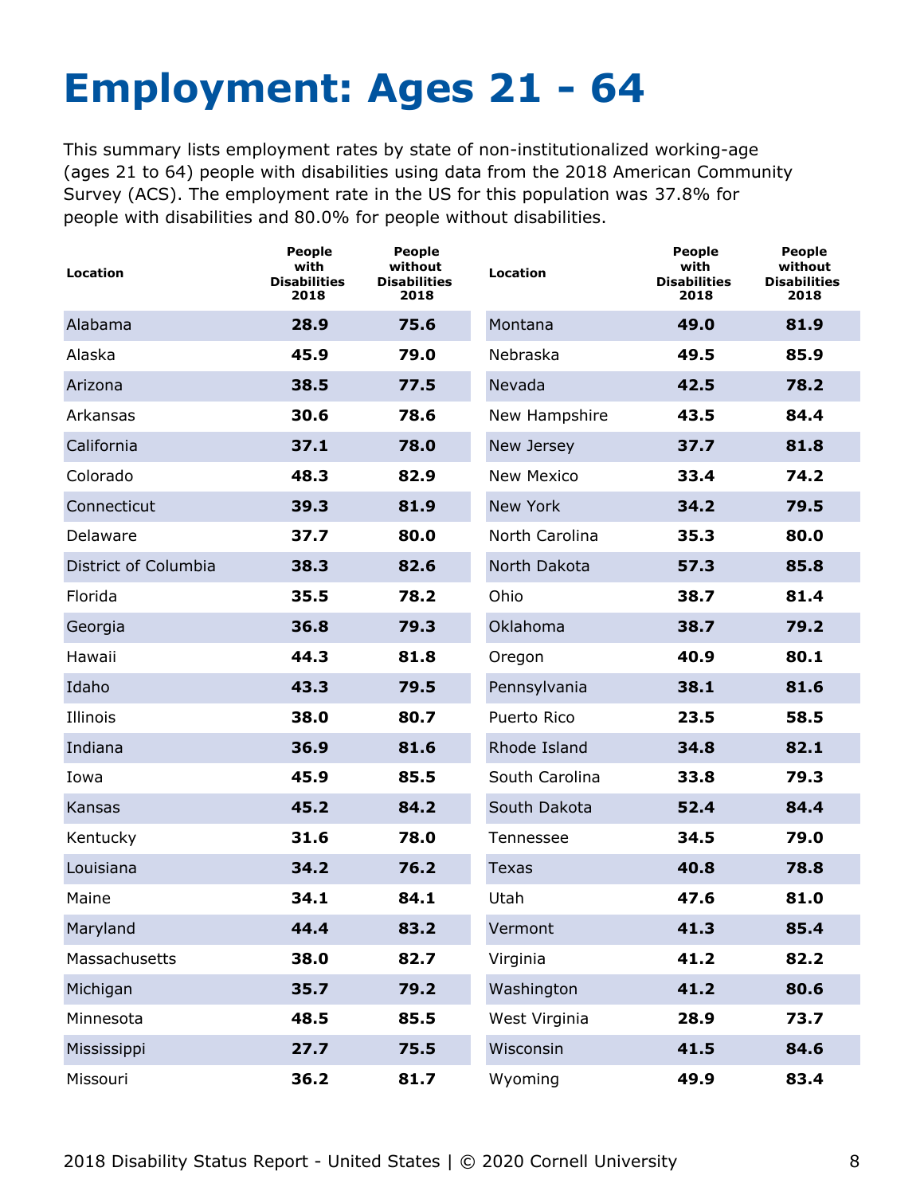# Employment: Ages 21 - 64

This summary lists employment rates by state of non-institutionalized working-age (ages 21 to 64) people with disabilities using data from the 2018 American Community Survey (ACS). The employment rate in the US for this population was 37.8% for people with disabilities and 80.0% for people without disabilities.

| Location | People with Disabilities 2018 | People without Disabilities 2018 |
|---|---|---|
| Alabama | **28.9** | **75.6** |
| Alaska | **45.9** | **79.0** |
| Arizona | **38.5** | **77.5** |
| Arkansas | **30.6** | **78.6** |
| California | **37.1** | **78.0** |
| Colorado | **48.3** | **82.9** |
| Connecticut | **39.3** | **81.9** |
| Delaware | **37.7** | **80.0** |
| District of Columbia | **38.3** | **82.6** |
| Florida | **35.5** | **78.2** |
| Georgia | **36.8** | **79.3** |
| Hawaii | **44.3** | **81.8** |
| Idaho | **43.3** | **79.5** |
| Illinois | **38.0** | **80.7** |
| Indiana | **36.9** | **81.6** |
| Iowa | **45.9** | **85.5** |
| Kansas | **45.2** | **84.2** |
| Kentucky | **31.6** | **78.0** |
| Louisiana | **34.2** | **76.2** |
| Maine | **34.1** | **84.1** |
| Maryland | **44.4** | **83.2** |
| Massachusetts | **38.0** | **82.7** |
| Michigan | **35.7** | **79.2** |
| Minnesota | **48.5** | **85.5** |
| Mississippi | **27.7** | **75.5** |
| Missouri | **36.2** | **81.7** |
| Montana | **49.0** | **81.9** |
| Nebraska | **49.5** | **85.9** |
| Nevada | **42.5** | **78.2** |
| New Hampshire | **43.5** | **84.4** |
| New Jersey | **37.7** | **81.8** |
| New Mexico | **33.4** | **74.2** |
| New York | **34.2** | **79.5** |
| North Carolina | **35.3** | **80.0** |
| North Dakota | **57.3** | **85.8** |
| Ohio | **38.7** | **81.4** |
| Oklahoma | **38.7** | **79.2** |
| Oregon | **40.9** | **80.1** |
| Pennsylvania | **38.1** | **81.6** |
| Puerto Rico | **23.5** | **58.5** |
| Rhode Island | **34.8** | **82.1** |
| South Carolina | **33.8** | **79.3** |
| South Dakota | **52.4** | **84.4** |
| Tennessee | **34.5** | **79.0** |
| Texas | **40.8** | **78.8** |
| Utah | **47.6** | **81.0** |
| Vermont | **41.3** | **85.4** |
| Virginia | **41.2** | **82.2** |
| Washington | **41.2** | **80.6** |
| West Virginia | **28.9** | **73.7** |
| Wisconsin | **41.5** | **84.6** |
| Wyoming | **49.9** | **83.4** |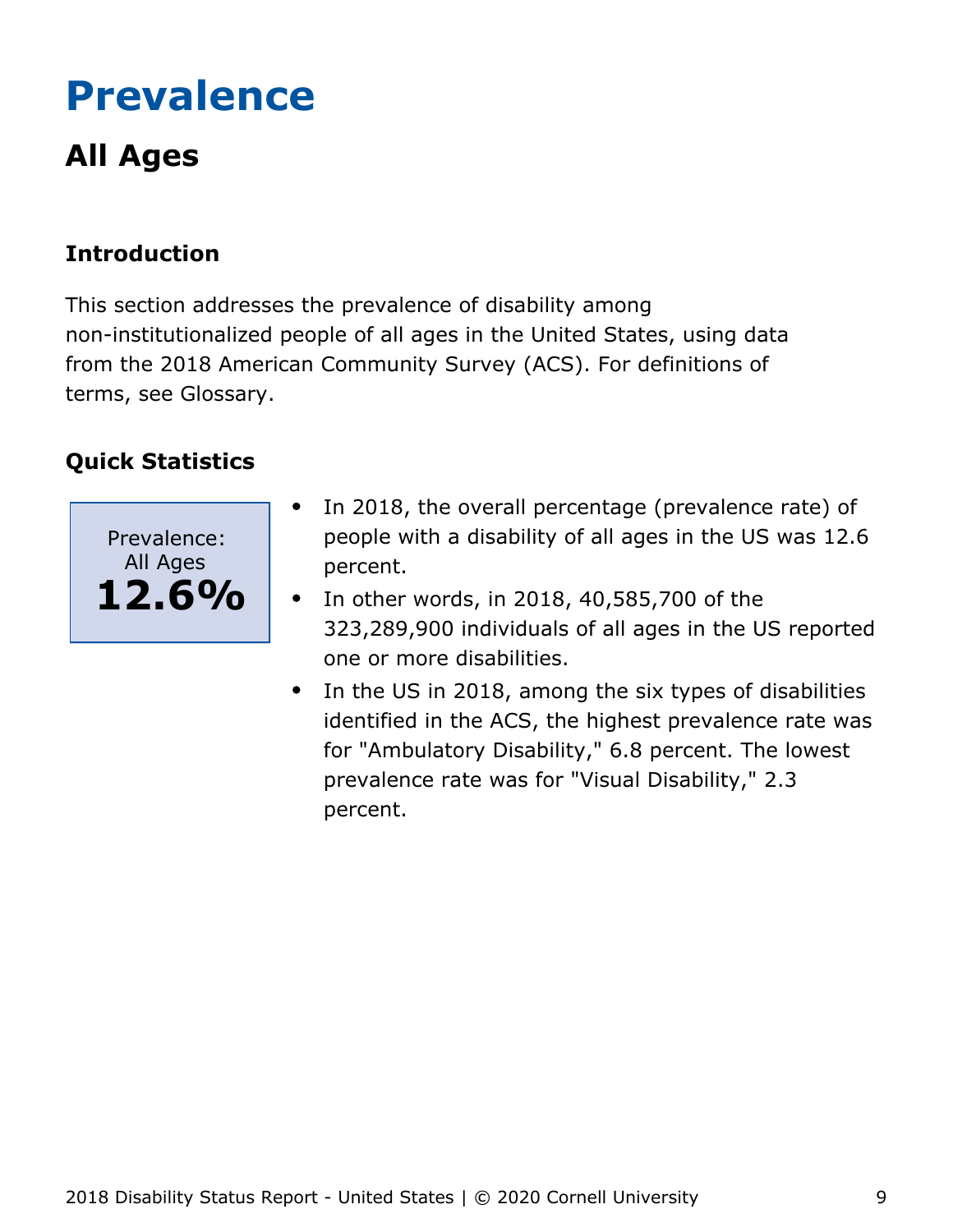# Prevalence

## All Ages

### Introduction

This section addresses the prevalence of disability among non-institutionalized people of all ages in the United States, using data from the 2018 American Community Survey (ACS). For definitions of terms, see Glossary.

### Quick Statistics

Prevalence: All Ages
**12.6%**

- In 2018, the overall percentage (prevalence rate) of people with a disability of all ages in the US was 12.6 percent.
- In other words, in 2018, 40,585,700 of the 323,289,900 individuals of all ages in the US reported one or more disabilities.
- In the US in 2018, among the six types of disabilities identified in the ACS, the highest prevalence rate was for "Ambulatory Disability," 6.8 percent. The lowest prevalence rate was for "Visual Disability," 2.3 percent.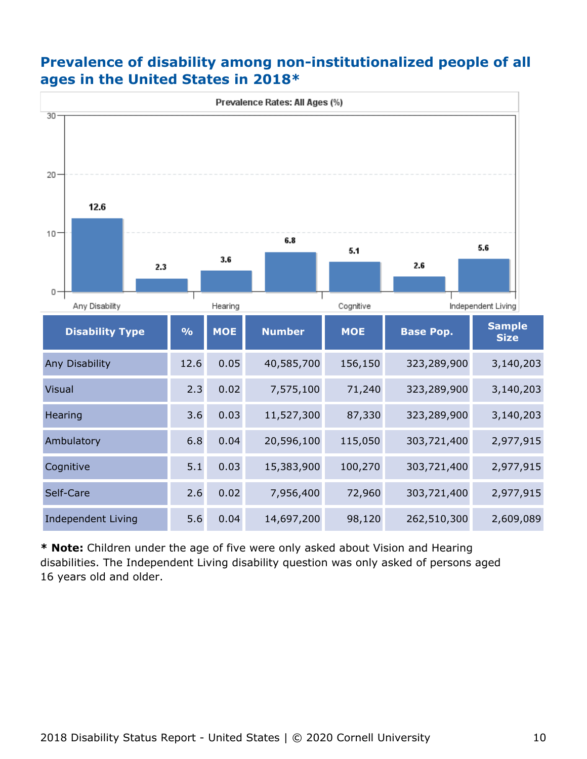## Prevalence of disability among non-institutionalized people of all ages in the United States in 2018*

| Disability Type | % | MOE | Number | MOE | Base Pop. | Sample Size |
|---|---|---|---|---|---|---|
| Any Disability | 12.6 | 0.05 | 40,585,700 | 156,150 | 323,289,900 | 3,140,203 |
| Visual | 2.3 | 0.02 | 7,575,100 | 71,240 | 323,289,900 | 3,140,203 |
| Hearing | 3.6 | 0.03 | 11,527,300 | 87,330 | 323,289,900 | 3,140,203 |
| Ambulatory | 6.8 | 0.04 | 20,596,100 | 115,050 | 303,721,400 | 2,977,915 |
| Cognitive | 5.1 | 0.03 | 15,383,900 | 100,270 | 303,721,400 | 2,977,915 |
| Self-Care | 2.6 | 0.02 | 7,956,400 | 72,960 | 303,721,400 | 2,977,915 |
| Independent Living | 5.6 | 0.04 | 14,697,200 | 98,120 | 262,510,300 | 2,609,089 |

**\* Note:** Children under the age of five were only asked about Vision and Hearing disabilities. The Independent Living disability question was only asked of persons aged 16 years old and older.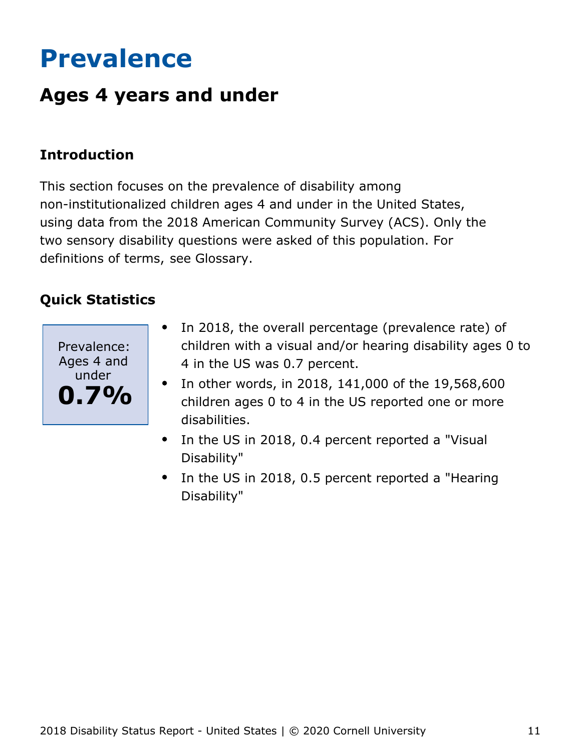# Prevalence

## Ages 4 years and under

### Introduction

This section focuses on the prevalence of disability among non-institutionalized children ages 4 and under in the United States, using data from the 2018 American Community Survey (ACS). Only the two sensory disability questions were asked of this population. For definitions of terms, see Glossary.

### Quick Statistics

Prevalence: Ages 4 and under

**0.7%**

- In 2018, the overall percentage (prevalence rate) of children with a visual and/or hearing disability ages 0 to 4 in the US was 0.7 percent.
- In other words, in 2018, 141,000 of the 19,568,600 children ages 0 to 4 in the US reported one or more disabilities.
- In the US in 2018, 0.4 percent reported a "Visual Disability"
- In the US in 2018, 0.5 percent reported a "Hearing Disability"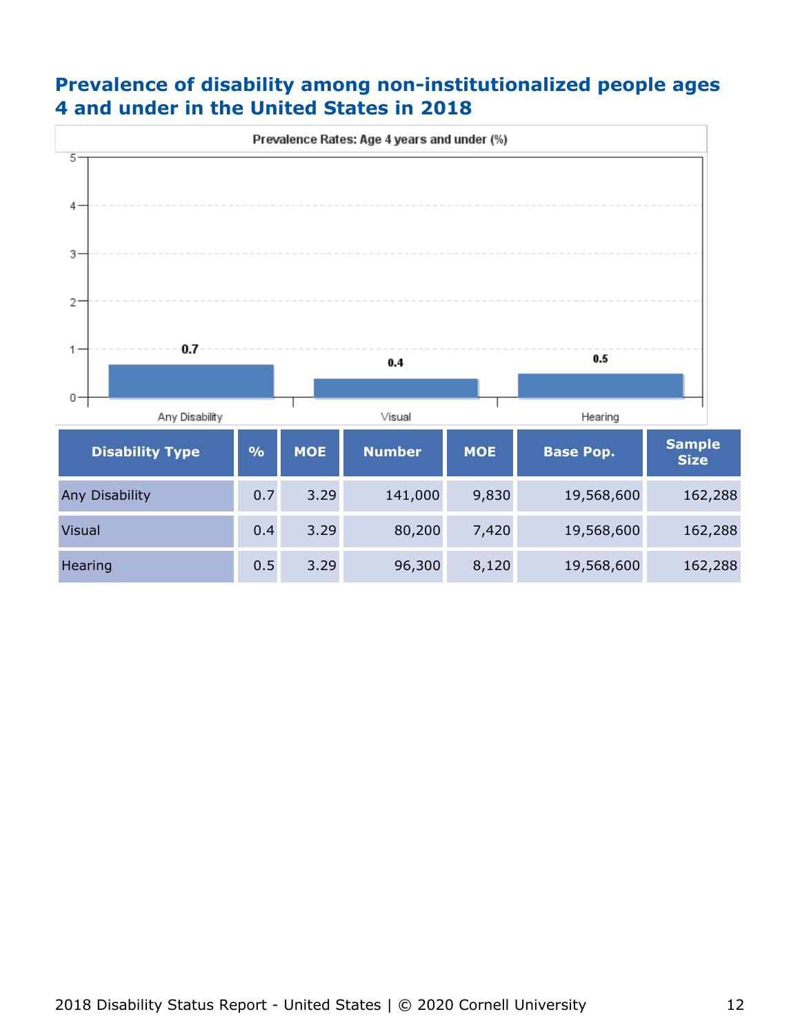## Prevalence of disability among non-institutionalized people ages 4 and under in the United States in 2018

| Disability Type | % | MOE | Number | MOE | Base Pop. | Sample Size |
|---|---|---|---|---|---|---|
| Any Disability | 0.7 | 3.29 | 141,000 | 9,830 | 19,568,600 | 162,288 |
| Visual | 0.4 | 3.29 | 80,200 | 7,420 | 19,568,600 | 162,288 |
| Hearing | 0.5 | 3.29 | 96,300 | 8,120 | 19,568,600 | 162,288 |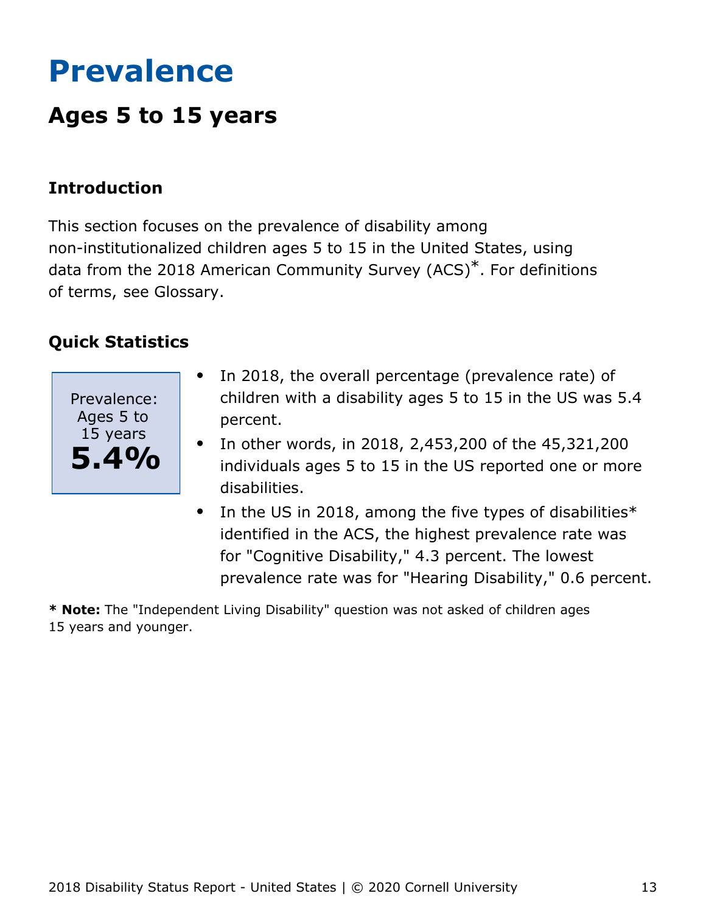# Prevalence

## Ages 5 to 15 years

### Introduction

This section focuses on the prevalence of disability among non-institutionalized children ages 5 to 15 in the United States, using data from the 2018 American Community Survey (ACS)*. For definitions of terms, see Glossary.

### Quick Statistics

Prevalence: Ages 5 to 15 years
**5.4%**

- In 2018, the overall percentage (prevalence rate) of children with a disability ages 5 to 15 in the US was 5.4 percent.
- In other words, in 2018, 2,453,200 of the 45,321,200 individuals ages 5 to 15 in the US reported one or more disabilities.
- In the US in 2018, among the five types of disabilities* identified in the ACS, the highest prevalence rate was for "Cognitive Disability," 4.3 percent. The lowest prevalence rate was for "Hearing Disability," 0.6 percent.

**\* Note:** The "Independent Living Disability" question was not asked of children ages 15 years and younger.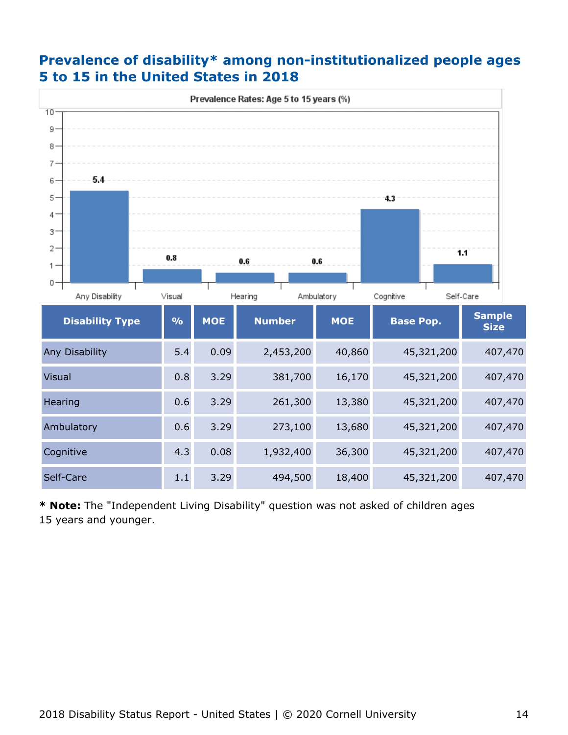## Prevalence of disability* among non-institutionalized people ages 5 to 15 in the United States in 2018

Prevalence Rates: Age 5 to 15 years (%)

| Disability Type | % | MOE | Number | MOE | Base Pop. | Sample Size |
|---|---|---|---|---|---|---|
| Any Disability | 5.4 | 0.09 | 2,453,200 | 40,860 | 45,321,200 | 407,470 |
| Visual | 0.8 | 3.29 | 381,700 | 16,170 | 45,321,200 | 407,470 |
| Hearing | 0.6 | 3.29 | 261,300 | 13,380 | 45,321,200 | 407,470 |
| Ambulatory | 0.6 | 3.29 | 273,100 | 13,680 | 45,321,200 | 407,470 |
| Cognitive | 4.3 | 0.08 | 1,932,400 | 36,300 | 45,321,200 | 407,470 |
| Self-Care | 1.1 | 3.29 | 494,500 | 18,400 | 45,321,200 | 407,470 |

**\* Note:** The "Independent Living Disability" question was not asked of children ages 15 years and younger.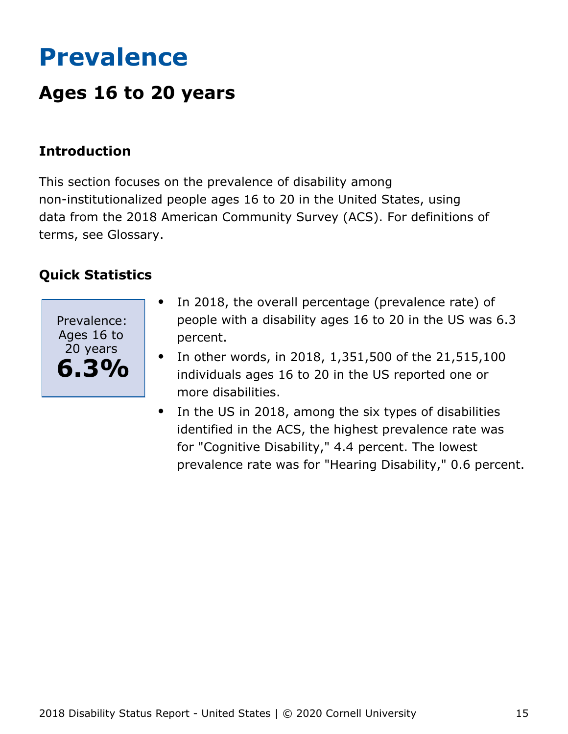# Prevalence

## Ages 16 to 20 years

### Introduction

This section focuses on the prevalence of disability among non-institutionalized people ages 16 to 20 in the United States, using data from the 2018 American Community Survey (ACS). For definitions of terms, see Glossary.

### Quick Statistics

Prevalence: Ages 16 to 20 years
**6.3%**

- In 2018, the overall percentage (prevalence rate) of people with a disability ages 16 to 20 in the US was 6.3 percent.
- In other words, in 2018, 1,351,500 of the 21,515,100 individuals ages 16 to 20 in the US reported one or more disabilities.
- In the US in 2018, among the six types of disabilities identified in the ACS, the highest prevalence rate was for "Cognitive Disability," 4.4 percent. The lowest prevalence rate was for "Hearing Disability," 0.6 percent.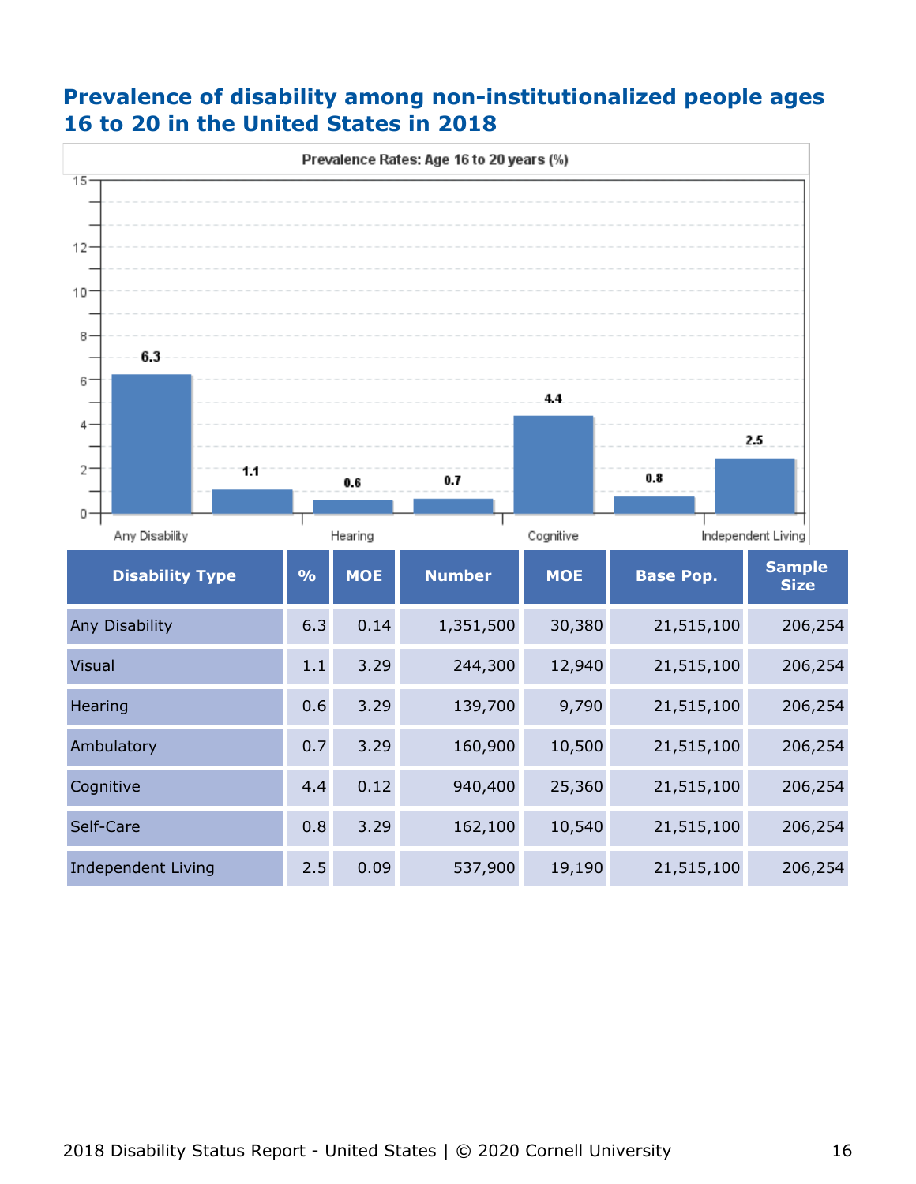## Prevalence of disability among non-institutionalized people ages 16 to 20 in the United States in 2018

| Disability Type | % | MOE | Number | MOE | Base Pop. | Sample Size |
|---|---|---|---|---|---|---|
| Any Disability | 6.3 | 0.14 | 1,351,500 | 30,380 | 21,515,100 | 206,254 |
| Visual | 1.1 | 3.29 | 244,300 | 12,940 | 21,515,100 | 206,254 |
| Hearing | 0.6 | 3.29 | 139,700 | 9,790 | 21,515,100 | 206,254 |
| Ambulatory | 0.7 | 3.29 | 160,900 | 10,500 | 21,515,100 | 206,254 |
| Cognitive | 4.4 | 0.12 | 940,400 | 25,360 | 21,515,100 | 206,254 |
| Self-Care | 0.8 | 3.29 | 162,100 | 10,540 | 21,515,100 | 206,254 |
| Independent Living | 2.5 | 0.09 | 537,900 | 19,190 | 21,515,100 | 206,254 |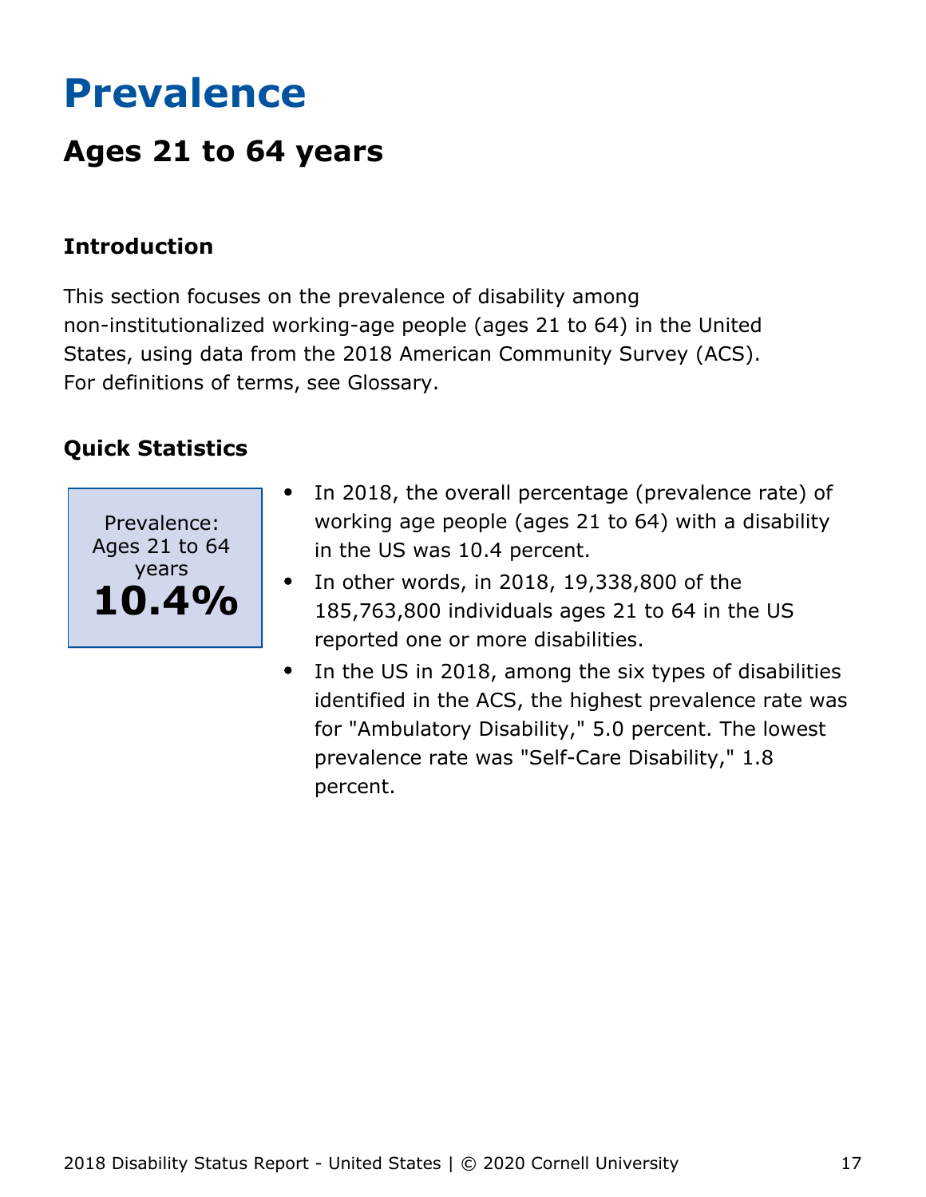# Prevalence

## Ages 21 to 64 years

### Introduction

This section focuses on the prevalence of disability among non-institutionalized working-age people (ages 21 to 64) in the United States, using data from the 2018 American Community Survey (ACS). For definitions of terms, see Glossary.

### Quick Statistics

Prevalence: Ages 21 to 64 years
**10.4%**

- In 2018, the overall percentage (prevalence rate) of working age people (ages 21 to 64) with a disability in the US was 10.4 percent.
- In other words, in 2018, 19,338,800 of the 185,763,800 individuals ages 21 to 64 in the US reported one or more disabilities.
- In the US in 2018, among the six types of disabilities identified in the ACS, the highest prevalence rate was for "Ambulatory Disability," 5.0 percent. The lowest prevalence rate was "Self-Care Disability," 1.8 percent.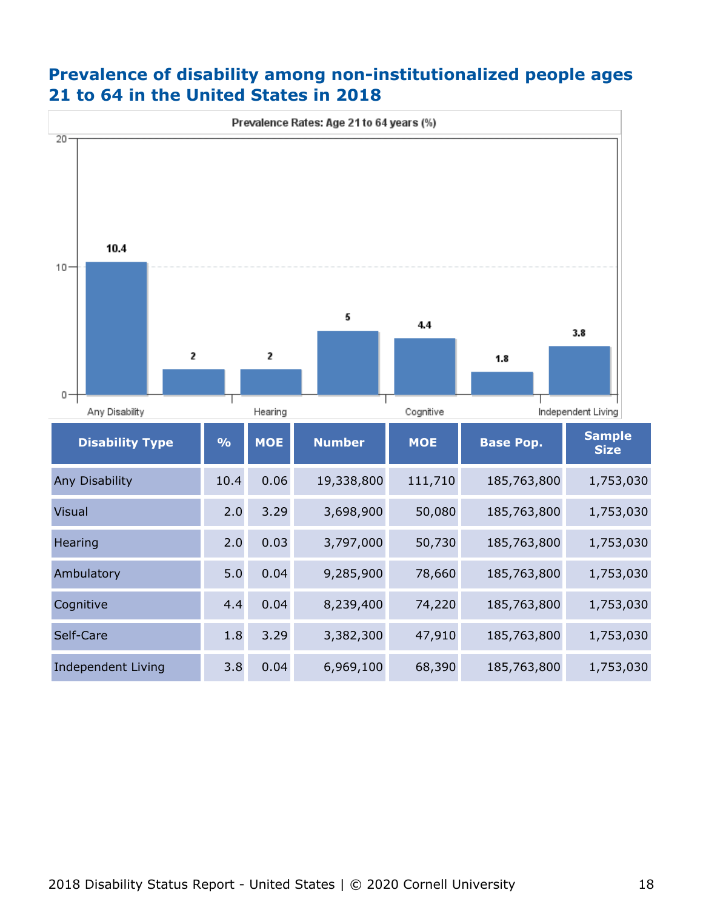## Prevalence of disability among non-institutionalized people ages 21 to 64 in the United States in 2018

Prevalence Rates: Age 21 to 64 years (%)

| Disability Type | % | MOE | Number | MOE | Base Pop. | Sample Size |
|---|---|---|---|---|---|---|
| Any Disability | 10.4 | 0.06 | 19,338,800 | 111,710 | 185,763,800 | 1,753,030 |
| Visual | 2.0 | 3.29 | 3,698,900 | 50,080 | 185,763,800 | 1,753,030 |
| Hearing | 2.0 | 0.03 | 3,797,000 | 50,730 | 185,763,800 | 1,753,030 |
| Ambulatory | 5.0 | 0.04 | 9,285,900 | 78,660 | 185,763,800 | 1,753,030 |
| Cognitive | 4.4 | 0.04 | 8,239,400 | 74,220 | 185,763,800 | 1,753,030 |
| Self-Care | 1.8 | 3.29 | 3,382,300 | 47,910 | 185,763,800 | 1,753,030 |
| Independent Living | 3.8 | 0.04 | 6,969,100 | 68,390 | 185,763,800 | 1,753,030 |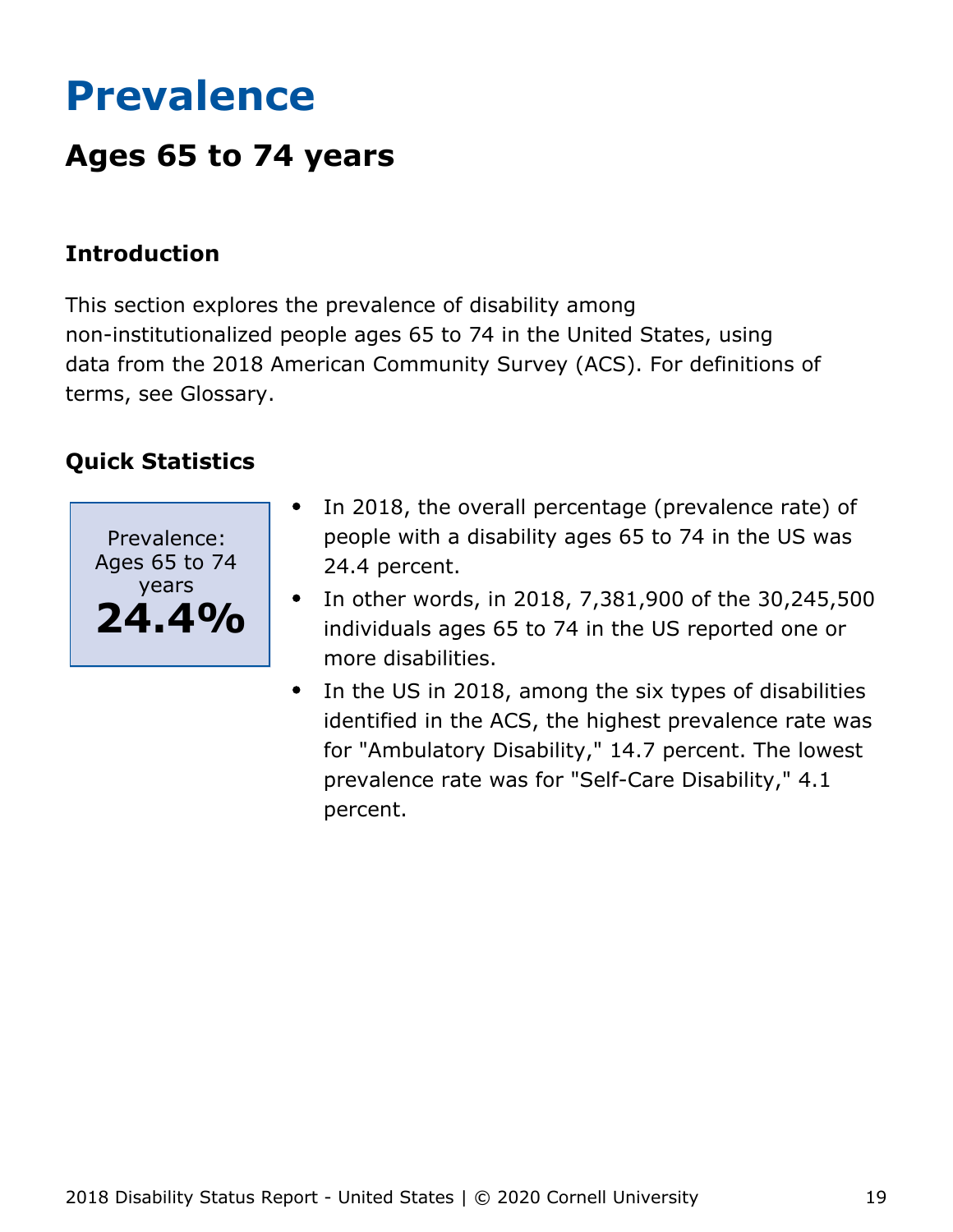# Prevalence

## Ages 65 to 74 years

### Introduction

This section explores the prevalence of disability among non-institutionalized people ages 65 to 74 in the United States, using data from the 2018 American Community Survey (ACS). For definitions of terms, see Glossary.

### Quick Statistics

Prevalence: Ages 65 to 74 years
**24.4%**

- In 2018, the overall percentage (prevalence rate) of people with a disability ages 65 to 74 in the US was 24.4 percent.
- In other words, in 2018, 7,381,900 of the 30,245,500 individuals ages 65 to 74 in the US reported one or more disabilities.
- In the US in 2018, among the six types of disabilities identified in the ACS, the highest prevalence rate was for "Ambulatory Disability," 14.7 percent. The lowest prevalence rate was for "Self-Care Disability," 4.1 percent.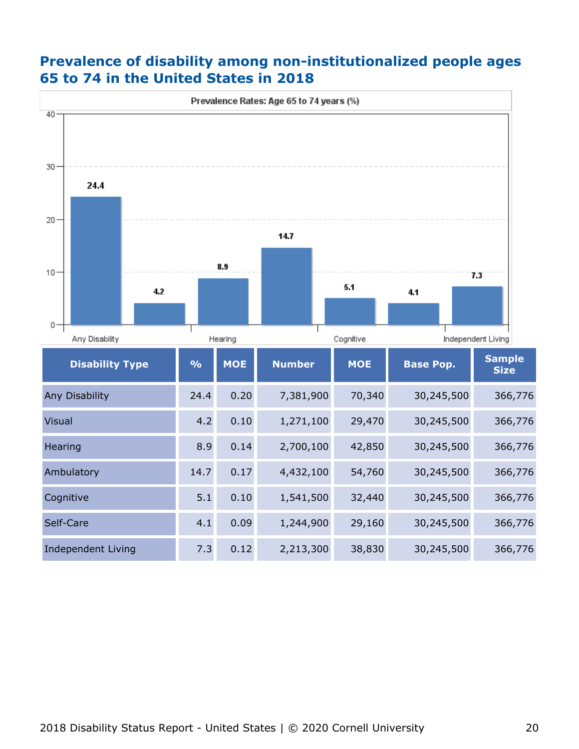## Prevalence of disability among non-institutionalized people ages 65 to 74 in the United States in 2018

| Disability Type | % | MOE | Number | MOE | Base Pop. | Sample Size |
|---|---|---|---|---|---|---|
| Any Disability | 24.4 | 0.20 | 7,381,900 | 70,340 | 30,245,500 | 366,776 |
| Visual | 4.2 | 0.10 | 1,271,100 | 29,470 | 30,245,500 | 366,776 |
| Hearing | 8.9 | 0.14 | 2,700,100 | 42,850 | 30,245,500 | 366,776 |
| Ambulatory | 14.7 | 0.17 | 4,432,100 | 54,760 | 30,245,500 | 366,776 |
| Cognitive | 5.1 | 0.10 | 1,541,500 | 32,440 | 30,245,500 | 366,776 |
| Self-Care | 4.1 | 0.09 | 1,244,900 | 29,160 | 30,245,500 | 366,776 |
| Independent Living | 7.3 | 0.12 | 2,213,300 | 38,830 | 30,245,500 | 366,776 |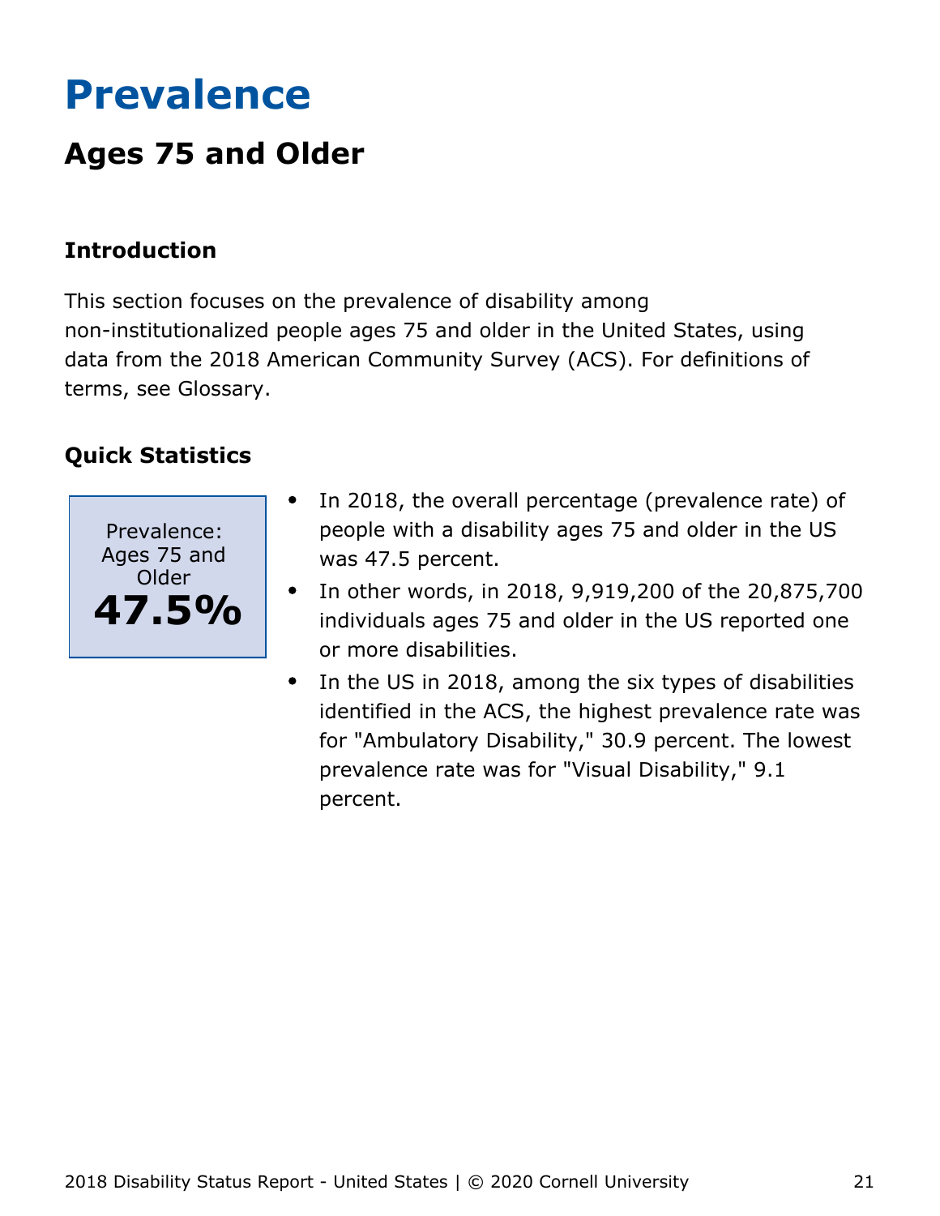# Prevalence

## Ages 75 and Older

### Introduction

This section focuses on the prevalence of disability among non-institutionalized people ages 75 and older in the United States, using data from the 2018 American Community Survey (ACS). For definitions of terms, see Glossary.

### Quick Statistics

Prevalence: Ages 75 and Older

**47.5%**

- In 2018, the overall percentage (prevalence rate) of people with a disability ages 75 and older in the US was 47.5 percent.
- In other words, in 2018, 9,919,200 of the 20,875,700 individuals ages 75 and older in the US reported one or more disabilities.
- In the US in 2018, among the six types of disabilities identified in the ACS, the highest prevalence rate was for "Ambulatory Disability," 30.9 percent. The lowest prevalence rate was for "Visual Disability," 9.1 percent.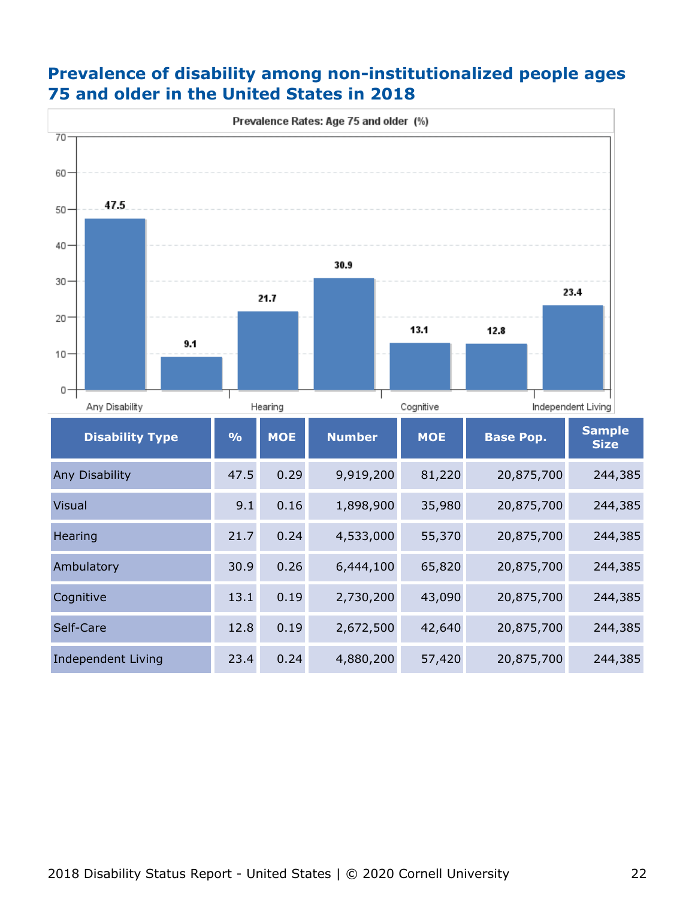## Prevalence of disability among non-institutionalized people ages 75 and older in the United States in 2018

| Disability Type | % | MOE | Number | MOE | Base Pop. | Sample Size |
|---|---|---|---|---|---|---|
| Any Disability | 47.5 | 0.29 | 9,919,200 | 81,220 | 20,875,700 | 244,385 |
| Visual | 9.1 | 0.16 | 1,898,900 | 35,980 | 20,875,700 | 244,385 |
| Hearing | 21.7 | 0.24 | 4,533,000 | 55,370 | 20,875,700 | 244,385 |
| Ambulatory | 30.9 | 0.26 | 6,444,100 | 65,820 | 20,875,700 | 244,385 |
| Cognitive | 13.1 | 0.19 | 2,730,200 | 43,090 | 20,875,700 | 244,385 |
| Self-Care | 12.8 | 0.19 | 2,672,500 | 42,640 | 20,875,700 | 244,385 |
| Independent Living | 23.4 | 0.24 | 4,880,200 | 57,420 | 20,875,700 | 244,385 |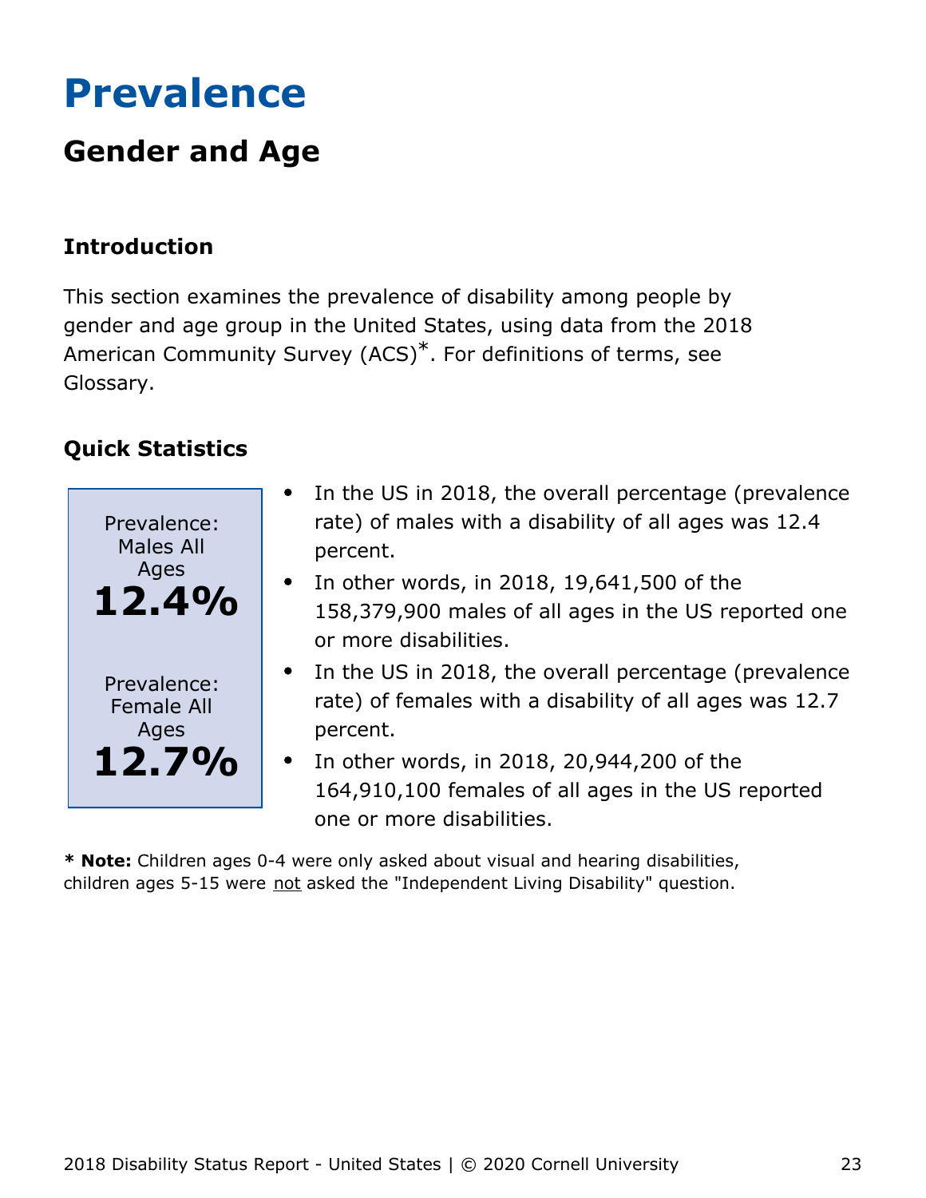# Prevalence

## Gender and Age

### Introduction

This section examines the prevalence of disability among people by gender and age group in the United States, using data from the 2018 American Community Survey (ACS)*. For definitions of terms, see Glossary.

### Quick Statistics

Prevalence: Males All Ages
**12.4%**

Prevalence: Female All Ages
**12.7%**

- In the US in 2018, the overall percentage (prevalence rate) of males with a disability of all ages was 12.4 percent.
- In other words, in 2018, 19,641,500 of the 158,379,900 males of all ages in the US reported one or more disabilities.
- In the US in 2018, the overall percentage (prevalence rate) of females with a disability of all ages was 12.7 percent.
- In other words, in 2018, 20,944,200 of the 164,910,100 females of all ages in the US reported one or more disabilities.

**\* Note:** Children ages 0-4 were only asked about visual and hearing disabilities, children ages 5-15 were <u>not</u> asked the "Independent Living Disability" question.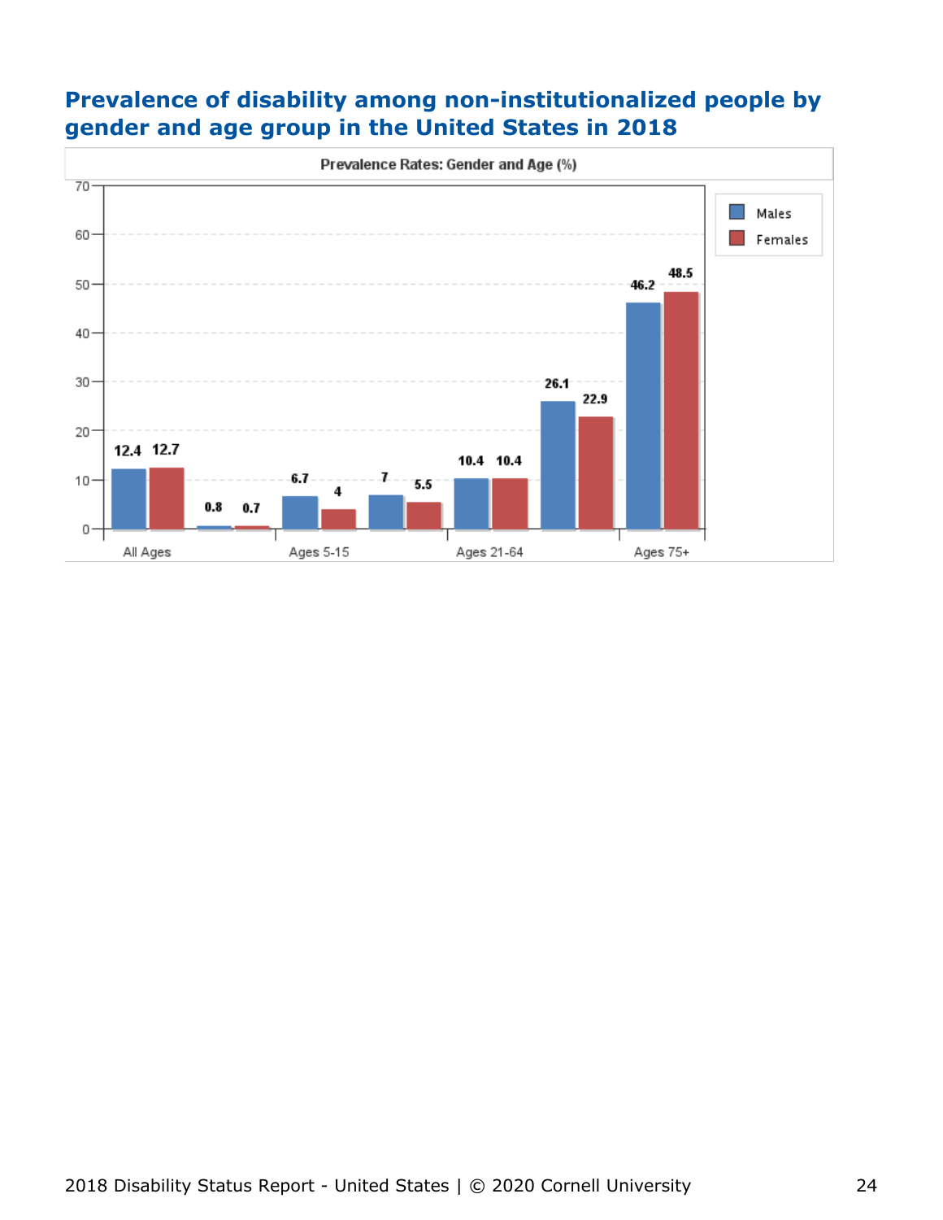## Prevalence of disability among non-institutionalized people by gender and age group in the United States in 2018

**Prevalence Rates: Gender and Age (%)**

| Age Group | Males | Females |
|---|---|---|
| All Ages | 12.4 | 12.7 |
| Ages 0-4 | 0.8 | 0.7 |
| Ages 5-15 | 6.7 | 4 |
| Ages 16-20 | 7 | 5.5 |
| Ages 21-64 | 10.4 | 10.4 |
| Ages 65-74 | 26.1 | 22.9 |
| Ages 75+ | 46.2 | 48.5 |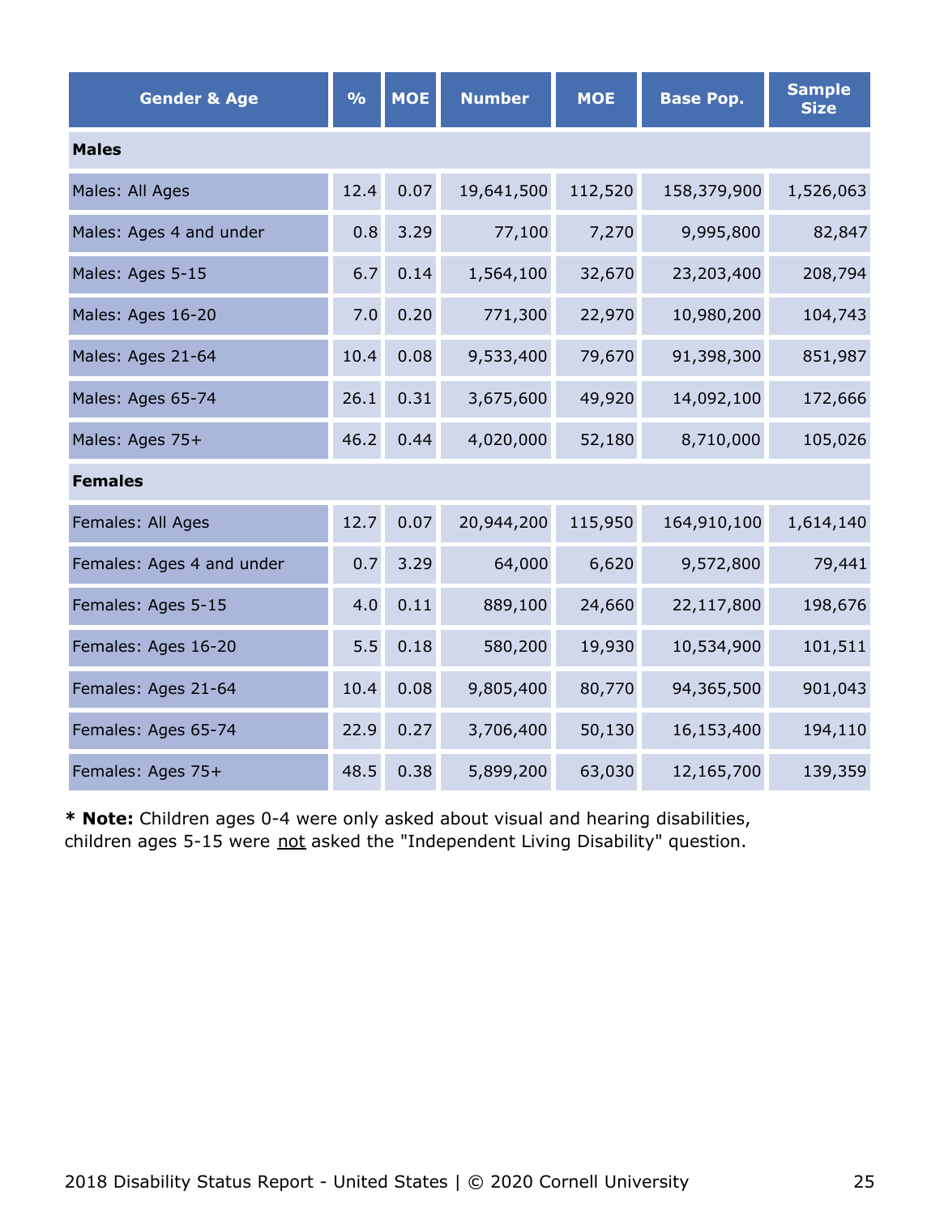| Gender & Age | % | MOE | Number | MOE | Base Pop. | Sample Size |
|---|---|---|---|---|---|---|
| **Males** | | | | | | |
| Males: All Ages | 12.4 | 0.07 | 19,641,500 | 112,520 | 158,379,900 | 1,526,063 |
| Males: Ages 4 and under | 0.8 | 3.29 | 77,100 | 7,270 | 9,995,800 | 82,847 |
| Males: Ages 5-15 | 6.7 | 0.14 | 1,564,100 | 32,670 | 23,203,400 | 208,794 |
| Males: Ages 16-20 | 7.0 | 0.20 | 771,300 | 22,970 | 10,980,200 | 104,743 |
| Males: Ages 21-64 | 10.4 | 0.08 | 9,533,400 | 79,670 | 91,398,300 | 851,987 |
| Males: Ages 65-74 | 26.1 | 0.31 | 3,675,600 | 49,920 | 14,092,100 | 172,666 |
| Males: Ages 75+ | 46.2 | 0.44 | 4,020,000 | 52,180 | 8,710,000 | 105,026 |
| **Females** | | | | | | |
| Females: All Ages | 12.7 | 0.07 | 20,944,200 | 115,950 | 164,910,100 | 1,614,140 |
| Females: Ages 4 and under | 0.7 | 3.29 | 64,000 | 6,620 | 9,572,800 | 79,441 |
| Females: Ages 5-15 | 4.0 | 0.11 | 889,100 | 24,660 | 22,117,800 | 198,676 |
| Females: Ages 16-20 | 5.5 | 0.18 | 580,200 | 19,930 | 10,534,900 | 101,511 |
| Females: Ages 21-64 | 10.4 | 0.08 | 9,805,400 | 80,770 | 94,365,500 | 901,043 |
| Females: Ages 65-74 | 22.9 | 0.27 | 3,706,400 | 50,130 | 16,153,400 | 194,110 |
| Females: Ages 75+ | 48.5 | 0.38 | 5,899,200 | 63,030 | 12,165,700 | 139,359 |

* **Note:** Children ages 0-4 were only asked about visual and hearing disabilities, children ages 5-15 were not asked the "Independent Living Disability" question.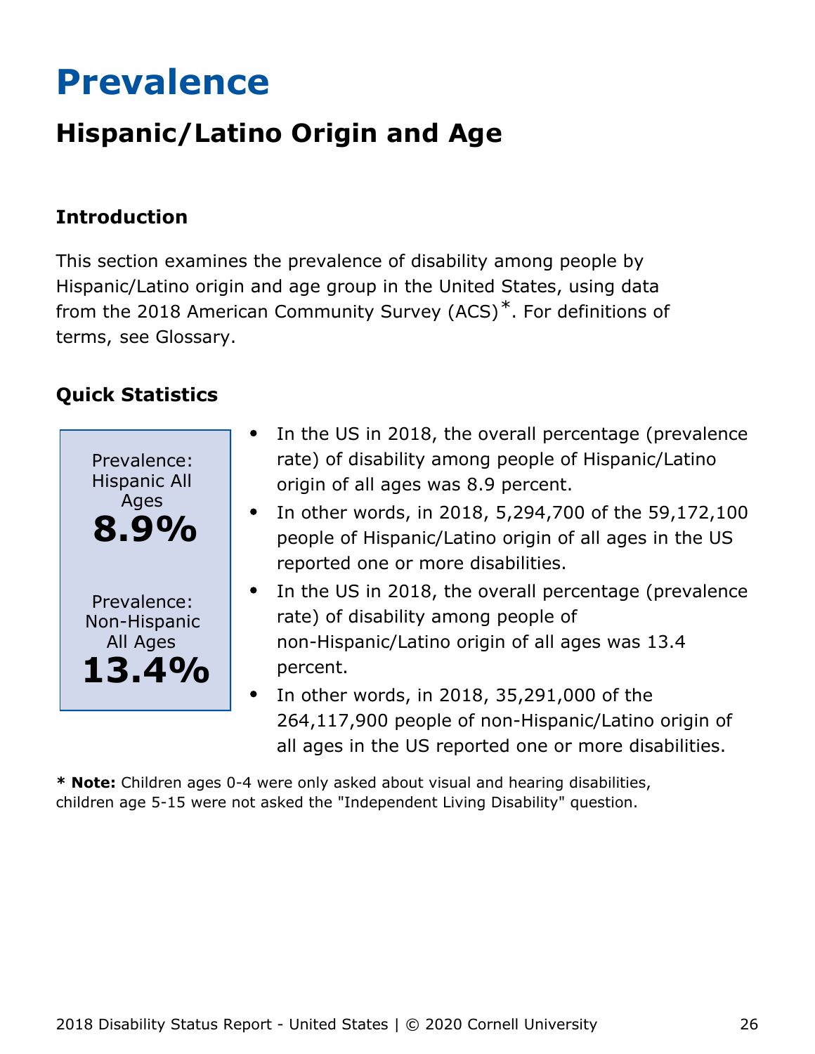# Prevalence

## Hispanic/Latino Origin and Age

### Introduction

This section examines the prevalence of disability among people by Hispanic/Latino origin and age group in the United States, using data from the 2018 American Community Survey (ACS)*. For definitions of terms, see Glossary.

### Quick Statistics

Prevalence: Hispanic All Ages
**8.9%**

Prevalence: Non-Hispanic All Ages
**13.4%**

- In the US in 2018, the overall percentage (prevalence rate) of disability among people of Hispanic/Latino origin of all ages was 8.9 percent.
- In other words, in 2018, 5,294,700 of the 59,172,100 people of Hispanic/Latino origin of all ages in the US reported one or more disabilities.
- In the US in 2018, the overall percentage (prevalence rate) of disability among people of non-Hispanic/Latino origin of all ages was 13.4 percent.
- In other words, in 2018, 35,291,000 of the 264,117,900 people of non-Hispanic/Latino origin of all ages in the US reported one or more disabilities.

**\* Note:** Children ages 0-4 were only asked about visual and hearing disabilities, children age 5-15 were not asked the "Independent Living Disability" question.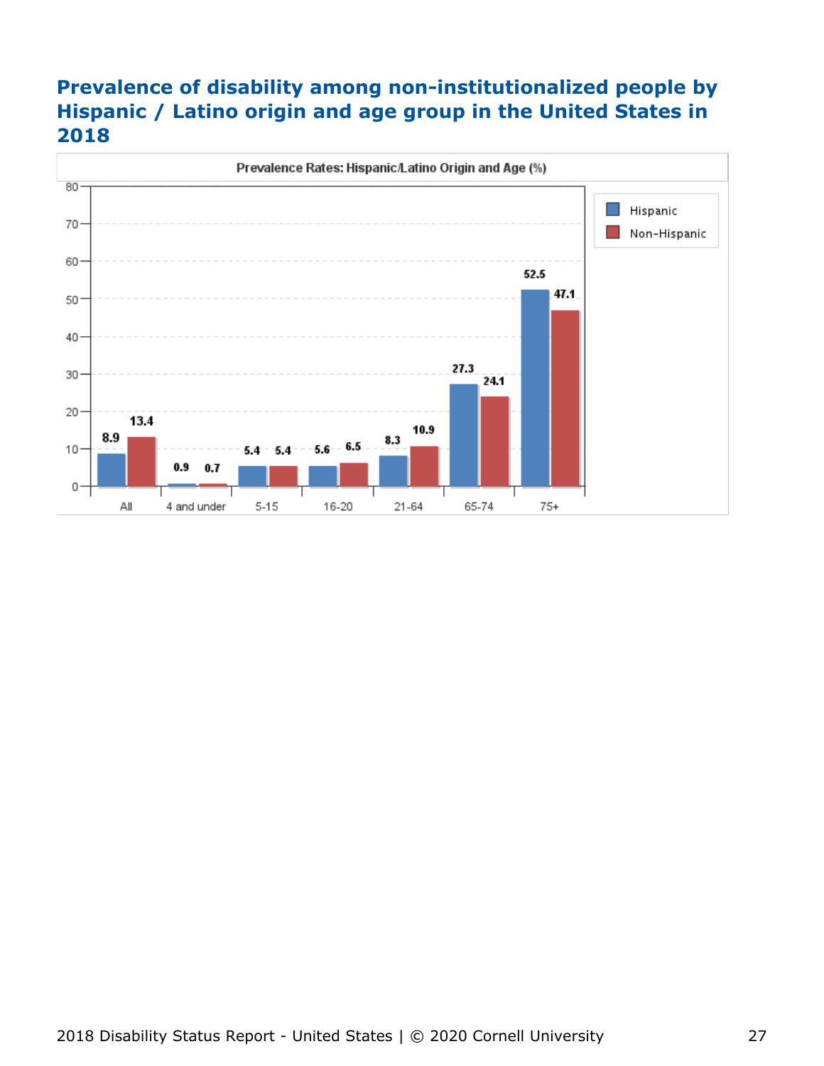## Prevalence of disability among non-institutionalized people by Hispanic / Latino origin and age group in the United States in 2018

**Prevalence Rates: Hispanic/Latino Origin and Age (%)**

| Age group | Hispanic | Non-Hispanic |
| --- | --- | --- |
| All | 8.9 | 13.4 |
| 4 and under | 0.9 | 0.7 |
| 5-15 | 5.4 | 5.4 |
| 16-20 | 5.6 | 6.5 |
| 21-64 | 8.3 | 10.9 |
| 65-74 | 27.3 | 24.1 |
| 75+ | 52.5 | 47.1 |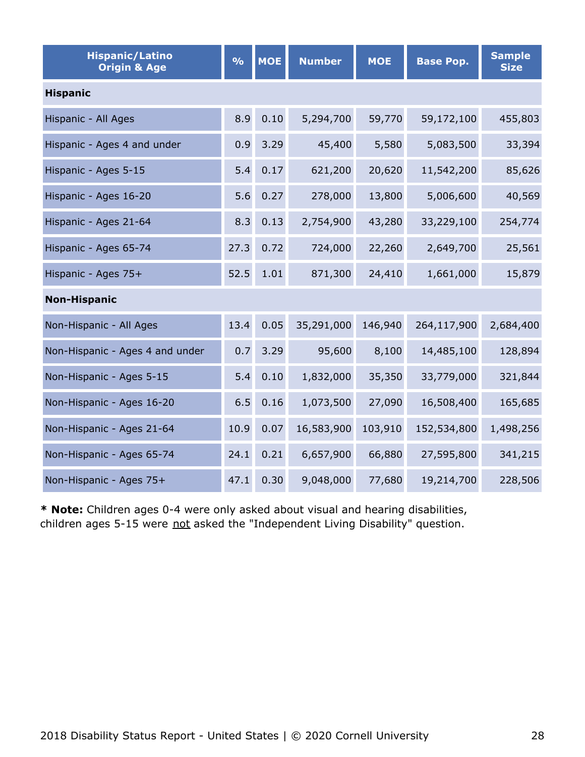| Hispanic/Latino Origin & Age | % | MOE | Number | MOE | Base Pop. | Sample Size |
|---|---|---|---|---|---|---|
| **Hispanic** | | | | | | |
| Hispanic - All Ages | 8.9 | 0.10 | 5,294,700 | 59,770 | 59,172,100 | 455,803 |
| Hispanic - Ages 4 and under | 0.9 | 3.29 | 45,400 | 5,580 | 5,083,500 | 33,394 |
| Hispanic - Ages 5-15 | 5.4 | 0.17 | 621,200 | 20,620 | 11,542,200 | 85,626 |
| Hispanic - Ages 16-20 | 5.6 | 0.27 | 278,000 | 13,800 | 5,006,600 | 40,569 |
| Hispanic - Ages 21-64 | 8.3 | 0.13 | 2,754,900 | 43,280 | 33,229,100 | 254,774 |
| Hispanic - Ages 65-74 | 27.3 | 0.72 | 724,000 | 22,260 | 2,649,700 | 25,561 |
| Hispanic - Ages 75+ | 52.5 | 1.01 | 871,300 | 24,410 | 1,661,000 | 15,879 |
| **Non-Hispanic** | | | | | | |
| Non-Hispanic - All Ages | 13.4 | 0.05 | 35,291,000 | 146,940 | 264,117,900 | 2,684,400 |
| Non-Hispanic - Ages 4 and under | 0.7 | 3.29 | 95,600 | 8,100 | 14,485,100 | 128,894 |
| Non-Hispanic - Ages 5-15 | 5.4 | 0.10 | 1,832,000 | 35,350 | 33,779,000 | 321,844 |
| Non-Hispanic - Ages 16-20 | 6.5 | 0.16 | 1,073,500 | 27,090 | 16,508,400 | 165,685 |
| Non-Hispanic - Ages 21-64 | 10.9 | 0.07 | 16,583,900 | 103,910 | 152,534,800 | 1,498,256 |
| Non-Hispanic - Ages 65-74 | 24.1 | 0.21 | 6,657,900 | 66,880 | 27,595,800 | 341,215 |
| Non-Hispanic - Ages 75+ | 47.1 | 0.30 | 9,048,000 | 77,680 | 19,214,700 | 228,506 |

* **Note:** Children ages 0-4 were only asked about visual and hearing disabilities, children ages 5-15 were not asked the "Independent Living Disability" question.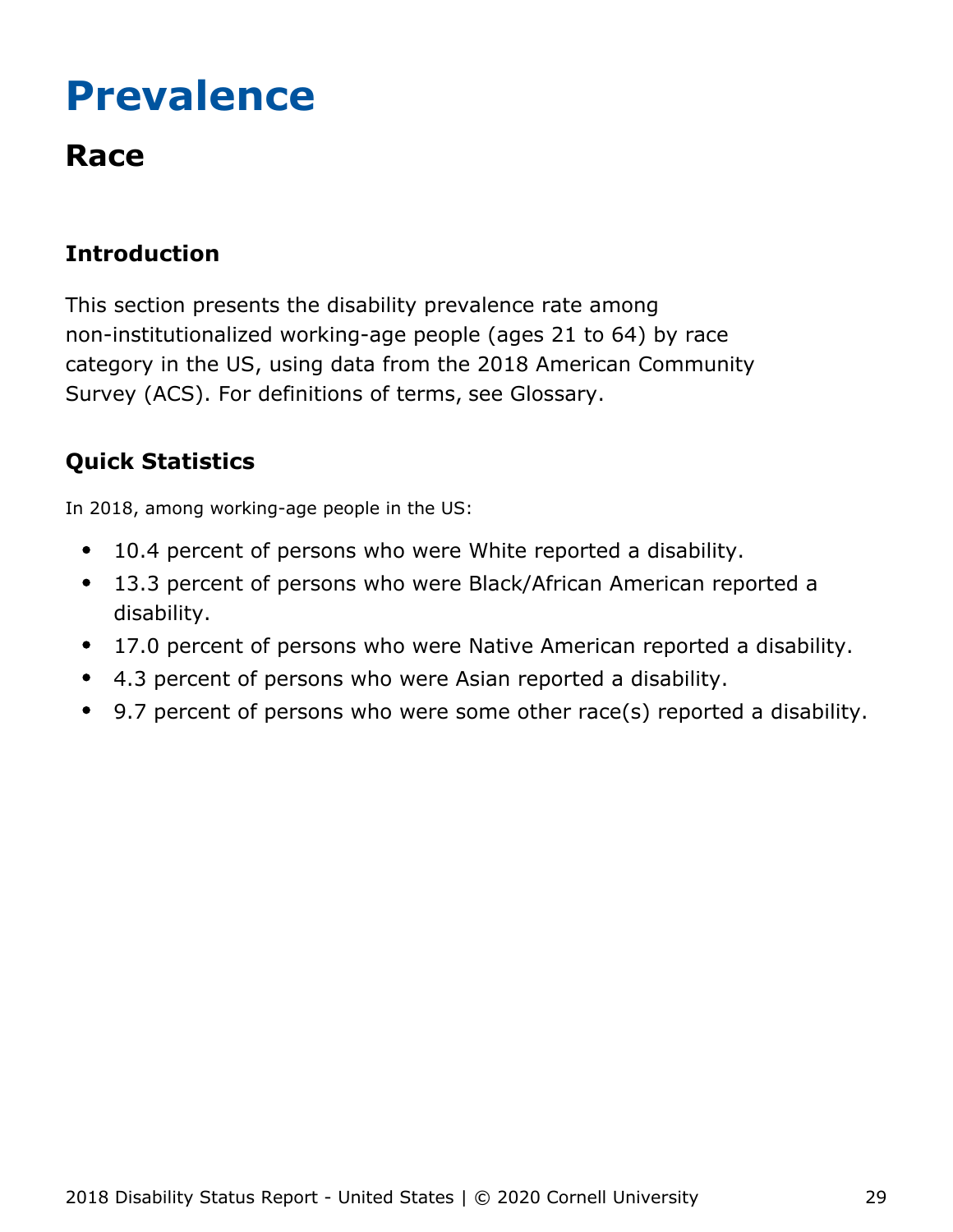# Prevalence

## Race

### Introduction

This section presents the disability prevalence rate among non-institutionalized working-age people (ages 21 to 64) by race category in the US, using data from the 2018 American Community Survey (ACS). For definitions of terms, see Glossary.

### Quick Statistics

In 2018, among working-age people in the US:

- 10.4 percent of persons who were White reported a disability.
- 13.3 percent of persons who were Black/African American reported a disability.
- 17.0 percent of persons who were Native American reported a disability.
- 4.3 percent of persons who were Asian reported a disability.
- 9.7 percent of persons who were some other race(s) reported a disability.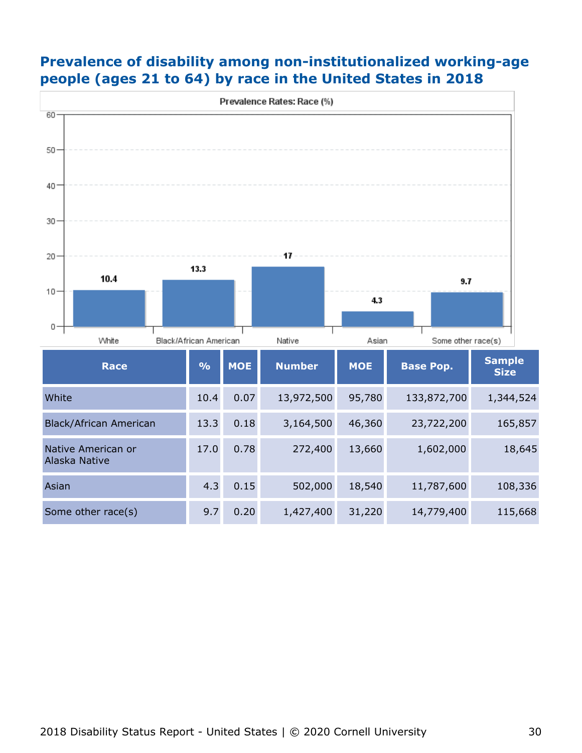## Prevalence of disability among non-institutionalized working-age people (ages 21 to 64) by race in the United States in 2018

| Race | % | MOE | Number | MOE | Base Pop. | Sample Size |
|---|---|---|---|---|---|---|
| White | 10.4 | 0.07 | 13,972,500 | 95,780 | 133,872,700 | 1,344,524 |
| Black/African American | 13.3 | 0.18 | 3,164,500 | 46,360 | 23,722,200 | 165,857 |
| Native American or Alaska Native | 17.0 | 0.78 | 272,400 | 13,660 | 1,602,000 | 18,645 |
| Asian | 4.3 | 0.15 | 502,000 | 18,540 | 11,787,600 | 108,336 |
| Some other race(s) | 9.7 | 0.20 | 1,427,400 | 31,220 | 14,779,400 | 115,668 |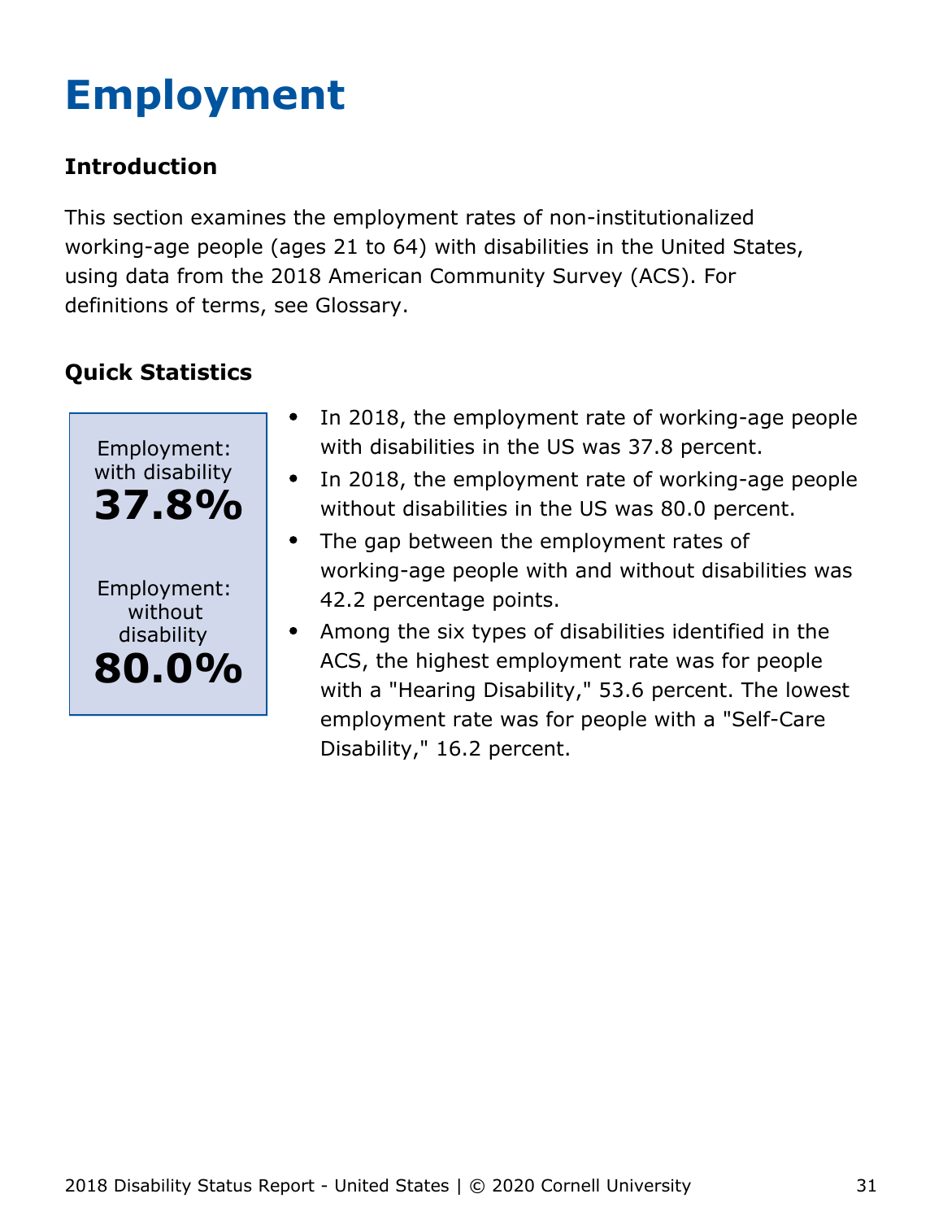# Employment

### Introduction

This section examines the employment rates of non-institutionalized working-age people (ages 21 to 64) with disabilities in the United States, using data from the 2018 American Community Survey (ACS). For definitions of terms, see Glossary.

### Quick Statistics

Employment: with disability
**37.8%**

Employment: without disability
**80.0%**

- In 2018, the employment rate of working-age people with disabilities in the US was 37.8 percent.
- In 2018, the employment rate of working-age people without disabilities in the US was 80.0 percent.
- The gap between the employment rates of working-age people with and without disabilities was 42.2 percentage points.
- Among the six types of disabilities identified in the ACS, the highest employment rate was for people with a "Hearing Disability," 53.6 percent. The lowest employment rate was for people with a "Self-Care Disability," 16.2 percent.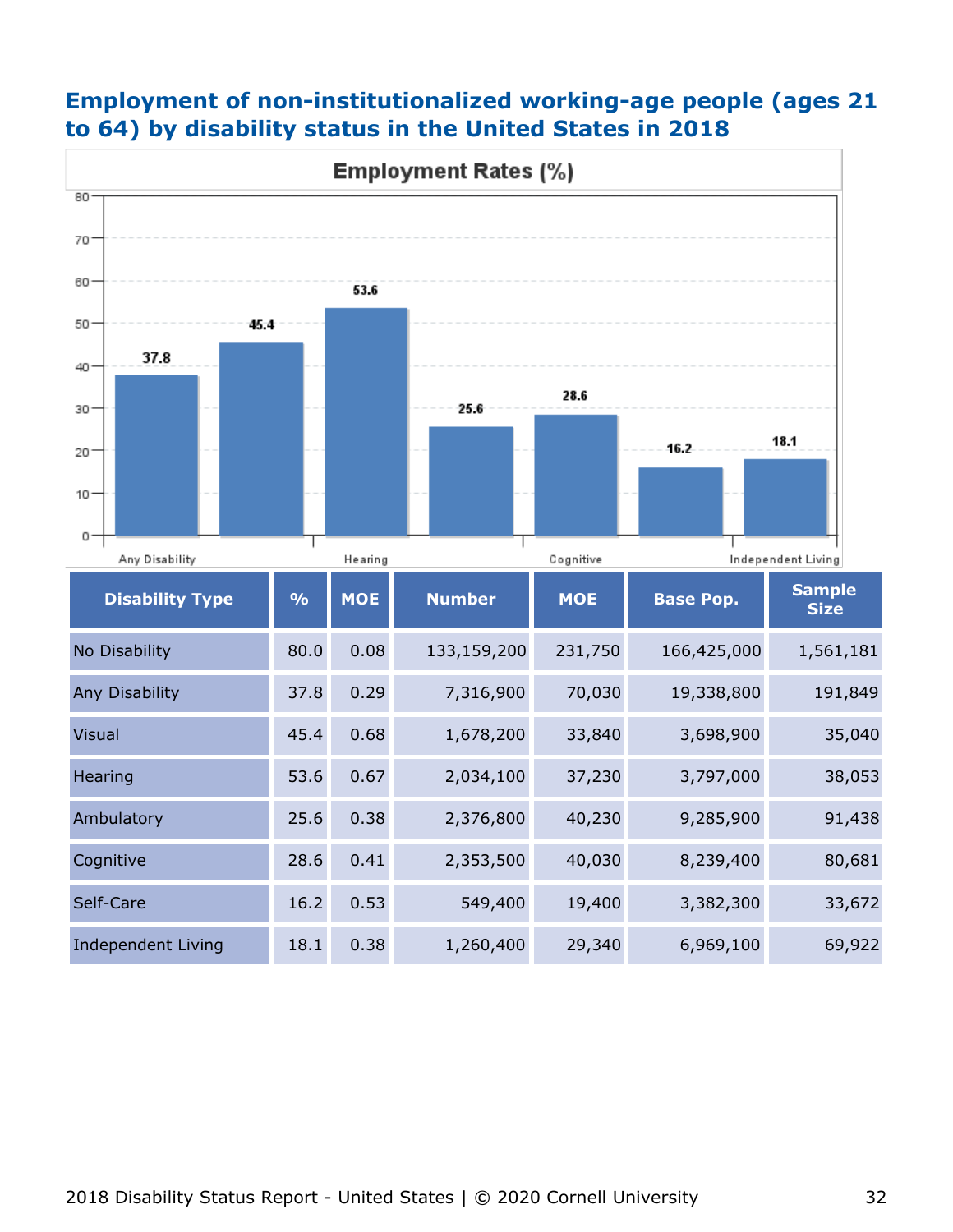## Employment of non-institutionalized working-age people (ages 21 to 64) by disability status in the United States in 2018

| Disability Type | % | MOE | Number | MOE | Base Pop. | Sample Size |
|---|---|---|---|---|---|---|
| No Disability | 80.0 | 0.08 | 133,159,200 | 231,750 | 166,425,000 | 1,561,181 |
| Any Disability | 37.8 | 0.29 | 7,316,900 | 70,030 | 19,338,800 | 191,849 |
| Visual | 45.4 | 0.68 | 1,678,200 | 33,840 | 3,698,900 | 35,040 |
| Hearing | 53.6 | 0.67 | 2,034,100 | 37,230 | 3,797,000 | 38,053 |
| Ambulatory | 25.6 | 0.38 | 2,376,800 | 40,230 | 9,285,900 | 91,438 |
| Cognitive | 28.6 | 0.41 | 2,353,500 | 40,030 | 8,239,400 | 80,681 |
| Self-Care | 16.2 | 0.53 | 549,400 | 19,400 | 3,382,300 | 33,672 |
| Independent Living | 18.1 | 0.38 | 1,260,400 | 29,340 | 6,969,100 | 69,922 |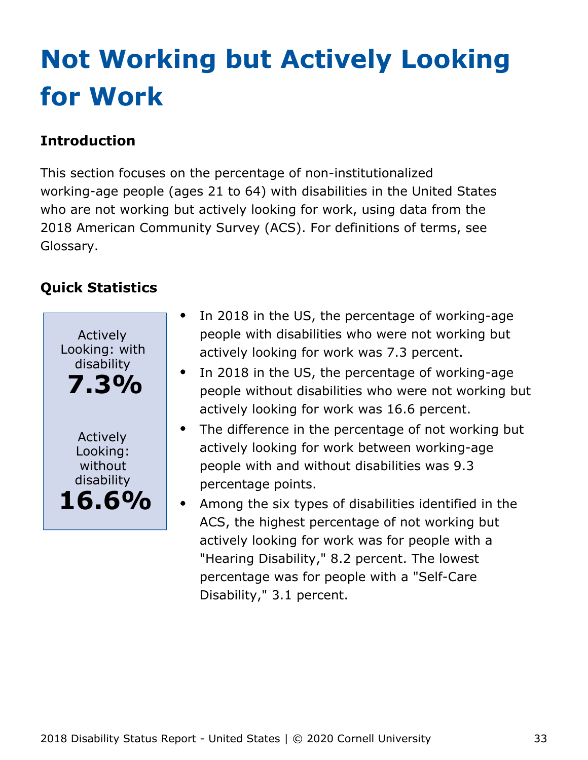# Not Working but Actively Looking for Work

### Introduction

This section focuses on the percentage of non-institutionalized working-age people (ages 21 to 64) with disabilities in the United States who are not working but actively looking for work, using data from the 2018 American Community Survey (ACS). For definitions of terms, see Glossary.

### Quick Statistics

Actively Looking: with disability
**7.3%**

Actively Looking: without disability
**16.6%**

- In 2018 in the US, the percentage of working-age people with disabilities who were not working but actively looking for work was 7.3 percent.
- In 2018 in the US, the percentage of working-age people without disabilities who were not working but actively looking for work was 16.6 percent.
- The difference in the percentage of not working but actively looking for work between working-age people with and without disabilities was 9.3 percentage points.
- Among the six types of disabilities identified in the ACS, the highest percentage of not working but actively looking for work was for people with a "Hearing Disability," 8.2 percent. The lowest percentage was for people with a "Self-Care Disability," 3.1 percent.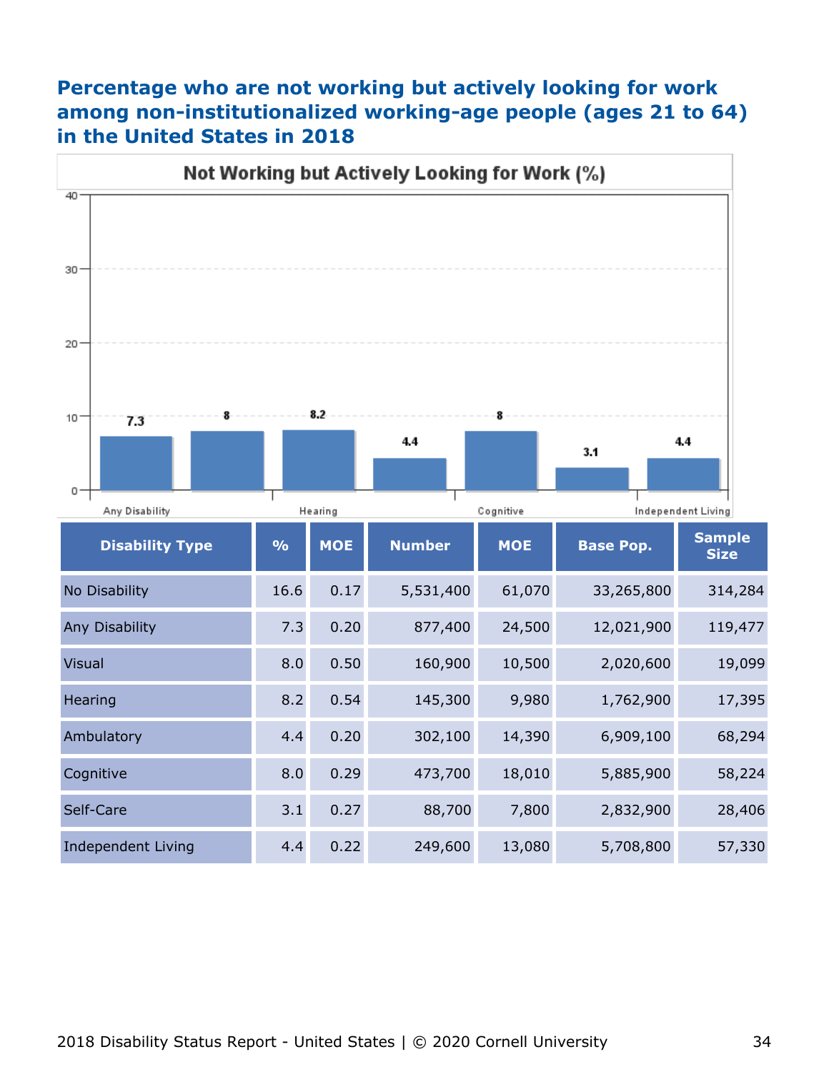# Percentage who are not working but actively looking for work among non-institutionalized working-age people (ages 21 to 64) in the United States in 2018

**Not Working but Actively Looking for Work (%)**

| Disability Type | % | MOE | Number | MOE | Base Pop. | Sample Size |
|---|---|---|---|---|---|---|
| No Disability | 16.6 | 0.17 | 5,531,400 | 61,070 | 33,265,800 | 314,284 |
| Any Disability | 7.3 | 0.20 | 877,400 | 24,500 | 12,021,900 | 119,477 |
| Visual | 8.0 | 0.50 | 160,900 | 10,500 | 2,020,600 | 19,099 |
| Hearing | 8.2 | 0.54 | 145,300 | 9,980 | 1,762,900 | 17,395 |
| Ambulatory | 4.4 | 0.20 | 302,100 | 14,390 | 6,909,100 | 68,294 |
| Cognitive | 8.0 | 0.29 | 473,700 | 18,010 | 5,885,900 | 58,224 |
| Self-Care | 3.1 | 0.27 | 88,700 | 7,800 | 2,832,900 | 28,406 |
| Independent Living | 4.4 | 0.22 | 249,600 | 13,080 | 5,708,800 | 57,330 |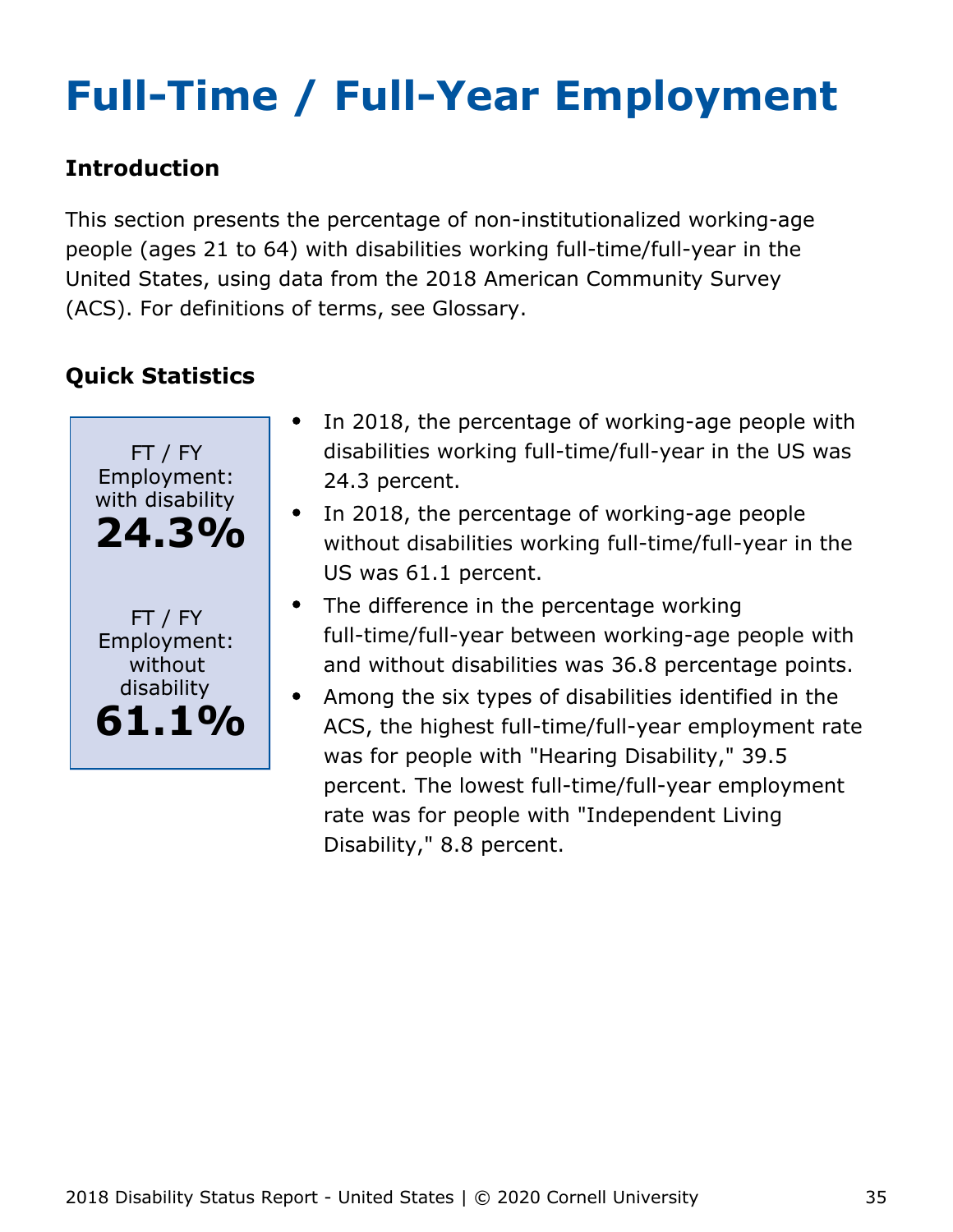# Full-Time / Full-Year Employment

## Introduction

This section presents the percentage of non-institutionalized working-age people (ages 21 to 64) with disabilities working full-time/full-year in the United States, using data from the 2018 American Community Survey (ACS). For definitions of terms, see Glossary.

## Quick Statistics

FT / FY Employment: with disability
**24.3%**

FT / FY Employment: without disability
**61.1%**

- In 2018, the percentage of working-age people with disabilities working full-time/full-year in the US was 24.3 percent.
- In 2018, the percentage of working-age people without disabilities working full-time/full-year in the US was 61.1 percent.
- The difference in the percentage working full-time/full-year between working-age people with and without disabilities was 36.8 percentage points.
- Among the six types of disabilities identified in the ACS, the highest full-time/full-year employment rate was for people with "Hearing Disability," 39.5 percent. The lowest full-time/full-year employment rate was for people with "Independent Living Disability," 8.8 percent.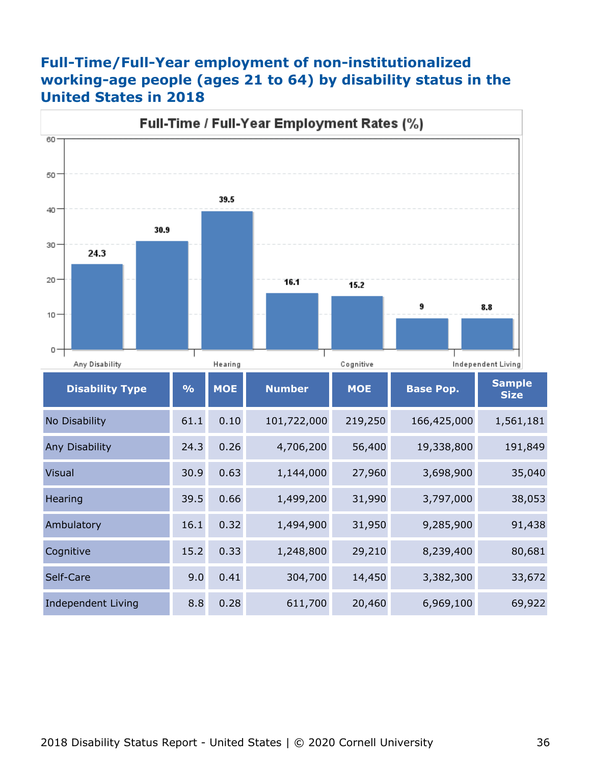## Full-Time/Full-Year employment of non-institutionalized working-age people (ages 21 to 64) by disability status in the United States in 2018

Full-Time / Full-Year Employment Rates (%)

| Disability Type | % | MOE | Number | MOE | Base Pop. | Sample Size |
|---|---|---|---|---|---|---|
| No Disability | 61.1 | 0.10 | 101,722,000 | 219,250 | 166,425,000 | 1,561,181 |
| Any Disability | 24.3 | 0.26 | 4,706,200 | 56,400 | 19,338,800 | 191,849 |
| Visual | 30.9 | 0.63 | 1,144,000 | 27,960 | 3,698,900 | 35,040 |
| Hearing | 39.5 | 0.66 | 1,499,200 | 31,990 | 3,797,000 | 38,053 |
| Ambulatory | 16.1 | 0.32 | 1,494,900 | 31,950 | 9,285,900 | 91,438 |
| Cognitive | 15.2 | 0.33 | 1,248,800 | 29,210 | 8,239,400 | 80,681 |
| Self-Care | 9.0 | 0.41 | 304,700 | 14,450 | 3,382,300 | 33,672 |
| Independent Living | 8.8 | 0.28 | 611,700 | 20,460 | 6,969,100 | 69,922 |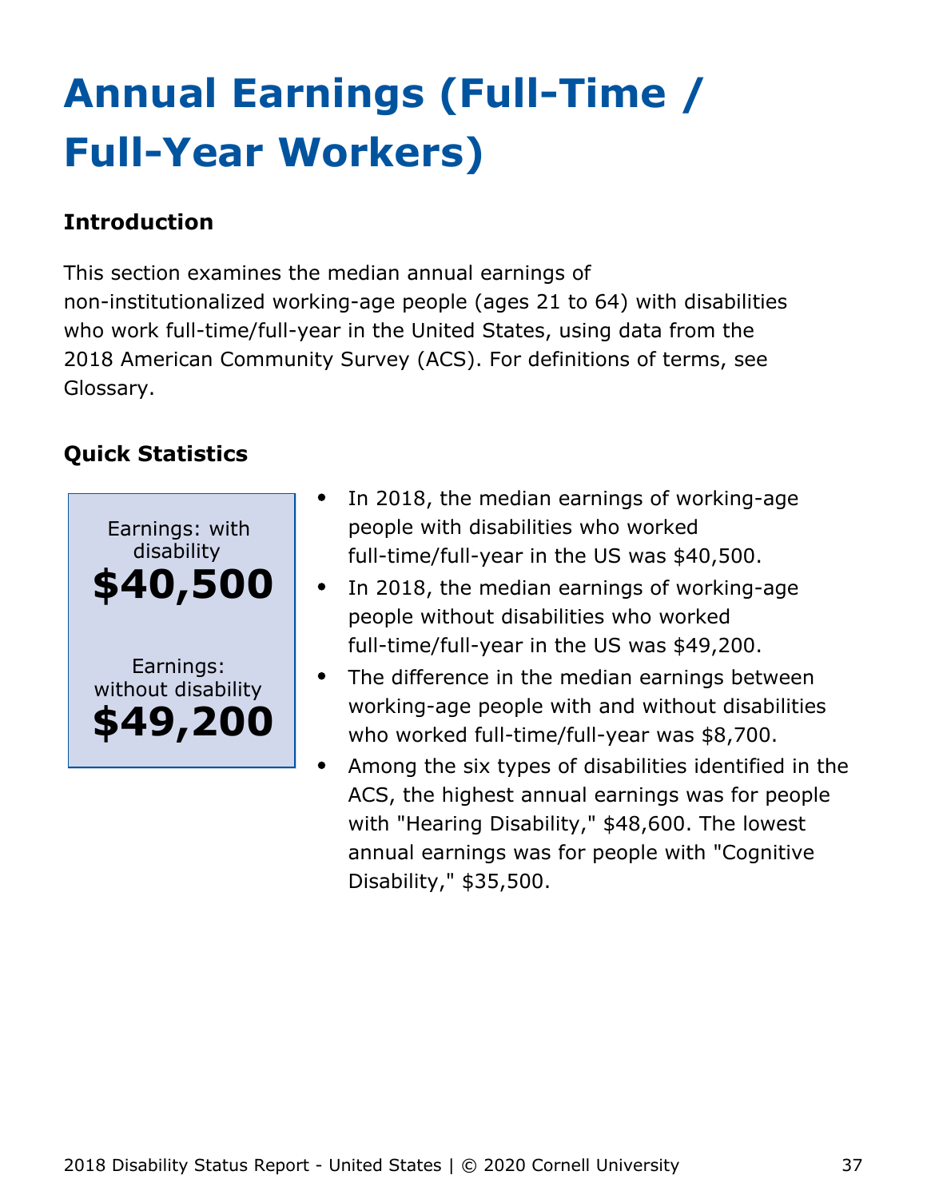# Annual Earnings (Full-Time / Full-Year Workers)

### Introduction

This section examines the median annual earnings of non-institutionalized working-age people (ages 21 to 64) with disabilities who work full-time/full-year in the United States, using data from the 2018 American Community Survey (ACS). For definitions of terms, see Glossary.

### Quick Statistics

Earnings: with disability
**$40,500**

Earnings: without disability
**$49,200**

- In 2018, the median earnings of working-age people with disabilities who worked full-time/full-year in the US was $40,500.
- In 2018, the median earnings of working-age people without disabilities who worked full-time/full-year in the US was $49,200.
- The difference in the median earnings between working-age people with and without disabilities who worked full-time/full-year was $8,700.
- Among the six types of disabilities identified in the ACS, the highest annual earnings was for people with "Hearing Disability," $48,600. The lowest annual earnings was for people with "Cognitive Disability," $35,500.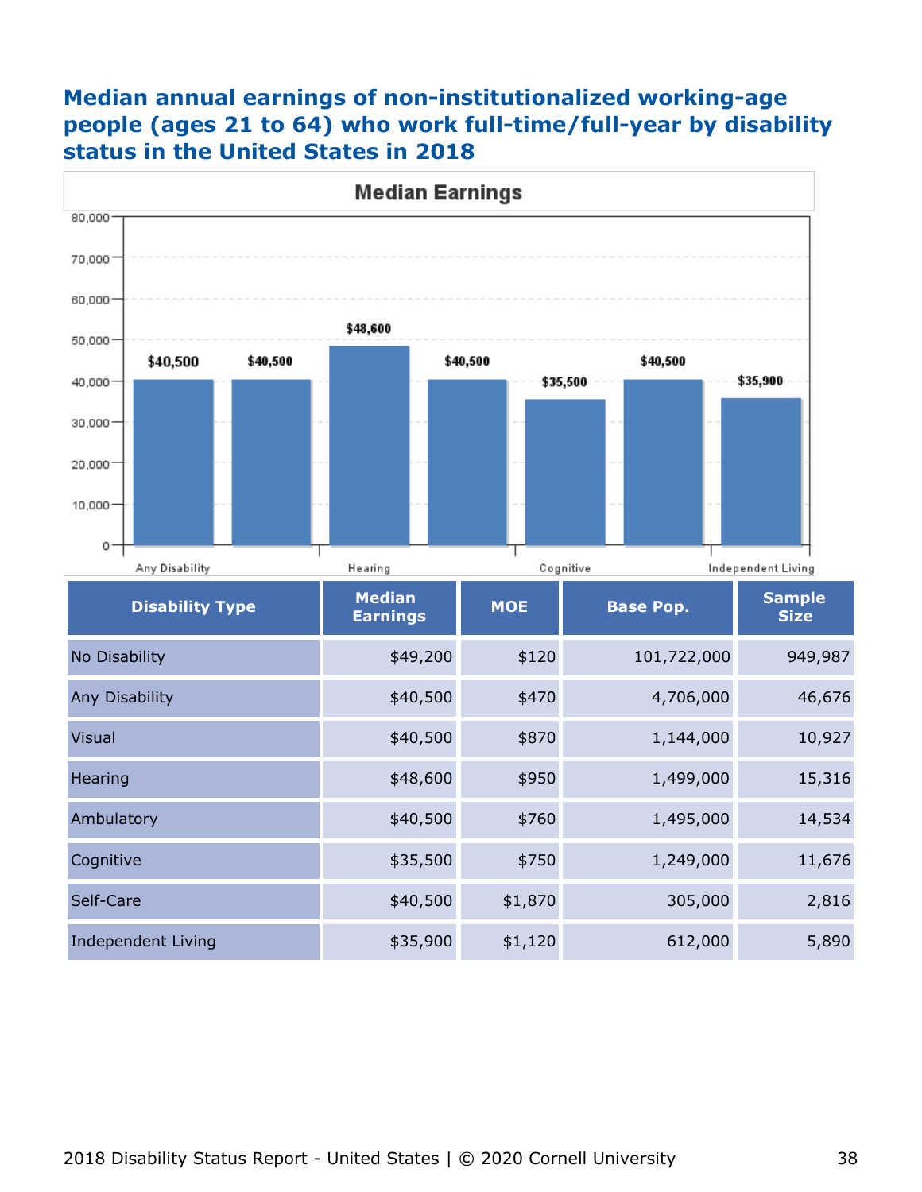## Median annual earnings of non-institutionalized working-age people (ages 21 to 64) who work full-time/full-year by disability status in the United States in 2018

| Disability Type | Median Earnings | MOE | Base Pop. | Sample Size |
|---|---|---|---|---|
| No Disability | $49,200 | $120 | 101,722,000 | 949,987 |
| Any Disability | $40,500 | $470 | 4,706,000 | 46,676 |
| Visual | $40,500 | $870 | 1,144,000 | 10,927 |
| Hearing | $48,600 | $950 | 1,499,000 | 15,316 |
| Ambulatory | $40,500 | $760 | 1,495,000 | 14,534 |
| Cognitive | $35,500 | $750 | 1,249,000 | 11,676 |
| Self-Care | $40,500 | $1,870 | 305,000 | 2,816 |
| Independent Living | $35,900 | $1,120 | 612,000 | 5,890 |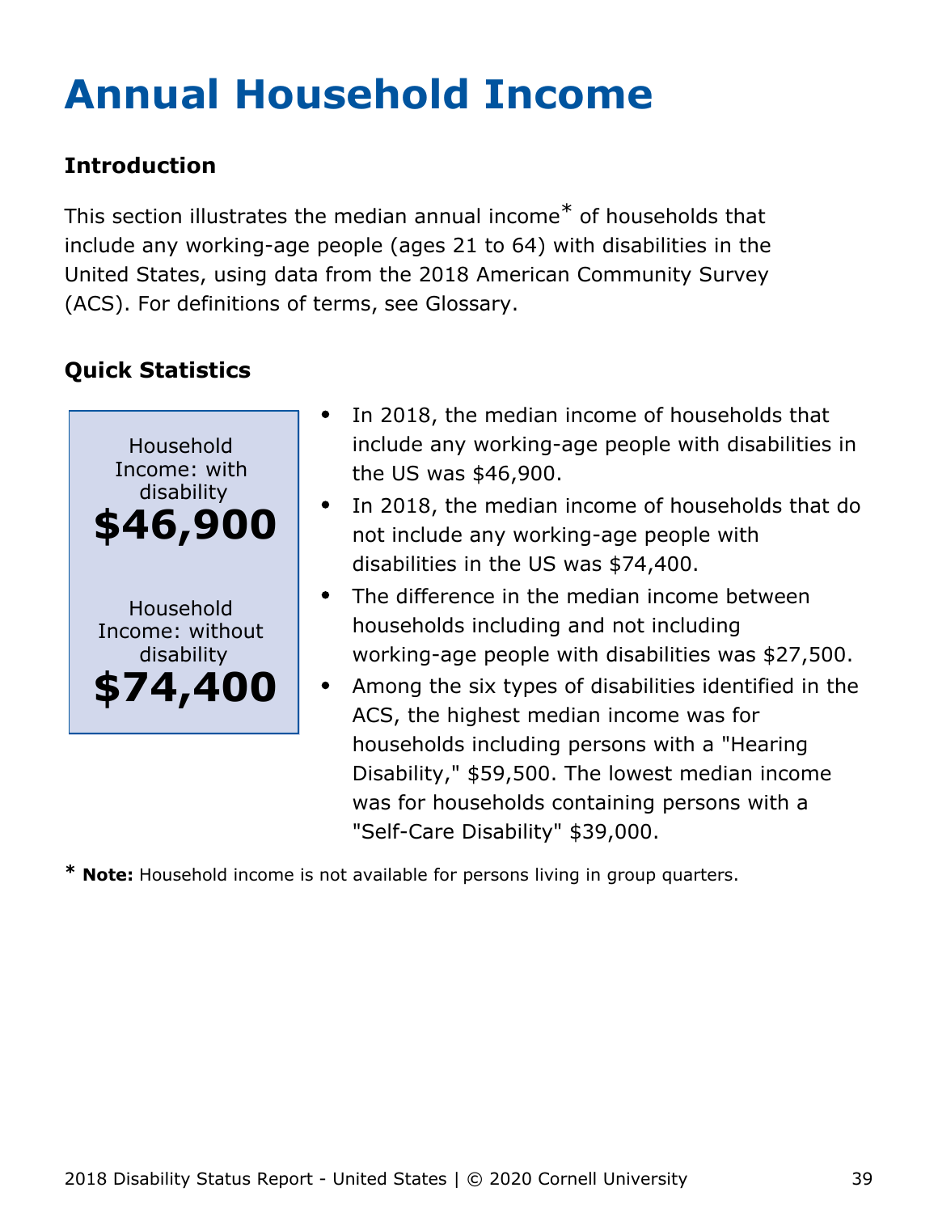# Annual Household Income

### Introduction

This section illustrates the median annual income* of households that include any working-age people (ages 21 to 64) with disabilities in the United States, using data from the 2018 American Community Survey (ACS). For definitions of terms, see Glossary.

### Quick Statistics

Household Income: with disability
**$46,900**

Household Income: without disability
**$74,400**

- In 2018, the median income of households that include any working-age people with disabilities in the US was $46,900.
- In 2018, the median income of households that do not include any working-age people with disabilities in the US was $74,400.
- The difference in the median income between households including and not including working-age people with disabilities was $27,500.
- Among the six types of disabilities identified in the ACS, the highest median income was for households including persons with a "Hearing Disability," $59,500. The lowest median income was for households containing persons with a "Self-Care Disability" $39,000.

\* **Note:** Household income is not available for persons living in group quarters.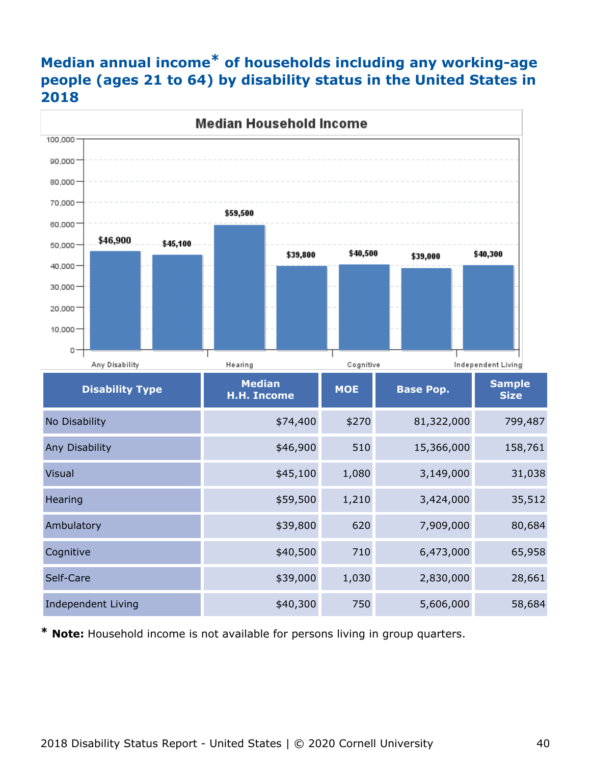## Median annual income* of households including any working-age people (ages 21 to 64) by disability status in the United States in 2018

| Disability Type | Median H.H. Income | MOE | Base Pop. | Sample Size |
|---|---|---|---|---|
| No Disability | $74,400 | $270 | 81,322,000 | 799,487 |
| Any Disability | $46,900 | 510 | 15,366,000 | 158,761 |
| Visual | $45,100 | 1,080 | 3,149,000 | 31,038 |
| Hearing | $59,500 | 1,210 | 3,424,000 | 35,512 |
| Ambulatory | $39,800 | 620 | 7,909,000 | 80,684 |
| Cognitive | $40,500 | 710 | 6,473,000 | 65,958 |
| Self-Care | $39,000 | 1,030 | 2,830,000 | 28,661 |
| Independent Living | $40,300 | 750 | 5,606,000 | 58,684 |

* **Note:** Household income is not available for persons living in group quarters.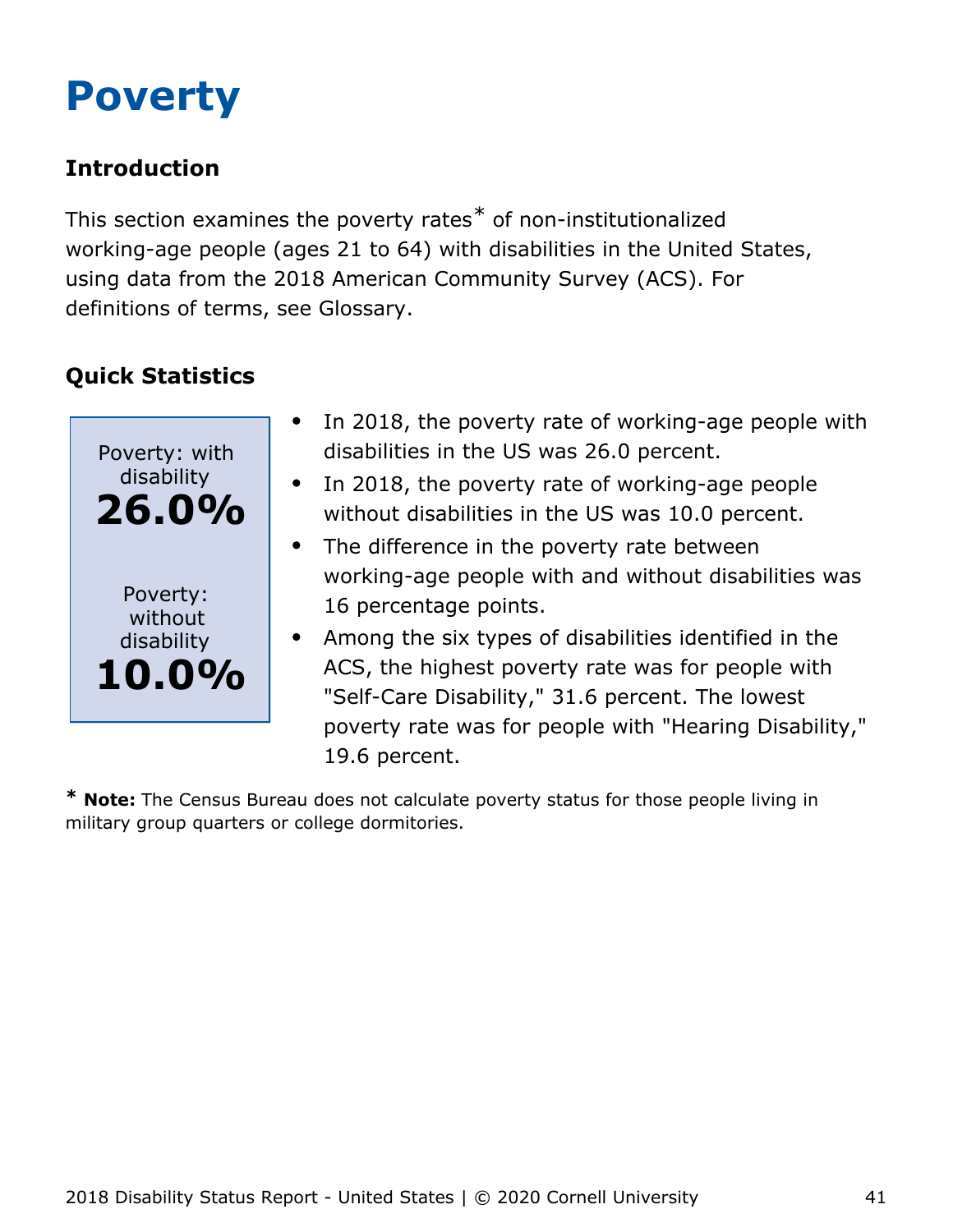# Poverty

### Introduction

This section examines the poverty rates* of non-institutionalized working-age people (ages 21 to 64) with disabilities in the United States, using data from the 2018 American Community Survey (ACS). For definitions of terms, see Glossary.

### Quick Statistics

Poverty: with disability
**26.0%**

Poverty: without disability
**10.0%**

- In 2018, the poverty rate of working-age people with disabilities in the US was 26.0 percent.
- In 2018, the poverty rate of working-age people without disabilities in the US was 10.0 percent.
- The difference in the poverty rate between working-age people with and without disabilities was 16 percentage points.
- Among the six types of disabilities identified in the ACS, the highest poverty rate was for people with "Self-Care Disability," 31.6 percent. The lowest poverty rate was for people with "Hearing Disability," 19.6 percent.

* **Note:** The Census Bureau does not calculate poverty status for those people living in military group quarters or college dormitories.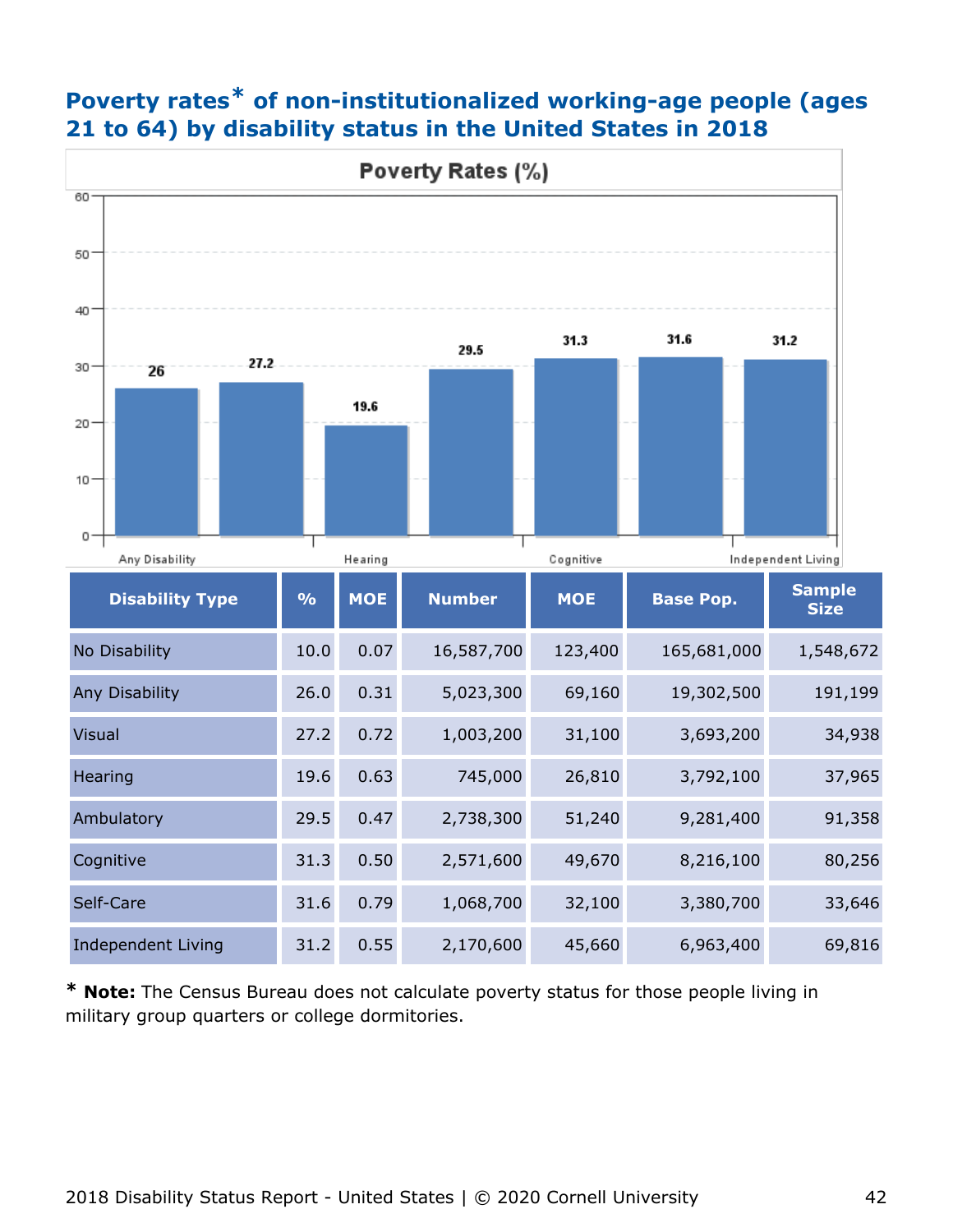## Poverty rates* of non-institutionalized working-age people (ages 21 to 64) by disability status in the United States in 2018

| Disability Type | % | MOE | Number | MOE | Base Pop. | Sample Size |
|---|---|---|---|---|---|---|
| No Disability | 10.0 | 0.07 | 16,587,700 | 123,400 | 165,681,000 | 1,548,672 |
| Any Disability | 26.0 | 0.31 | 5,023,300 | 69,160 | 19,302,500 | 191,199 |
| Visual | 27.2 | 0.72 | 1,003,200 | 31,100 | 3,693,200 | 34,938 |
| Hearing | 19.6 | 0.63 | 745,000 | 26,810 | 3,792,100 | 37,965 |
| Ambulatory | 29.5 | 0.47 | 2,738,300 | 51,240 | 9,281,400 | 91,358 |
| Cognitive | 31.3 | 0.50 | 2,571,600 | 49,670 | 8,216,100 | 80,256 |
| Self-Care | 31.6 | 0.79 | 1,068,700 | 32,100 | 3,380,700 | 33,646 |
| Independent Living | 31.2 | 0.55 | 2,170,600 | 45,660 | 6,963,400 | 69,816 |

* **Note:** The Census Bureau does not calculate poverty status for those people living in military group quarters or college dormitories.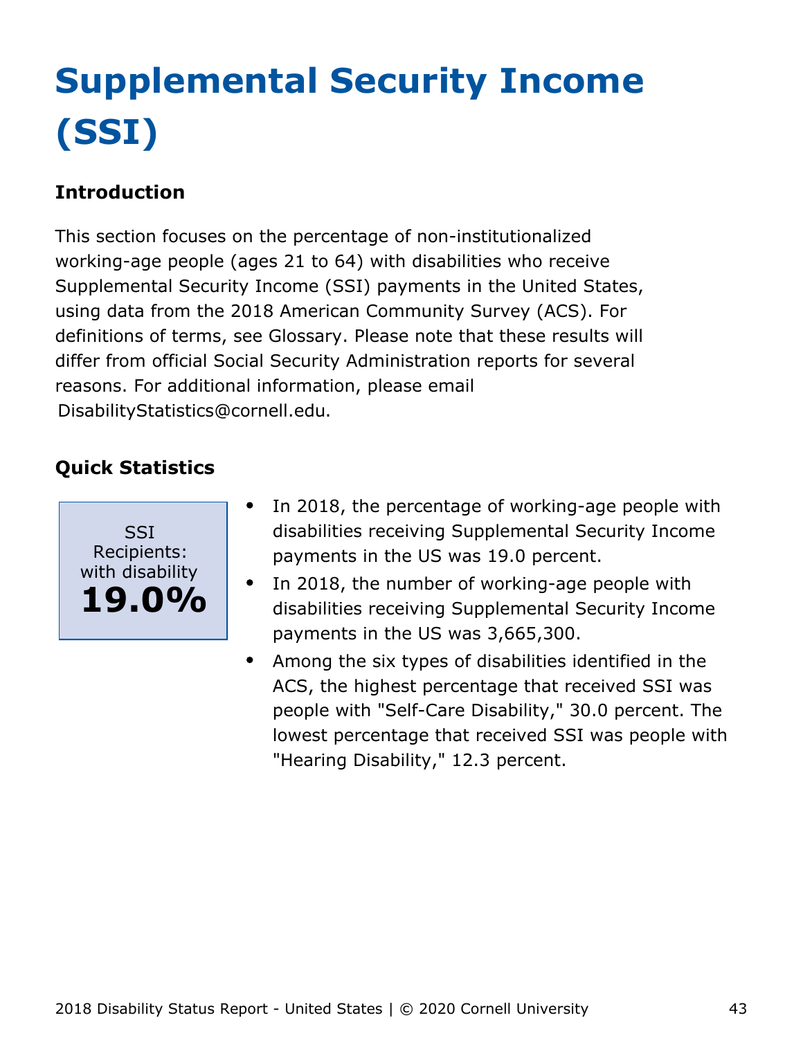# Supplemental Security Income (SSI)

## Introduction

This section focuses on the percentage of non-institutionalized working-age people (ages 21 to 64) with disabilities who receive Supplemental Security Income (SSI) payments in the United States, using data from the 2018 American Community Survey (ACS). For definitions of terms, see Glossary. Please note that these results will differ from official Social Security Administration reports for several reasons. For additional information, please email DisabilityStatistics@cornell.edu.

## Quick Statistics

SSI Recipients: with disability
**19.0%**

- In 2018, the percentage of working-age people with disabilities receiving Supplemental Security Income payments in the US was 19.0 percent.
- In 2018, the number of working-age people with disabilities receiving Supplemental Security Income payments in the US was 3,665,300.
- Among the six types of disabilities identified in the ACS, the highest percentage that received SSI was people with "Self-Care Disability," 30.0 percent. The lowest percentage that received SSI was people with "Hearing Disability," 12.3 percent.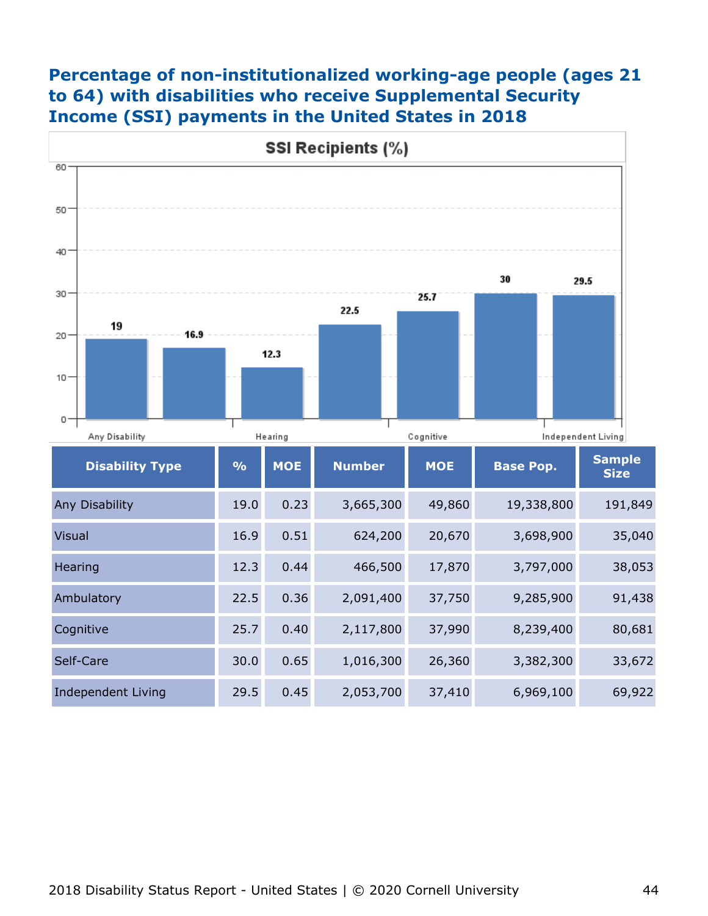## Percentage of non-institutionalized working-age people (ages 21 to 64) with disabilities who receive Supplemental Security Income (SSI) payments in the United States in 2018

**SSI Recipients (%)**

| Disability Type | % | MOE | Number | MOE | Base Pop. | Sample Size |
|---|---|---|---|---|---|---|
| Any Disability | 19.0 | 0.23 | 3,665,300 | 49,860 | 19,338,800 | 191,849 |
| Visual | 16.9 | 0.51 | 624,200 | 20,670 | 3,698,900 | 35,040 |
| Hearing | 12.3 | 0.44 | 466,500 | 17,870 | 3,797,000 | 38,053 |
| Ambulatory | 22.5 | 0.36 | 2,091,400 | 37,750 | 9,285,900 | 91,438 |
| Cognitive | 25.7 | 0.40 | 2,117,800 | 37,990 | 8,239,400 | 80,681 |
| Self-Care | 30.0 | 0.65 | 1,016,300 | 26,360 | 3,382,300 | 33,672 |
| Independent Living | 29.5 | 0.45 | 2,053,700 | 37,410 | 6,969,100 | 69,922 |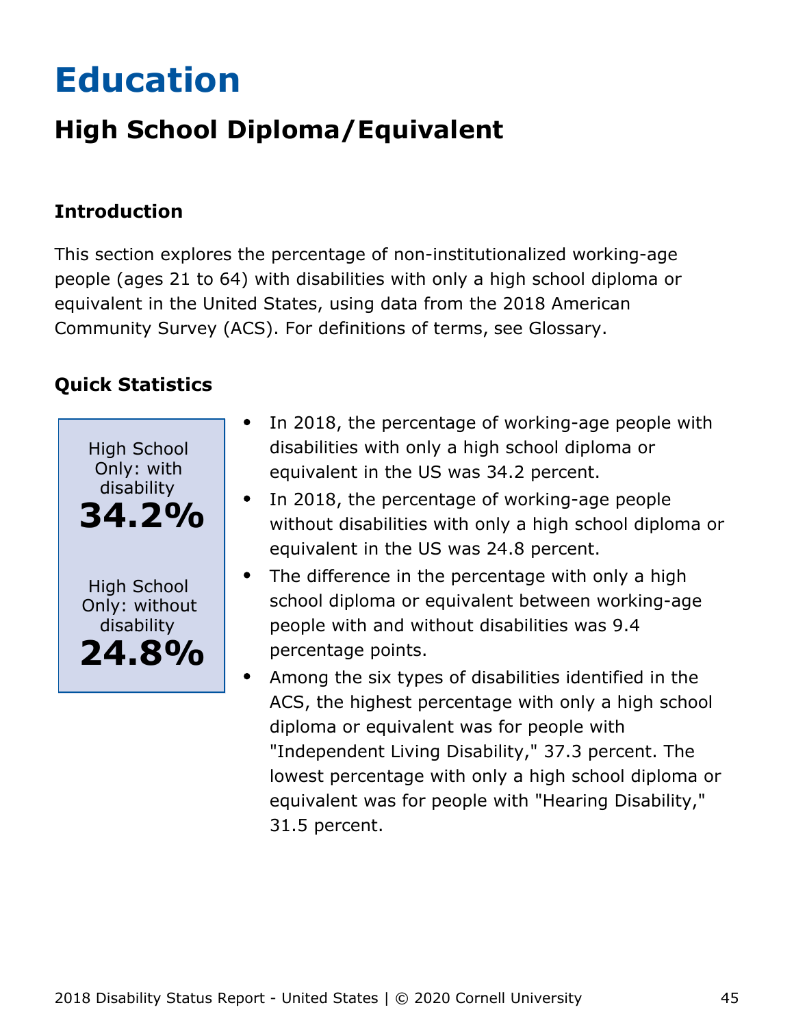# Education

## High School Diploma/Equivalent

### Introduction

This section explores the percentage of non-institutionalized working-age people (ages 21 to 64) with disabilities with only a high school diploma or equivalent in the United States, using data from the 2018 American Community Survey (ACS). For definitions of terms, see Glossary.

### Quick Statistics

High School Only: with disability
**34.2%**

High School Only: without disability
**24.8%**

- In 2018, the percentage of working-age people with disabilities with only a high school diploma or equivalent in the US was 34.2 percent.
- In 2018, the percentage of working-age people without disabilities with only a high school diploma or equivalent in the US was 24.8 percent.
- The difference in the percentage with only a high school diploma or equivalent between working-age people with and without disabilities was 9.4 percentage points.
- Among the six types of disabilities identified in the ACS, the highest percentage with only a high school diploma or equivalent was for people with "Independent Living Disability," 37.3 percent. The lowest percentage with only a high school diploma or equivalent was for people with "Hearing Disability," 31.5 percent.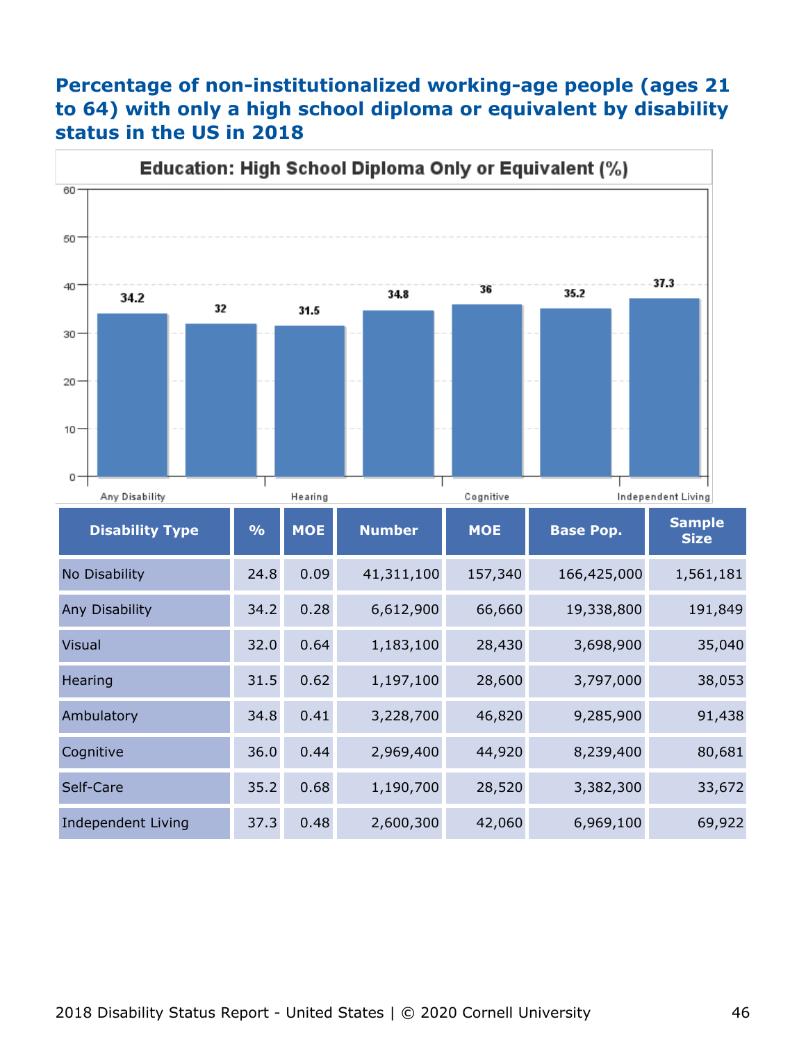# Percentage of non-institutionalized working-age people (ages 21 to 64) with only a high school diploma or equivalent by disability status in the US in 2018

**Education: High School Diploma Only or Equivalent (%)**

| Disability Type | % | MOE | Number | MOE | Base Pop. | Sample Size |
|---|---|---|---|---|---|---|
| No Disability | 24.8 | 0.09 | 41,311,100 | 157,340 | 166,425,000 | 1,561,181 |
| Any Disability | 34.2 | 0.28 | 6,612,900 | 66,660 | 19,338,800 | 191,849 |
| Visual | 32.0 | 0.64 | 1,183,100 | 28,430 | 3,698,900 | 35,040 |
| Hearing | 31.5 | 0.62 | 1,197,100 | 28,600 | 3,797,000 | 38,053 |
| Ambulatory | 34.8 | 0.41 | 3,228,700 | 46,820 | 9,285,900 | 91,438 |
| Cognitive | 36.0 | 0.44 | 2,969,400 | 44,920 | 8,239,400 | 80,681 |
| Self-Care | 35.2 | 0.68 | 1,190,700 | 28,520 | 3,382,300 | 33,672 |
| Independent Living | 37.3 | 0.48 | 2,600,300 | 42,060 | 6,969,100 | 69,922 |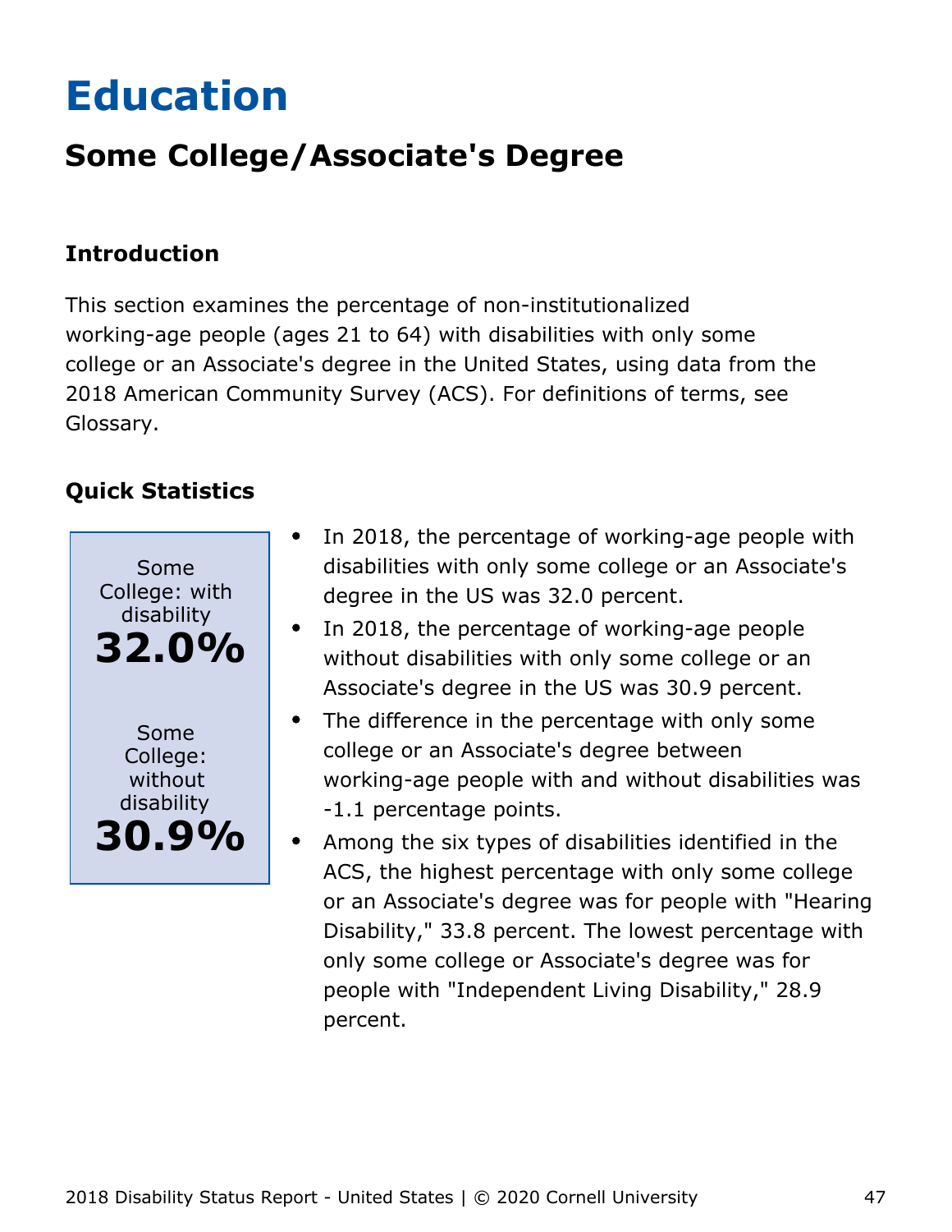# Education

## Some College/Associate's Degree

### Introduction

This section examines the percentage of non-institutionalized working-age people (ages 21 to 64) with disabilities with only some college or an Associate's degree in the United States, using data from the 2018 American Community Survey (ACS). For definitions of terms, see Glossary.

### Quick Statistics

Some College: with disability
**32.0%**

Some College: without disability
**30.9%**

- In 2018, the percentage of working-age people with disabilities with only some college or an Associate's degree in the US was 32.0 percent.
- In 2018, the percentage of working-age people without disabilities with only some college or an Associate's degree in the US was 30.9 percent.
- The difference in the percentage with only some college or an Associate's degree between working-age people with and without disabilities was -1.1 percentage points.
- Among the six types of disabilities identified in the ACS, the highest percentage with only some college or an Associate's degree was for people with "Hearing Disability," 33.8 percent. The lowest percentage with only some college or Associate's degree was for people with "Independent Living Disability," 28.9 percent.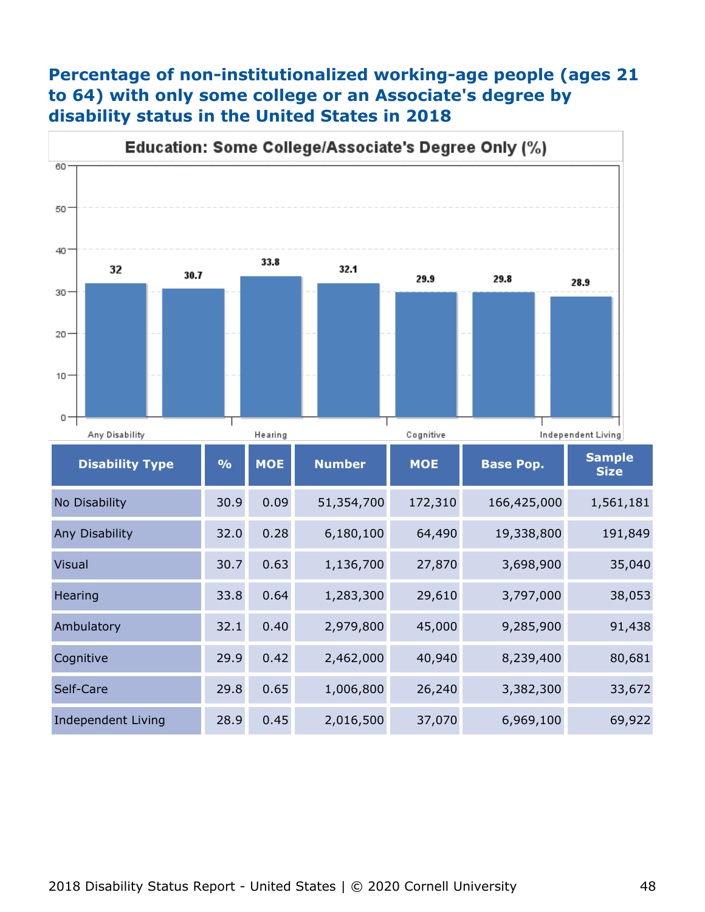# Percentage of non-institutionalized working-age people (ages 21 to 64) with only some college or an Associate's degree by disability status in the United States in 2018

| Disability Type | % | MOE | Number | MOE | Base Pop. | Sample Size |
|---|---|---|---|---|---|---|
| No Disability | 30.9 | 0.09 | 51,354,700 | 172,310 | 166,425,000 | 1,561,181 |
| Any Disability | 32.0 | 0.28 | 6,180,100 | 64,490 | 19,338,800 | 191,849 |
| Visual | 30.7 | 0.63 | 1,136,700 | 27,870 | 3,698,900 | 35,040 |
| Hearing | 33.8 | 0.64 | 1,283,300 | 29,610 | 3,797,000 | 38,053 |
| Ambulatory | 32.1 | 0.40 | 2,979,800 | 45,000 | 9,285,900 | 91,438 |
| Cognitive | 29.9 | 0.42 | 2,462,000 | 40,940 | 8,239,400 | 80,681 |
| Self-Care | 29.8 | 0.65 | 1,006,800 | 26,240 | 3,382,300 | 33,672 |
| Independent Living | 28.9 | 0.45 | 2,016,500 | 37,070 | 6,969,100 | 69,922 |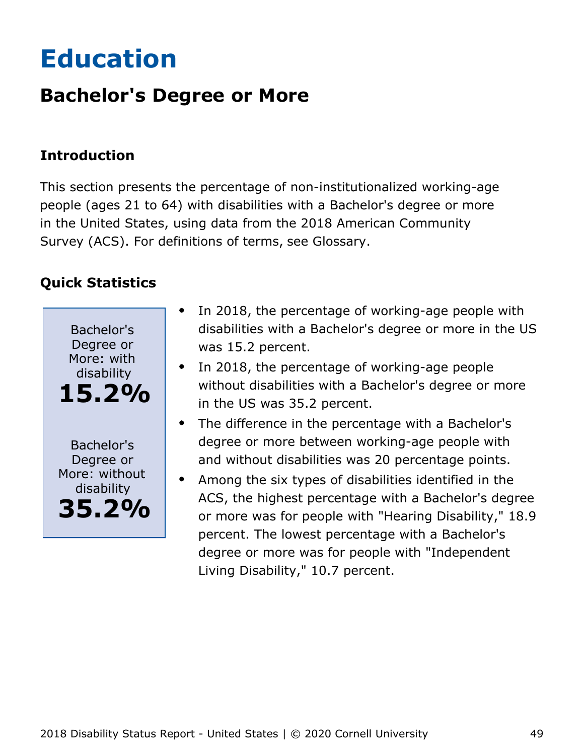# Education

## Bachelor's Degree or More

### Introduction

This section presents the percentage of non-institutionalized working-age people (ages 21 to 64) with disabilities with a Bachelor's degree or more in the United States, using data from the 2018 American Community Survey (ACS). For definitions of terms, see Glossary.

### Quick Statistics

Bachelor's Degree or More: with disability
**15.2%**

Bachelor's Degree or More: without disability
**35.2%**

- In 2018, the percentage of working-age people with disabilities with a Bachelor's degree or more in the US was 15.2 percent.
- In 2018, the percentage of working-age people without disabilities with a Bachelor's degree or more in the US was 35.2 percent.
- The difference in the percentage with a Bachelor's degree or more between working-age people with and without disabilities was 20 percentage points.
- Among the six types of disabilities identified in the ACS, the highest percentage with a Bachelor's degree or more was for people with "Hearing Disability," 18.9 percent. The lowest percentage with a Bachelor's degree or more was for people with "Independent Living Disability," 10.7 percent.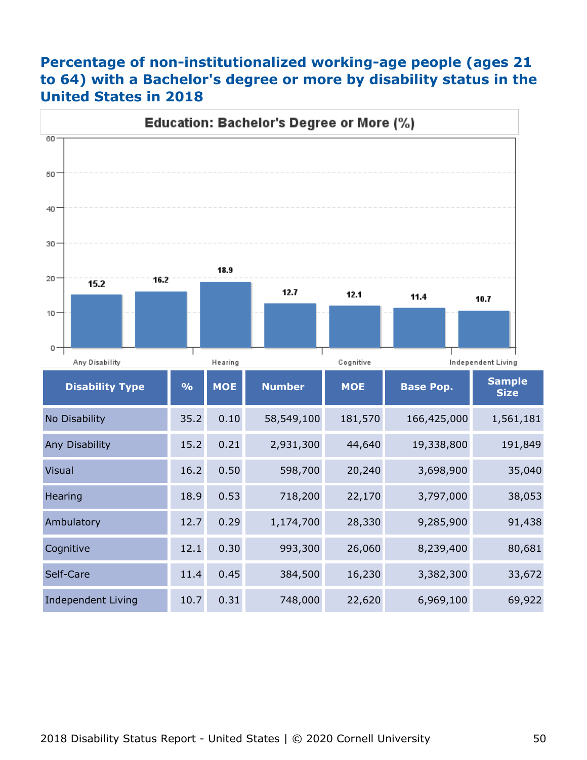## Percentage of non-institutionalized working-age people (ages 21 to 64) with a Bachelor's degree or more by disability status in the United States in 2018

| Disability Type | % | MOE | Number | MOE | Base Pop. | Sample Size |
|---|---|---|---|---|---|---|
| No Disability | 35.2 | 0.10 | 58,549,100 | 181,570 | 166,425,000 | 1,561,181 |
| Any Disability | 15.2 | 0.21 | 2,931,300 | 44,640 | 19,338,800 | 191,849 |
| Visual | 16.2 | 0.50 | 598,700 | 20,240 | 3,698,900 | 35,040 |
| Hearing | 18.9 | 0.53 | 718,200 | 22,170 | 3,797,000 | 38,053 |
| Ambulatory | 12.7 | 0.29 | 1,174,700 | 28,330 | 9,285,900 | 91,438 |
| Cognitive | 12.1 | 0.30 | 993,300 | 26,060 | 8,239,400 | 80,681 |
| Self-Care | 11.4 | 0.45 | 384,500 | 16,230 | 3,382,300 | 33,672 |
| Independent Living | 10.7 | 0.31 | 748,000 | 22,620 | 6,969,100 | 69,922 |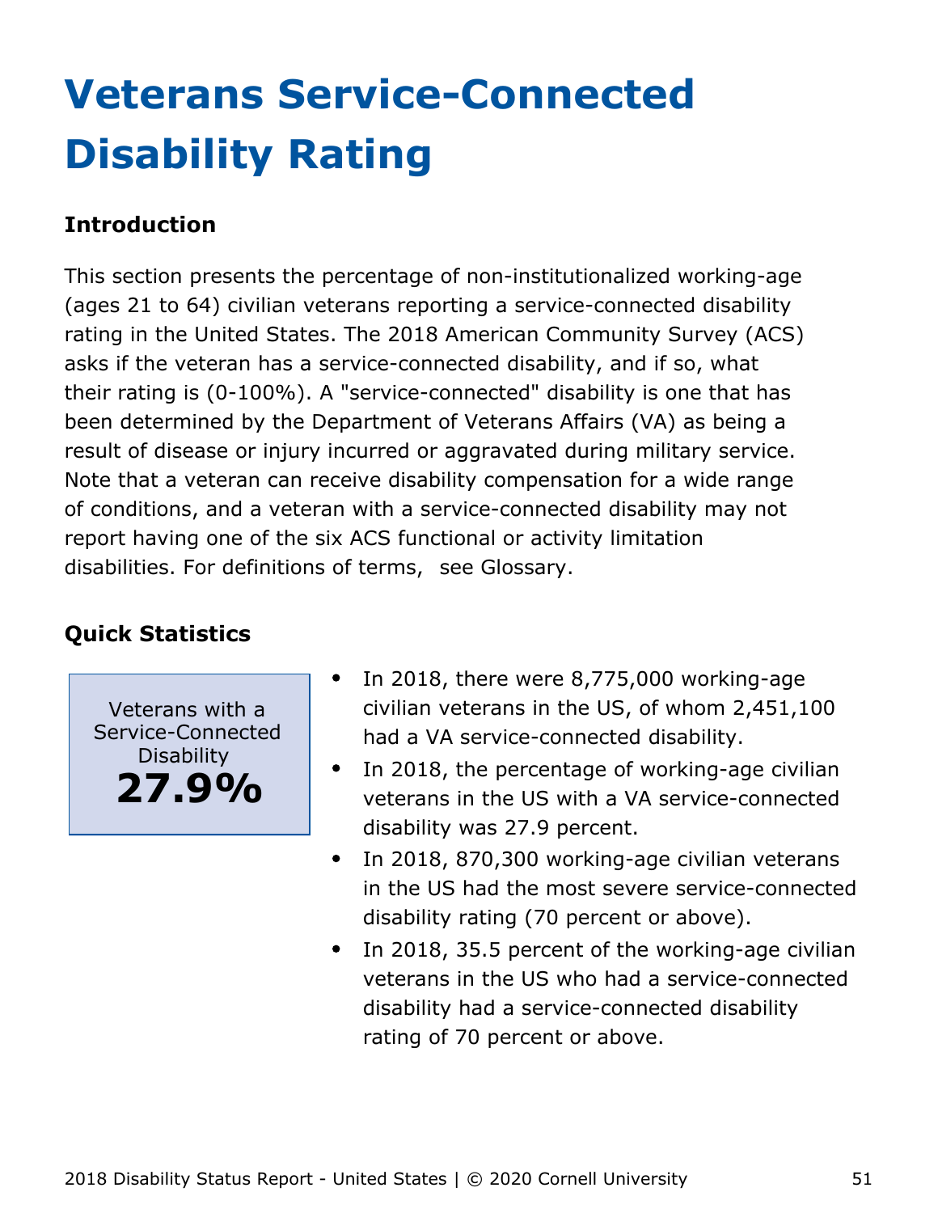# Veterans Service-Connected Disability Rating

### Introduction

This section presents the percentage of non-institutionalized working-age (ages 21 to 64) civilian veterans reporting a service-connected disability rating in the United States. The 2018 American Community Survey (ACS) asks if the veteran has a service-connected disability, and if so, what their rating is (0-100%). A "service-connected" disability is one that has been determined by the Department of Veterans Affairs (VA) as being a result of disease or injury incurred or aggravated during military service. Note that a veteran can receive disability compensation for a wide range of conditions, and a veteran with a service-connected disability may not report having one of the six ACS functional or activity limitation disabilities. For definitions of terms, see Glossary.

### Quick Statistics

Veterans with a Service-Connected Disability
**27.9%**

- In 2018, there were 8,775,000 working-age civilian veterans in the US, of whom 2,451,100 had a VA service-connected disability.
- In 2018, the percentage of working-age civilian veterans in the US with a VA service-connected disability was 27.9 percent.
- In 2018, 870,300 working-age civilian veterans in the US had the most severe service-connected disability rating (70 percent or above).
- In 2018, 35.5 percent of the working-age civilian veterans in the US who had a service-connected disability had a service-connected disability rating of 70 percent or above.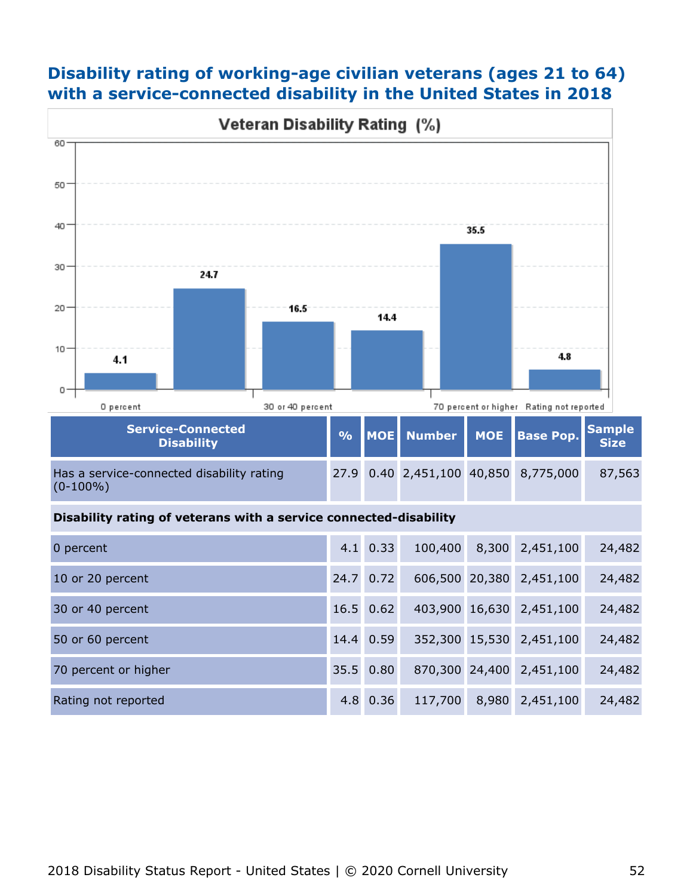## Disability rating of working-age civilian veterans (ages 21 to 64) with a service-connected disability in the United States in 2018

| Service-Connected Disability | % | MOE | Number | MOE | Base Pop. | Sample Size |
|---|---|---|---|---|---|---|
| Has a service-connected disability rating (0-100%) | 27.9 | 0.40 | 2,451,100 | 40,850 | 8,775,000 | 87,563 |
| **Disability rating of veterans with a service connected-disability** | | | | | | |
| 0 percent | 4.1 | 0.33 | 100,400 | 8,300 | 2,451,100 | 24,482 |
| 10 or 20 percent | 24.7 | 0.72 | 606,500 | 20,380 | 2,451,100 | 24,482 |
| 30 or 40 percent | 16.5 | 0.62 | 403,900 | 16,630 | 2,451,100 | 24,482 |
| 50 or 60 percent | 14.4 | 0.59 | 352,300 | 15,530 | 2,451,100 | 24,482 |
| 70 percent or higher | 35.5 | 0.80 | 870,300 | 24,400 | 2,451,100 | 24,482 |
| Rating not reported | 4.8 | 0.36 | 117,700 | 8,980 | 2,451,100 | 24,482 |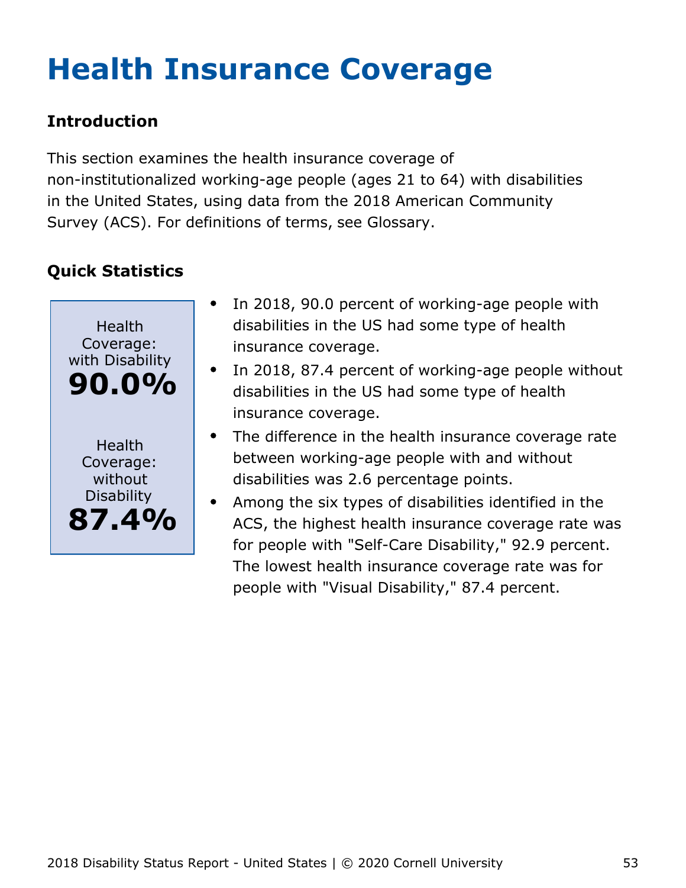# Health Insurance Coverage

## Introduction

This section examines the health insurance coverage of non-institutionalized working-age people (ages 21 to 64) with disabilities in the United States, using data from the 2018 American Community Survey (ACS). For definitions of terms, see Glossary.

## Quick Statistics

Health Coverage: with Disability
**90.0%**

Health Coverage: without Disability
**87.4%**

- In 2018, 90.0 percent of working-age people with disabilities in the US had some type of health insurance coverage.
- In 2018, 87.4 percent of working-age people without disabilities in the US had some type of health insurance coverage.
- The difference in the health insurance coverage rate between working-age people with and without disabilities was 2.6 percentage points.
- Among the six types of disabilities identified in the ACS, the highest health insurance coverage rate was for people with "Self-Care Disability," 92.9 percent. The lowest health insurance coverage rate was for people with "Visual Disability," 87.4 percent.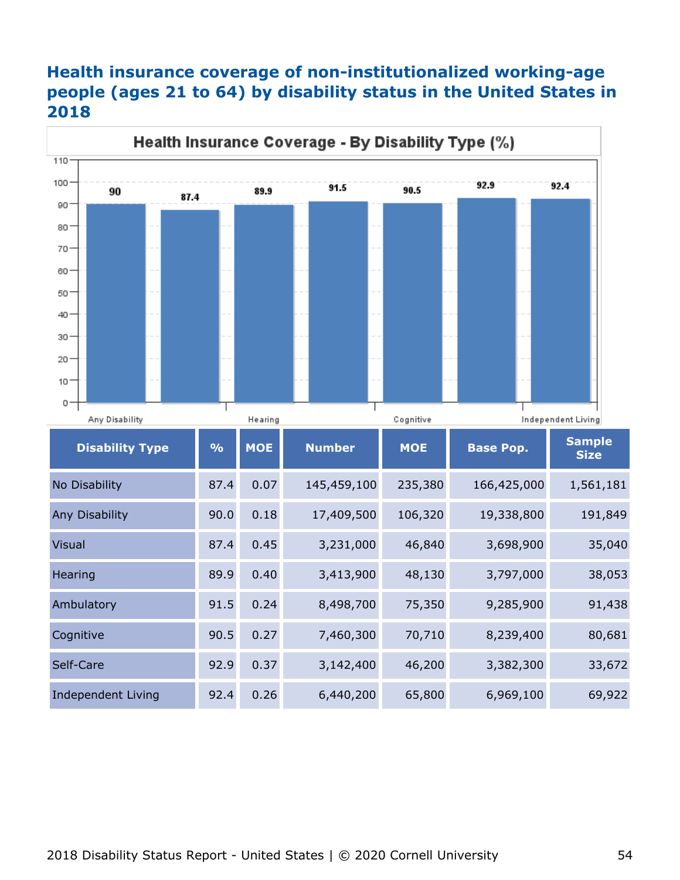## Health insurance coverage of non-institutionalized working-age people (ages 21 to 64) by disability status in the United States in 2018

**Health Insurance Coverage - By Disability Type (%)**

| Disability Type | % | MOE | Number | MOE | Base Pop. | Sample Size |
|---|---|---|---|---|---|---|
| No Disability | 87.4 | 0.07 | 145,459,100 | 235,380 | 166,425,000 | 1,561,181 |
| Any Disability | 90.0 | 0.18 | 17,409,500 | 106,320 | 19,338,800 | 191,849 |
| Visual | 87.4 | 0.45 | 3,231,000 | 46,840 | 3,698,900 | 35,040 |
| Hearing | 89.9 | 0.40 | 3,413,900 | 48,130 | 3,797,000 | 38,053 |
| Ambulatory | 91.5 | 0.24 | 8,498,700 | 75,350 | 9,285,900 | 91,438 |
| Cognitive | 90.5 | 0.27 | 7,460,300 | 70,710 | 8,239,400 | 80,681 |
| Self-Care | 92.9 | 0.37 | 3,142,400 | 46,200 | 3,382,300 | 33,672 |
| Independent Living | 92.4 | 0.26 | 6,440,200 | 65,800 | 6,969,100 | 69,922 |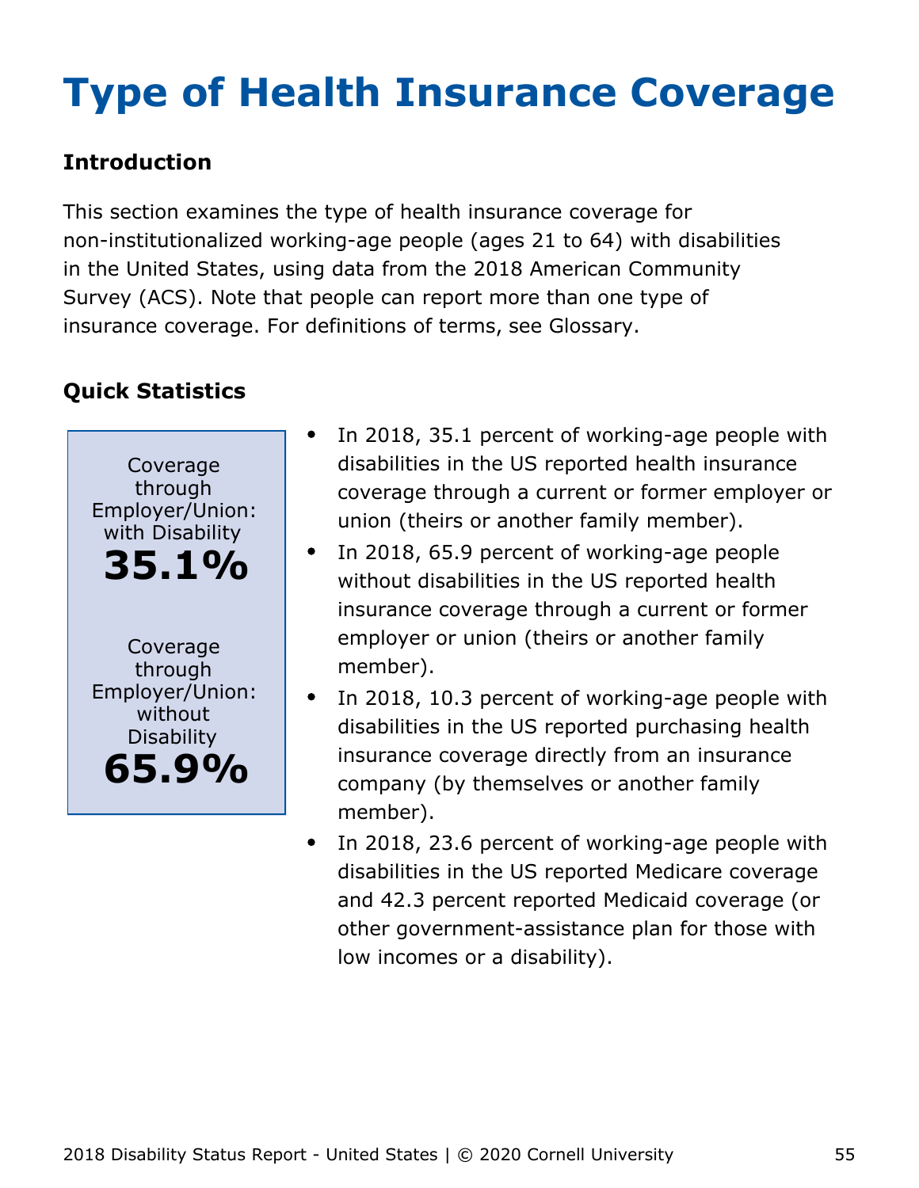# Type of Health Insurance Coverage

### Introduction

This section examines the type of health insurance coverage for non-institutionalized working-age people (ages 21 to 64) with disabilities in the United States, using data from the 2018 American Community Survey (ACS). Note that people can report more than one type of insurance coverage. For definitions of terms, see Glossary.

### Quick Statistics

Coverage through Employer/Union: with Disability
**35.1%**

Coverage through Employer/Union: without Disability
**65.9%**

- In 2018, 35.1 percent of working-age people with disabilities in the US reported health insurance coverage through a current or former employer or union (theirs or another family member).
- In 2018, 65.9 percent of working-age people without disabilities in the US reported health insurance coverage through a current or former employer or union (theirs or another family member).
- In 2018, 10.3 percent of working-age people with disabilities in the US reported purchasing health insurance coverage directly from an insurance company (by themselves or another family member).
- In 2018, 23.6 percent of working-age people with disabilities in the US reported Medicare coverage and 42.3 percent reported Medicaid coverage (or other government-assistance plan for those with low incomes or a disability).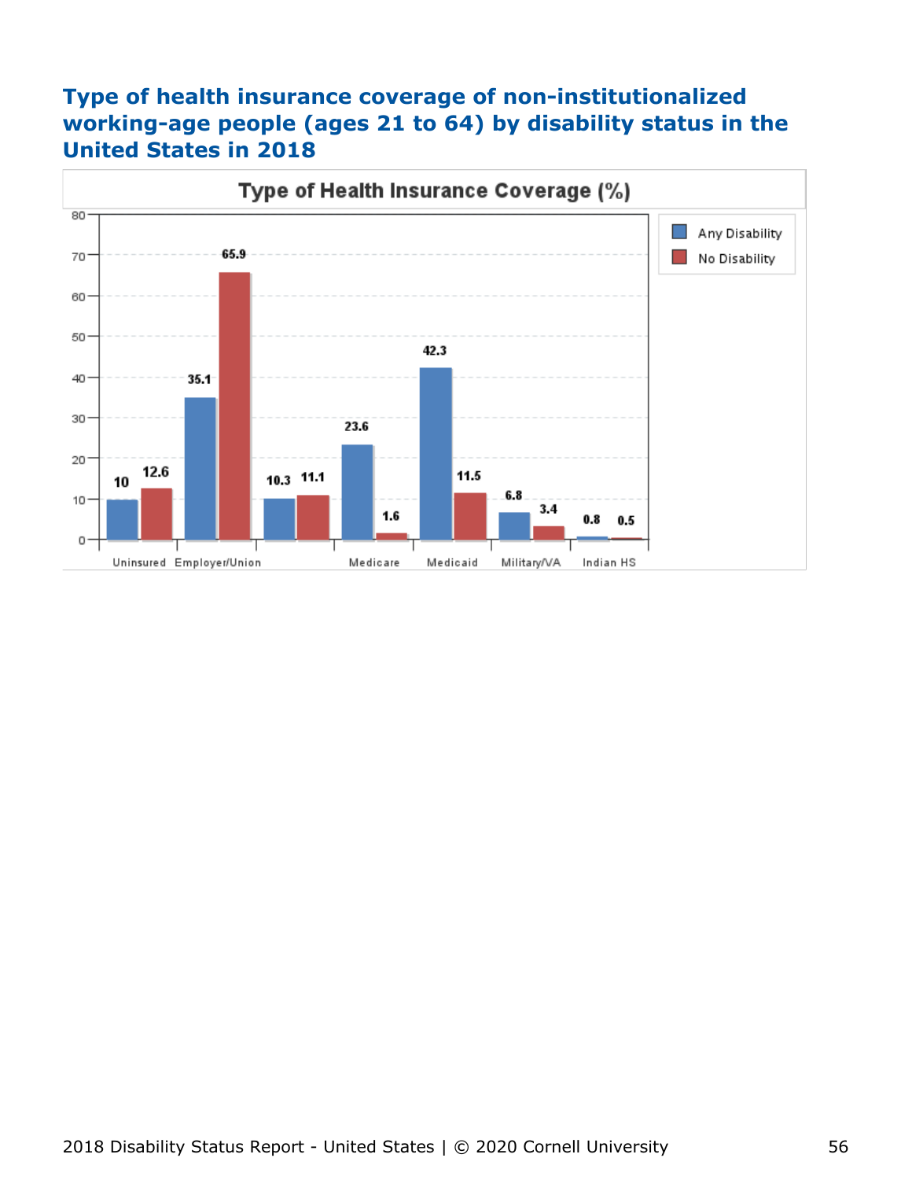## Type of health insurance coverage of non-institutionalized working-age people (ages 21 to 64) by disability status in the United States in 2018

**Type of Health Insurance Coverage (%)**

| | Any Disability | No Disability |
|---|---|---|
| Uninsured | 10 | 12.6 |
| Employer/Union | 35.1 | 65.9 |
| | 10.3 | 11.1 |
| Medicare | 23.6 | 1.6 |
| Medicaid | 42.3 | 11.5 |
| Military/VA | 6.8 | 3.4 |
| Indian HS | 0.8 | 0.5 |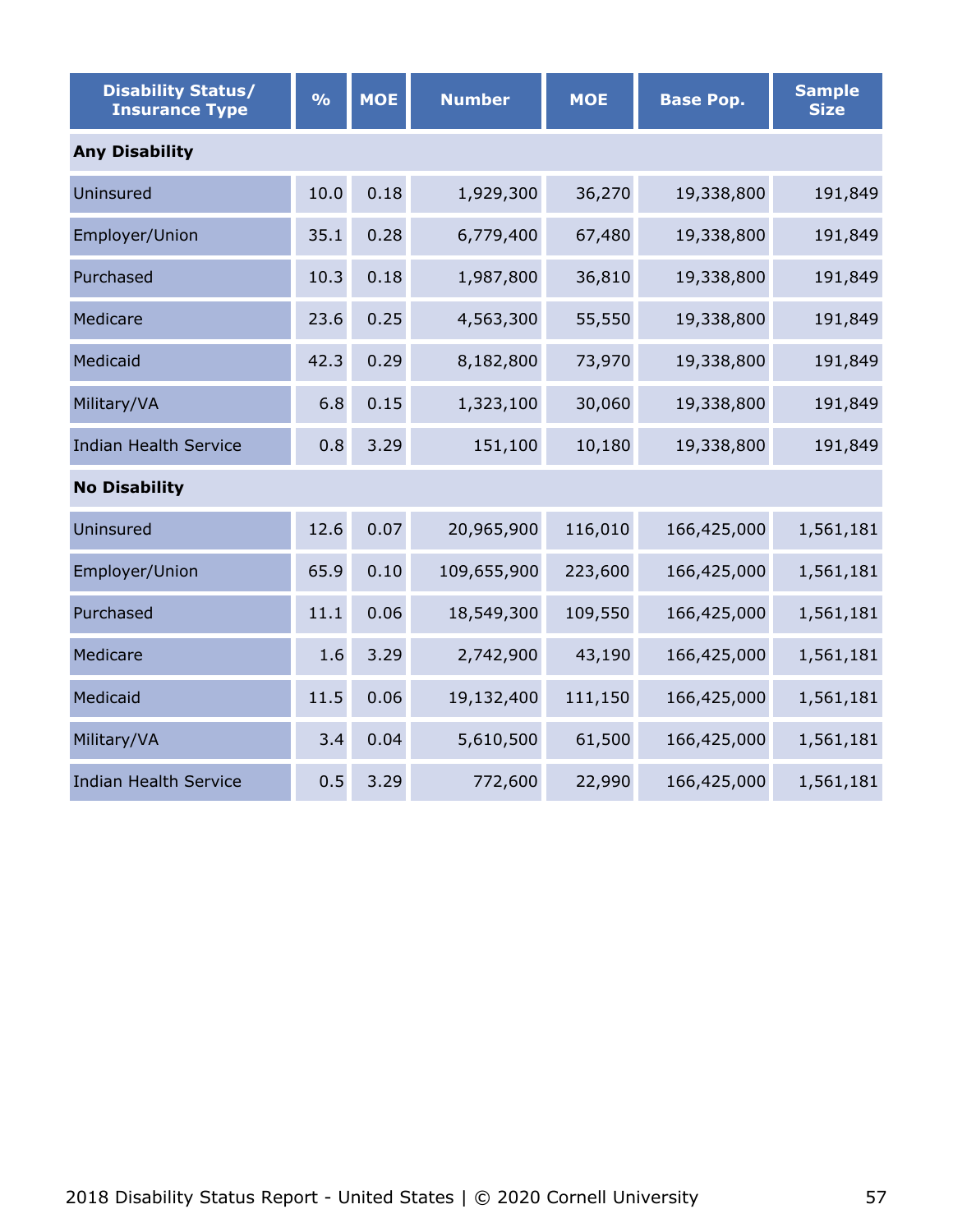| Disability Status/ Insurance Type | % | MOE | Number | MOE | Base Pop. | Sample Size |
|---|---|---|---|---|---|---|
| **Any Disability** | | | | | | |
| Uninsured | 10.0 | 0.18 | 1,929,300 | 36,270 | 19,338,800 | 191,849 |
| Employer/Union | 35.1 | 0.28 | 6,779,400 | 67,480 | 19,338,800 | 191,849 |
| Purchased | 10.3 | 0.18 | 1,987,800 | 36,810 | 19,338,800 | 191,849 |
| Medicare | 23.6 | 0.25 | 4,563,300 | 55,550 | 19,338,800 | 191,849 |
| Medicaid | 42.3 | 0.29 | 8,182,800 | 73,970 | 19,338,800 | 191,849 |
| Military/VA | 6.8 | 0.15 | 1,323,100 | 30,060 | 19,338,800 | 191,849 |
| Indian Health Service | 0.8 | 3.29 | 151,100 | 10,180 | 19,338,800 | 191,849 |
| **No Disability** | | | | | | |
| Uninsured | 12.6 | 0.07 | 20,965,900 | 116,010 | 166,425,000 | 1,561,181 |
| Employer/Union | 65.9 | 0.10 | 109,655,900 | 223,600 | 166,425,000 | 1,561,181 |
| Purchased | 11.1 | 0.06 | 18,549,300 | 109,550 | 166,425,000 | 1,561,181 |
| Medicare | 1.6 | 3.29 | 2,742,900 | 43,190 | 166,425,000 | 1,561,181 |
| Medicaid | 11.5 | 0.06 | 19,132,400 | 111,150 | 166,425,000 | 1,561,181 |
| Military/VA | 3.4 | 0.04 | 5,610,500 | 61,500 | 166,425,000 | 1,561,181 |
| Indian Health Service | 0.5 | 3.29 | 772,600 | 22,990 | 166,425,000 | 1,561,181 |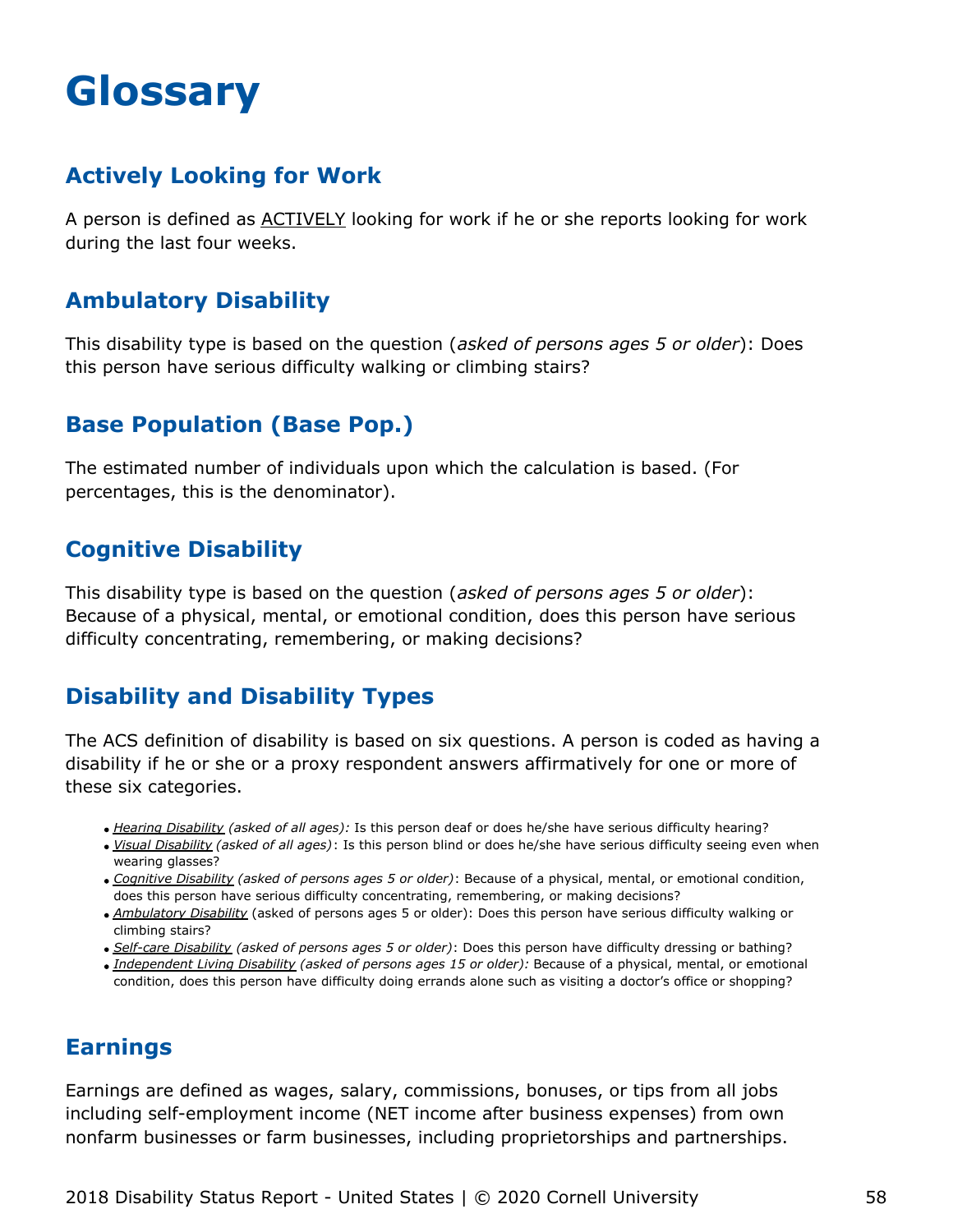# Glossary

## Actively Looking for Work

A person is defined as ACTIVELY looking for work if he or she reports looking for work during the last four weeks.

## Ambulatory Disability

This disability type is based on the question (*asked of persons ages 5 or older*): Does this person have serious difficulty walking or climbing stairs?

## Base Population (Base Pop.)

The estimated number of individuals upon which the calculation is based. (For percentages, this is the denominator).

## Cognitive Disability

This disability type is based on the question (*asked of persons ages 5 or older*): Because of a physical, mental, or emotional condition, does this person have serious difficulty concentrating, remembering, or making decisions?

## Disability and Disability Types

The ACS definition of disability is based on six questions. A person is coded as having a disability if he or she or a proxy respondent answers affirmatively for one or more of these six categories.

- *Hearing Disability (asked of all ages):* Is this person deaf or does he/she have serious difficulty hearing?
- *Visual Disability (asked of all ages)*: Is this person blind or does he/she have serious difficulty seeing even when wearing glasses?
- *Cognitive Disability (asked of persons ages 5 or older)*: Because of a physical, mental, or emotional condition, does this person have serious difficulty concentrating, remembering, or making decisions?
- *Ambulatory Disability* (asked of persons ages 5 or older): Does this person have serious difficulty walking or climbing stairs?
- *Self-care Disability (asked of persons ages 5 or older)*: Does this person have difficulty dressing or bathing?
- *Independent Living Disability (asked of persons ages 15 or older):* Because of a physical, mental, or emotional condition, does this person have difficulty doing errands alone such as visiting a doctor's office or shopping?

## Earnings

Earnings are defined as wages, salary, commissions, bonuses, or tips from all jobs including self-employment income (NET income after business expenses) from own nonfarm businesses or farm businesses, including proprietorships and partnerships.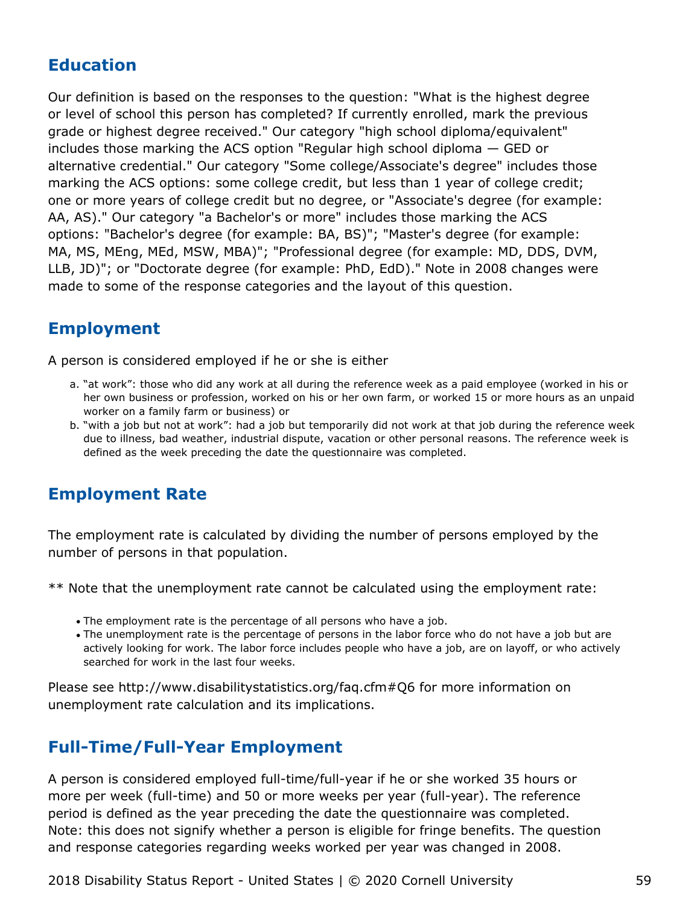## Education

Our definition is based on the responses to the question: "What is the highest degree or level of school this person has completed? If currently enrolled, mark the previous grade or highest degree received." Our category "high school diploma/equivalent" includes those marking the ACS option "Regular high school diploma — GED or alternative credential." Our category "Some college/Associate's degree" includes those marking the ACS options: some college credit, but less than 1 year of college credit; one or more years of college credit but no degree, or "Associate's degree (for example: AA, AS)." Our category "a Bachelor's or more" includes those marking the ACS options: "Bachelor's degree (for example: BA, BS)"; "Master's degree (for example: MA, MS, MEng, MEd, MSW, MBA)"; "Professional degree (for example: MD, DDS, DVM, LLB, JD)"; or "Doctorate degree (for example: PhD, EdD)." Note in 2008 changes were made to some of the response categories and the layout of this question.

## Employment

A person is considered employed if he or she is either

a. "at work": those who did any work at all during the reference week as a paid employee (worked in his or her own business or profession, worked on his or her own farm, or worked 15 or more hours as an unpaid worker on a family farm or business) or
b. "with a job but not at work": had a job but temporarily did not work at that job during the reference week due to illness, bad weather, industrial dispute, vacation or other personal reasons. The reference week is defined as the week preceding the date the questionnaire was completed.

## Employment Rate

The employment rate is calculated by dividing the number of persons employed by the number of persons in that population.

** Note that the unemployment rate cannot be calculated using the employment rate:

- The employment rate is the percentage of all persons who have a job.
- The unemployment rate is the percentage of persons in the labor force who do not have a job but are actively looking for work. The labor force includes people who have a job, are on layoff, or who actively searched for work in the last four weeks.

Please see http://www.disabilitystatistics.org/faq.cfm#Q6 for more information on unemployment rate calculation and its implications.

## Full-Time/Full-Year Employment

A person is considered employed full-time/full-year if he or she worked 35 hours or more per week (full-time) and 50 or more weeks per year (full-year). The reference period is defined as the year preceding the date the questionnaire was completed. Note: this does not signify whether a person is eligible for fringe benefits. The question and response categories regarding weeks worked per year was changed in 2008.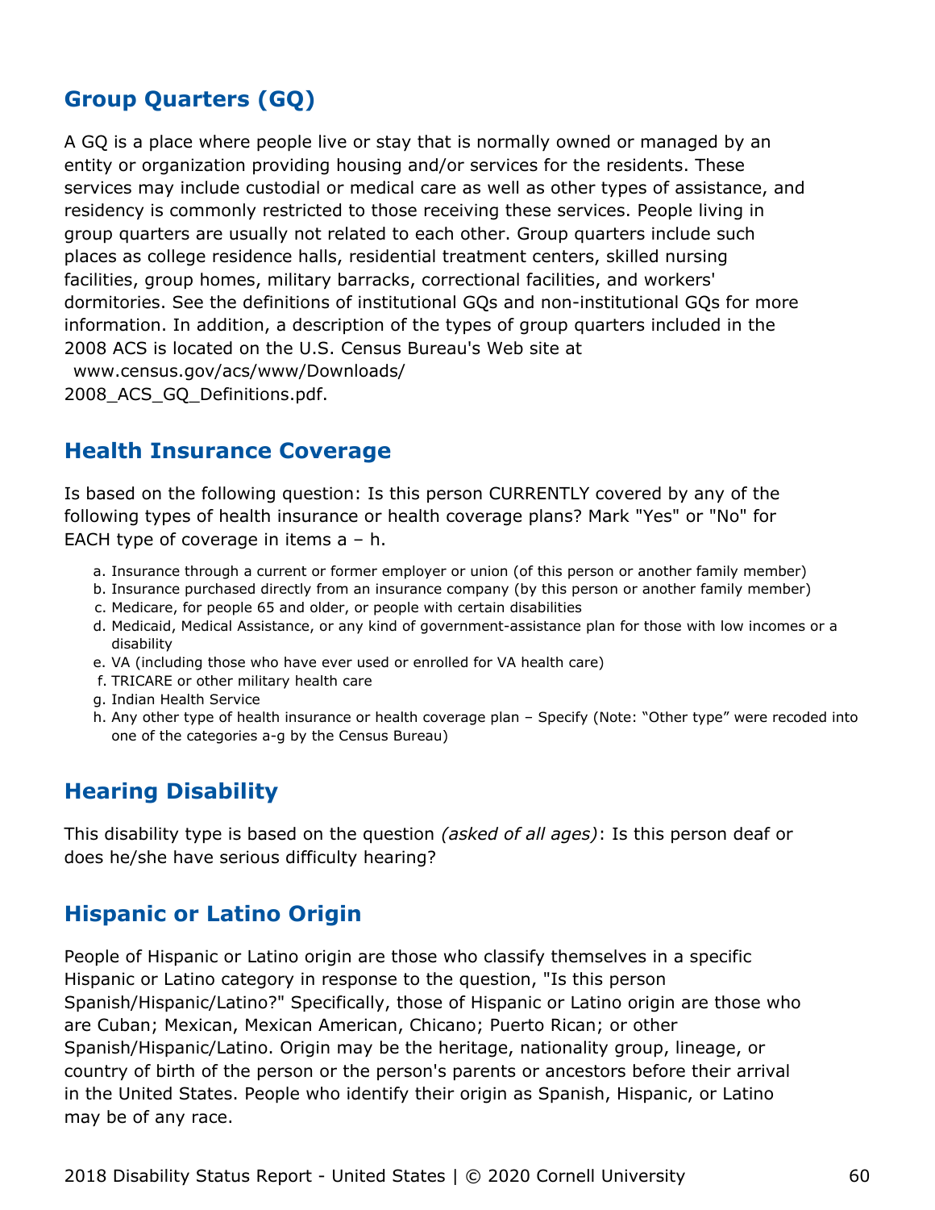## Group Quarters (GQ)

A GQ is a place where people live or stay that is normally owned or managed by an entity or organization providing housing and/or services for the residents. These services may include custodial or medical care as well as other types of assistance, and residency is commonly restricted to those receiving these services. People living in group quarters are usually not related to each other. Group quarters include such places as college residence halls, residential treatment centers, skilled nursing facilities, group homes, military barracks, correctional facilities, and workers' dormitories. See the definitions of institutional GQs and non-institutional GQs for more information. In addition, a description of the types of group quarters included in the 2008 ACS is located on the U.S. Census Bureau's Web site at www.census.gov/acs/www/Downloads/2008_ACS_GQ_Definitions.pdf.

## Health Insurance Coverage

Is based on the following question: Is this person CURRENTLY covered by any of the following types of health insurance or health coverage plans? Mark "Yes" or "No" for EACH type of coverage in items a – h.

a. Insurance through a current or former employer or union (of this person or another family member)
b. Insurance purchased directly from an insurance company (by this person or another family member)
c. Medicare, for people 65 and older, or people with certain disabilities
d. Medicaid, Medical Assistance, or any kind of government-assistance plan for those with low incomes or a disability
e. VA (including those who have ever used or enrolled for VA health care)
f. TRICARE or other military health care
g. Indian Health Service
h. Any other type of health insurance or health coverage plan – Specify (Note: “Other type” were recoded into one of the categories a-g by the Census Bureau)

## Hearing Disability

This disability type is based on the question *(asked of all ages)*: Is this person deaf or does he/she have serious difficulty hearing?

## Hispanic or Latino Origin

People of Hispanic or Latino origin are those who classify themselves in a specific Hispanic or Latino category in response to the question, "Is this person Spanish/Hispanic/Latino?" Specifically, those of Hispanic or Latino origin are those who are Cuban; Mexican, Mexican American, Chicano; Puerto Rican; or other Spanish/Hispanic/Latino. Origin may be the heritage, nationality group, lineage, or country of birth of the person or the person's parents or ancestors before their arrival in the United States. People who identify their origin as Spanish, Hispanic, or Latino may be of any race.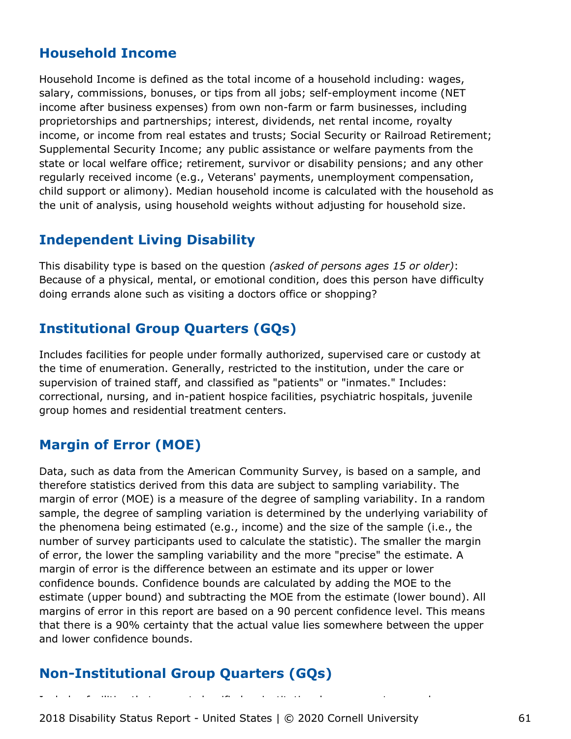## Household Income

Household Income is defined as the total income of a household including: wages, salary, commissions, bonuses, or tips from all jobs; self-employment income (NET income after business expenses) from own non-farm or farm businesses, including proprietorships and partnerships; interest, dividends, net rental income, royalty income, or income from real estates and trusts; Social Security or Railroad Retirement; Supplemental Security Income; any public assistance or welfare payments from the state or local welfare office; retirement, survivor or disability pensions; and any other regularly received income (e.g., Veterans' payments, unemployment compensation, child support or alimony). Median household income is calculated with the household as the unit of analysis, using household weights without adjusting for household size.

## Independent Living Disability

This disability type is based on the question *(asked of persons ages 15 or older)*: Because of a physical, mental, or emotional condition, does this person have difficulty doing errands alone such as visiting a doctors office or shopping?

## Institutional Group Quarters (GQs)

Includes facilities for people under formally authorized, supervised care or custody at the time of enumeration. Generally, restricted to the institution, under the care or supervision of trained staff, and classified as "patients" or "inmates." Includes: correctional, nursing, and in-patient hospice facilities, psychiatric hospitals, juvenile group homes and residential treatment centers.

## Margin of Error (MOE)

Data, such as data from the American Community Survey, is based on a sample, and therefore statistics derived from this data are subject to sampling variability. The margin of error (MOE) is a measure of the degree of sampling variability. In a random sample, the degree of sampling variation is determined by the underlying variability of the phenomena being estimated (e.g., income) and the size of the sample (i.e., the number of survey participants used to calculate the statistic). The smaller the margin of error, the lower the sampling variability and the more "precise" the estimate. A margin of error is the difference between an estimate and its upper or lower confidence bounds. Confidence bounds are calculated by adding the MOE to the estimate (upper bound) and subtracting the MOE from the estimate (lower bound). All margins of error in this report are based on a 90 percent confidence level. This means that there is a 90% certainty that the actual value lies somewhere between the upper and lower confidence bounds.

## Non-Institutional Group Quarters (GQs)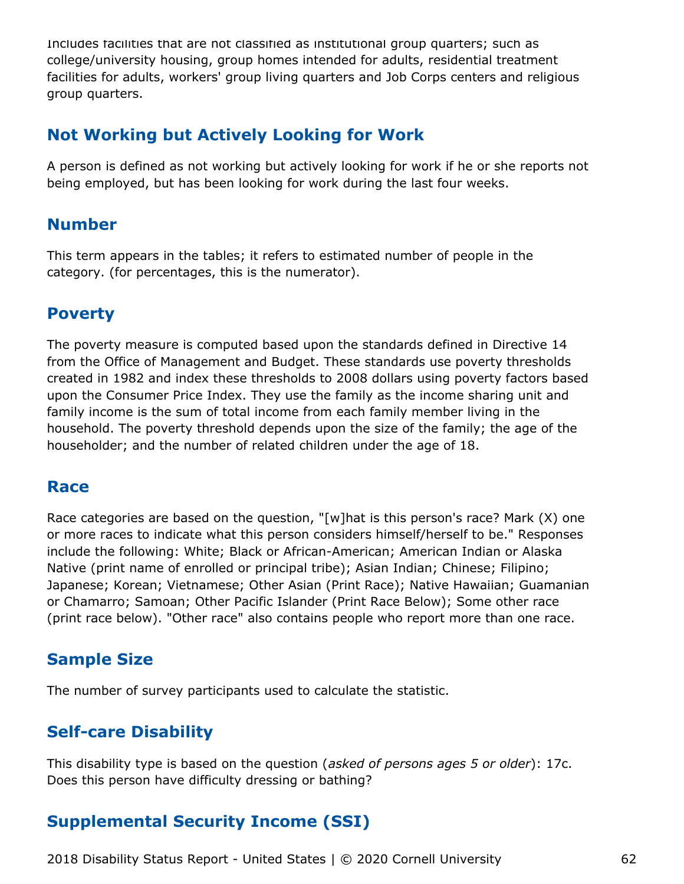Includes facilities that are not classified as institutional group quarters; such as college/university housing, group homes intended for adults, residential treatment facilities for adults, workers' group living quarters and Job Corps centers and religious group quarters.

## Not Working but Actively Looking for Work

A person is defined as not working but actively looking for work if he or she reports not being employed, but has been looking for work during the last four weeks.

## Number

This term appears in the tables; it refers to estimated number of people in the category. (for percentages, this is the numerator).

## Poverty

The poverty measure is computed based upon the standards defined in Directive 14 from the Office of Management and Budget. These standards use poverty thresholds created in 1982 and index these thresholds to 2008 dollars using poverty factors based upon the Consumer Price Index. They use the family as the income sharing unit and family income is the sum of total income from each family member living in the household. The poverty threshold depends upon the size of the family; the age of the householder; and the number of related children under the age of 18.

## Race

Race categories are based on the question, "[w]hat is this person's race? Mark (X) one or more races to indicate what this person considers himself/herself to be." Responses include the following: White; Black or African-American; American Indian or Alaska Native (print name of enrolled or principal tribe); Asian Indian; Chinese; Filipino; Japanese; Korean; Vietnamese; Other Asian (Print Race); Native Hawaiian; Guamanian or Chamarro; Samoan; Other Pacific Islander (Print Race Below); Some other race (print race below). "Other race" also contains people who report more than one race.

## Sample Size

The number of survey participants used to calculate the statistic.

## Self-care Disability

This disability type is based on the question (*asked of persons ages 5 or older*): 17c. Does this person have difficulty dressing or bathing?

## Supplemental Security Income (SSI)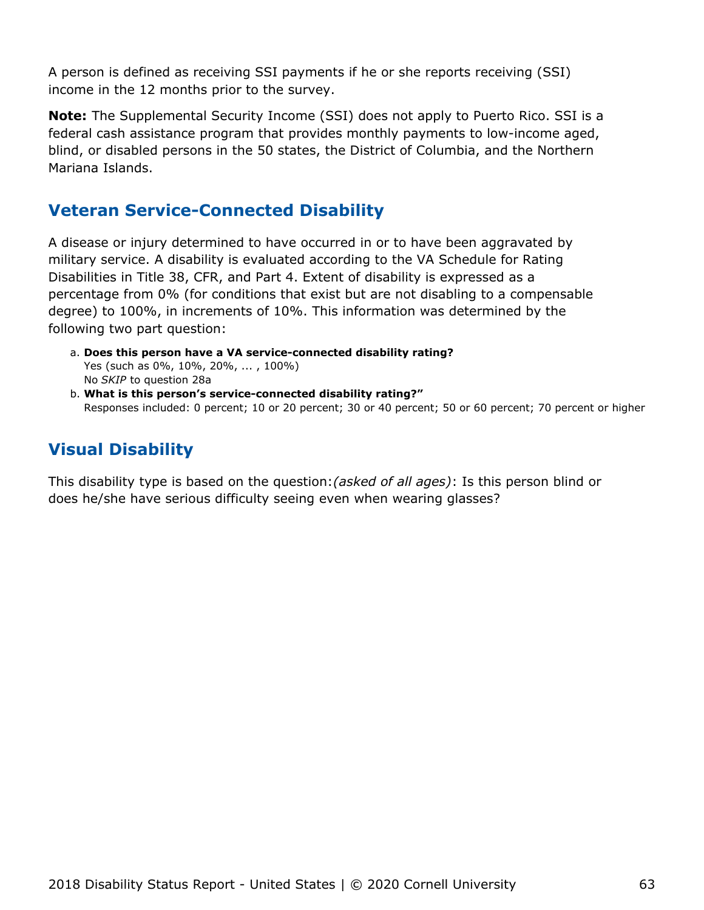A person is defined as receiving SSI payments if he or she reports receiving (SSI) income in the 12 months prior to the survey.

**Note:** The Supplemental Security Income (SSI) does not apply to Puerto Rico. SSI is a federal cash assistance program that provides monthly payments to low-income aged, blind, or disabled persons in the 50 states, the District of Columbia, and the Northern Mariana Islands.

## Veteran Service-Connected Disability

A disease or injury determined to have occurred in or to have been aggravated by military service. A disability is evaluated according to the VA Schedule for Rating Disabilities in Title 38, CFR, and Part 4. Extent of disability is expressed as a percentage from 0% (for conditions that exist but are not disabling to a compensable degree) to 100%, in increments of 10%. This information was determined by the following two part question:

a. **Does this person have a VA service-connected disability rating?**
   Yes (such as 0%, 10%, 20%, ... , 100%)
   No *SKIP* to question 28a
b. **What is this person's service-connected disability rating?"**
   Responses included: 0 percent; 10 or 20 percent; 30 or 40 percent; 50 or 60 percent; 70 percent or higher

## Visual Disability

This disability type is based on the question:*(asked of all ages)*: Is this person blind or does he/she have serious difficulty seeing even when wearing glasses?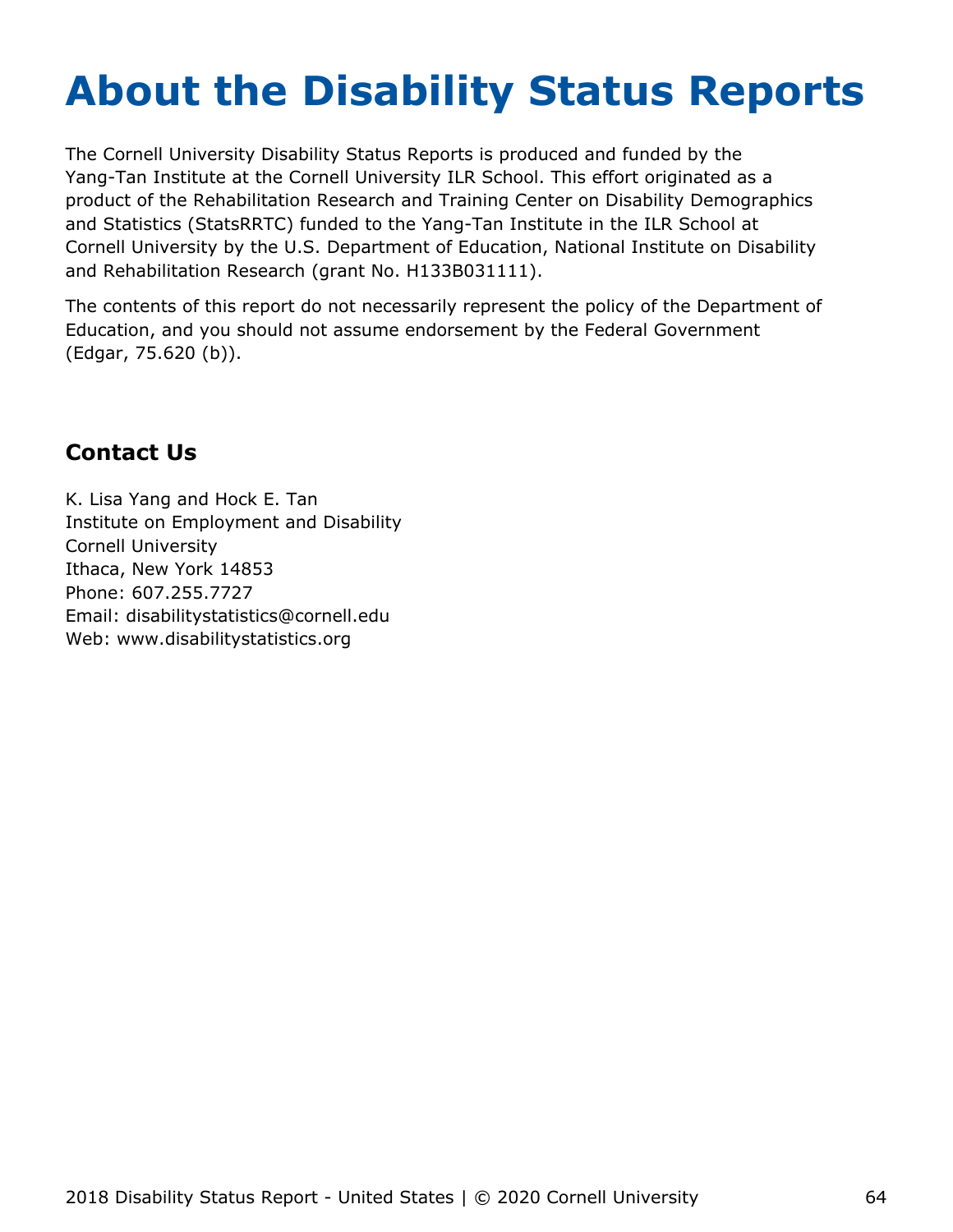# About the Disability Status Reports

The Cornell University Disability Status Reports is produced and funded by the Yang-Tan Institute at the Cornell University ILR School. This effort originated as a product of the Rehabilitation Research and Training Center on Disability Demographics and Statistics (StatsRRTC) funded to the Yang-Tan Institute in the ILR School at Cornell University by the U.S. Department of Education, National Institute on Disability and Rehabilitation Research (grant No. H133B031111).

The contents of this report do not necessarily represent the policy of the Department of Education, and you should not assume endorsement by the Federal Government (Edgar, 75.620 (b)).

## Contact Us

K. Lisa Yang and Hock E. Tan
Institute on Employment and Disability
Cornell University
Ithaca, New York 14853
Phone: 607.255.7727
Email: disabilitystatistics@cornell.edu
Web: www.disabilitystatistics.org